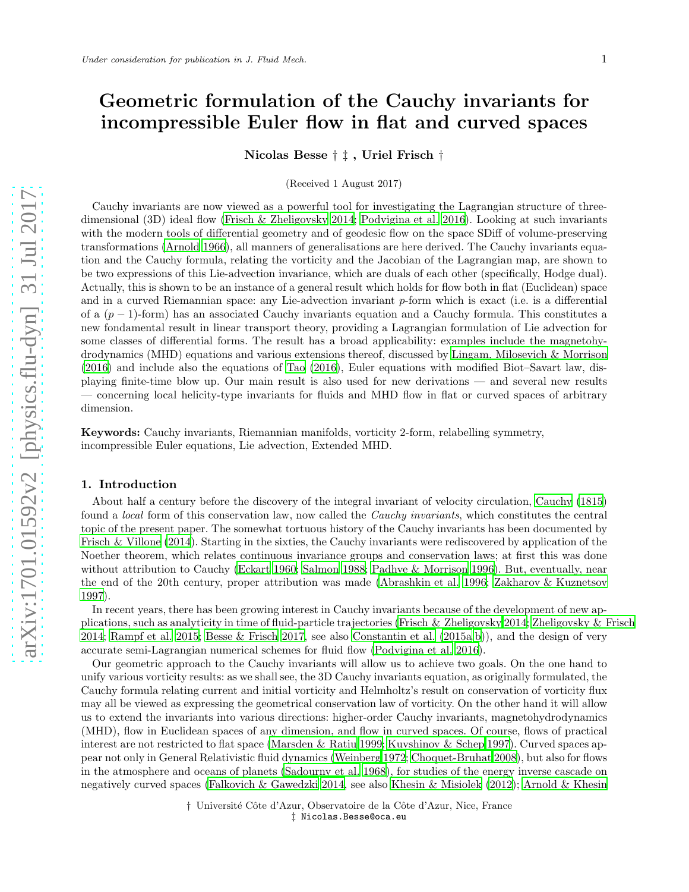# Geometric formulation of the Cauchy invariants for incompressible Euler flow in flat and curved spaces

**Nicolas Besse † ‡ , Uriel Frisch †**

(Received 1 August 2017)

Cauchy invariants are now viewed as a powerful tool for investigating the Lagrangian structure of three-dimensional (3D) ideal flow (Frisch & Zheligovsky 2014; Podvigina et al. 2016). Looking at such invariants with the modern tools of differential geometry and of geodesic flow on the space SDiff of volume-preserving transformations (Arnold 1966), all manners of generalisations are here derived. The Cauchy invariants equation and the Cauchy formula, relating the vorticity and the Jacobian of the Lagrangian map, are shown to be two expressions of this Lie-advection invariance, which are duals of each other (specifically, Hodge dual). Actually, this is shown to be an instance of a general result which holds for flow both in flat (Euclidean) space and in a curved Riemannian space: any Lie-advection invariant $p$-form which is exact (i.e. is a differential of a $(p-1)$-form) has an associated Cauchy invariants equation and a Cauchy formula. This constitutes a new fondamental result in linear transport theory, providing a Lagrangian formulation of Lie advection for some classes of differential forms. The result has a broad applicability: examples include the magnetohydrodynamics (MHD) equations and various extensions thereof, discussed by Lingam, Milosevich & Morrison (2016) and include also the equations of Tao (2016), Euler equations with modified Biot–Savart law, displaying finite-time blow up. Our main result is also used for new derivations — and several new results — concerning local helicity-type invariants for fluids and MHD flow in flat or curved spaces of arbitrary dimension.

**Keywords:** Cauchy invariants, Riemannian manifolds, vorticity 2-form, relabelling symmetry, incompressible Euler equations, Lie advection, Extended MHD.

## 1. Introduction

About half a century before the discovery of the integral invariant of velocity circulation, Cauchy (1815) found a *local* form of this conservation law, now called the *Cauchy invariants*, which constitutes the central topic of the present paper. The somewhat tortuous history of the Cauchy invariants has been documented by Frisch & Villone (2014). Starting in the sixties, the Cauchy invariants were rediscovered by application of the Noether theorem, which relates continuous invariance groups and conservation laws; at first this was done without attribution to Cauchy (Eckart 1960; Salmon 1988; Padhye & Morrison 1996). But, eventually, near the end of the 20th century, proper attribution was made (Abrashkin et al. 1996; Zakharov & Kuznetsov 1997).

In recent years, there has been growing interest in Cauchy invariants because of the development of new applications, such as analyticity in time of fluid-particle trajectories (Frisch & Zheligovsky 2014; Zheligovsky & Frisch 2014; Rampf et al. 2015; Besse & Frisch 2017, see also Constantin et al. (2015a,b)), and the design of very accurate semi-Lagrangian numerical schemes for fluid flow (Podvigina et al. 2016).

Our geometric approach to the Cauchy invariants will allow us to achieve two goals. On the one hand to unify various vorticity results: as we shall see, the 3D Cauchy invariants equation, as originally formulated, the Cauchy formula relating current and initial vorticity and Helmholtz's result on conservation of vorticity flux may all be viewed as expressing the geometrical conservation law of vorticity. On the other hand it will allow us to extend the invariants into various directions: higher-order Cauchy invariants, magnetohydrodynamics (MHD), flow in Euclidean spaces of any dimension, and flow in curved spaces. Of course, flows of practical interest are not restricted to flat space (Marsden & Ratiu 1999; Kuvshinov & Schep 1997). Curved spaces appear not only in General Relativistic fluid dynamics (Weinberg 1972; Choquet-Bruhat 2008), but also for flows in the atmosphere and oceans of planets (Sadourny et al. 1968), for studies of the energy inverse cascade on negatively curved spaces (Falkovich & Gawedzki 2014, see also Khesin & Misiolek (2012); Arnold & Khesin

† Université Côte d'Azur, Observatoire de la Côte d'Azur, Nice, France
‡ Nicolas.Besse@oca.eu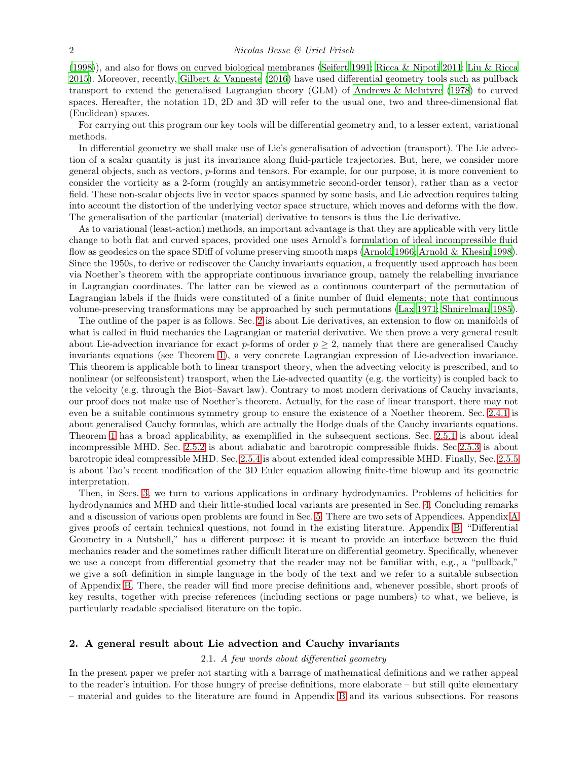(1998)), and also for flows on curved biological membranes (Seifert 1991; Ricca & Nipoti 2011; Liu & Ricca 2015). Moreover, recently, Gilbert & Vanneste (2016) have used differential geometry tools such as pullback transport to extend the generalised Lagrangian theory (GLM) of Andrews & McIntyre (1978) to curved spaces. Hereafter, the notation 1D, 2D and 3D will refer to the usual one, two and three-dimensional flat (Euclidean) spaces.

For carrying out this program our key tools will be differential geometry and, to a lesser extent, variational methods.

In differential geometry we shall make use of Lie's generalisation of advection (transport). The Lie advection of a scalar quantity is just its invariance along fluid-particle trajectories. But, here, we consider more general objects, such as vectors, $p$-forms and tensors. For example, for our purpose, it is more convenient to consider the vorticity as a 2-form (roughly an antisymmetric second-order tensor), rather than as a vector field. These non-scalar objects live in vector spaces spanned by some basis, and Lie advection requires taking into account the distortion of the underlying vector space structure, which moves and deforms with the flow. The generalisation of the particular (material) derivative to tensors is thus the Lie derivative.

As to variational (least-action) methods, an important advantage is that they are applicable with very little change to both flat and curved spaces, provided one uses Arnold's formulation of ideal incompressible fluid flow as geodesics on the space SDiff of volume preserving smooth maps (Arnold 1966; Arnold & Khesin 1998). Since the 1950s, to derive or rediscover the Cauchy invariants equation, a frequently used approach has been via Noether's theorem with the appropriate continuous invariance group, namely the relabelling invariance in Lagrangian coordinates. The latter can be viewed as a continuous counterpart of the permutation of Lagrangian labels if the fluids were constituted of a finite number of fluid elements; note that continuous volume-preserving transformations may be approached by such permutations (Lax 1971; Shnirelman 1985).

The outline of the paper is as follows. Sec. 2 is about Lie derivatives, an extension to flow on manifolds of what is called in fluid mechanics the Lagrangian or material derivative. We then prove a very general result about Lie-advection invariance for exact $p$-forms of order $p \geq 2$, namely that there are generalised Cauchy invariants equations (see Theorem 1), a very concrete Lagrangian expression of Lie-advection invariance. This theorem is applicable both to linear transport theory, when the advecting velocity is prescribed, and to nonlinear (or selfconsistent) transport, when the Lie-advected quantity (e.g. the vorticity) is coupled back to the velocity (e.g. through the Biot–Savart law). Contrary to most modern derivations of Cauchy invariants, our proof does not make use of Noether's theorem. Actually, for the case of linear transport, there may not even be a suitable continuous symmetry group to ensure the existence of a Noether theorem. Sec. 2.4.1 is about generalised Cauchy formulas, which are actually the Hodge duals of the Cauchy invariants equations. Theorem 1 has a broad applicability, as exemplified in the subsequent sections. Sec. 2.5.1 is about ideal incompressible MHD. Sec. 2.5.2 is about adiabatic and barotropic compressible fluids. Sec. 2.5.3 is about barotropic ideal compressible MHD. Sec. 2.5.4 is about extended ideal compressible MHD. Finally, Sec. 2.5.5 is about Tao's recent modification of the 3D Euler equation allowing finite-time blowup and its geometric interpretation.

Then, in Secs. 3, we turn to various applications in ordinary hydrodynamics. Problems of helicities for hydrodynamics and MHD and their little-studied local variants are presented in Sec. 4. Concluding remarks and a discussion of various open problems are found in Sec. 5. There are two sets of Appendices. Appendix A gives proofs of certain technical questions, not found in the existing literature. Appendix B, "Differential Geometry in a Nutshell," has a different purpose: it is meant to provide an interface between the fluid mechanics reader and the sometimes rather difficult literature on differential geometry. Specifically, whenever we use a concept from differential geometry that the reader may not be familiar with, e.g., a "pullback," we give a soft definition in simple language in the body of the text and we refer to a suitable subsection of Appendix B. There, the reader will find more precise definitions and, whenever possible, short proofs of key results, together with precise references (including sections or page numbers) to what, we believe, is particularly readable specialised literature on the topic.

## 2. A general result about Lie advection and Cauchy invariants

### 2.1. *A few words about differential geometry*

In the present paper we prefer not starting with a barrage of mathematical definitions and we rather appeal to the reader's intuition. For those hungry of precise definitions, more elaborate – but still quite elementary – material and guides to the literature are found in Appendix B and its various subsections. For reasons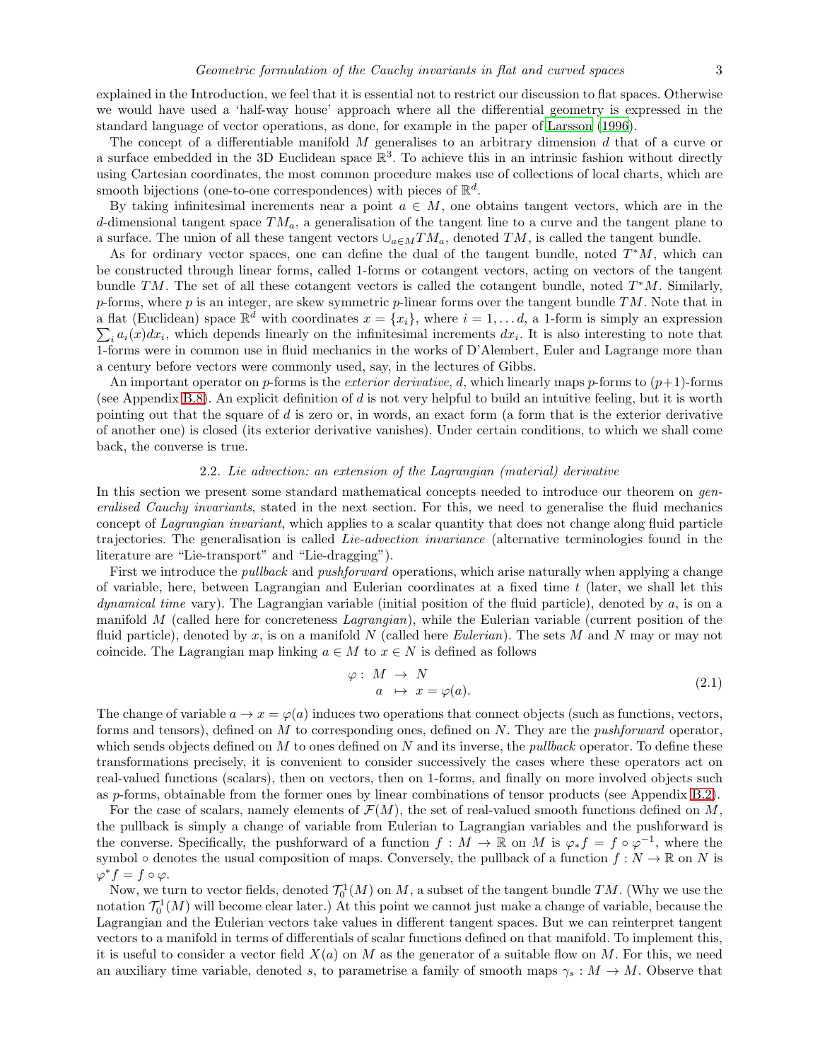explained in the Introduction, we feel that it is essential not to restrict our discussion to flat spaces. Otherwise we would have used a 'half-way house' approach where all the differential geometry is expressed in the standard language of vector operations, as done, for example in the paper of Larsson (1996).

The concept of a differentiable manifold $M$ generalises to an arbitrary dimension $d$ that of a curve or a surface embedded in the 3D Euclidean space $\mathbb{R}^3$. To achieve this in an intrinsic fashion without directly using Cartesian coordinates, the most common procedure makes use of collections of local charts, which are smooth bijections (one-to-one correspondences) with pieces of $\mathbb{R}^d$.

By taking infinitesimal increments near a point $a \in M$, one obtains tangent vectors, which are in the $d$-dimensional tangent space $TM_a$, a generalisation of the tangent line to a curve and the tangent plane to a surface. The union of all these tangent vectors $\cup_{a\in M} TM_a$, denoted $TM$, is called the tangent bundle.

As for ordinary vector spaces, one can define the dual of the tangent bundle, noted $T^*M$, which can be constructed through linear forms, called 1-forms or cotangent vectors, acting on vectors of the tangent bundle $TM$. The set of all these cotangent vectors is called the cotangent bundle, noted $T^*M$. Similarly, $p$-forms, where $p$ is an integer, are skew symmetric $p$-linear forms over the tangent bundle $TM$. Note that in a flat (Euclidean) space $\mathbb{R}^d$ with coordinates $x = \{x_i\}$, where $i = 1, \ldots d$, a 1-form is simply an expression $\sum_i a_i(x) dx_i$, which depends linearly on the infinitesimal increments $dx_i$. It is also interesting to note that 1-forms were in common use in fluid mechanics in the works of D'Alembert, Euler and Lagrange more than a century before vectors were commonly used, say, in the lectures of Gibbs.

An important operator on $p$-forms is the *exterior derivative*, $d$, which linearly maps $p$-forms to $(p+1)$-forms (see Appendix B.8). An explicit definition of $d$ is not very helpful to build an intuitive feeling, but it is worth pointing out that the square of $d$ is zero or, in words, an exact form (a form that is the exterior derivative of another one) is closed (its exterior derivative vanishes). Under certain conditions, to which we shall come back, the converse is true.

### 2.2. *Lie advection: an extension of the Lagrangian (material) derivative*

In this section we present some standard mathematical concepts needed to introduce our theorem on *generalised Cauchy invariants*, stated in the next section. For this, we need to generalise the fluid mechanics concept of *Lagrangian invariant*, which applies to a scalar quantity that does not change along fluid particle trajectories. The generalisation is called *Lie-advection invariance* (alternative terminologies found in the literature are "Lie-transport" and "Lie-dragging").

First we introduce the *pullback* and *pushforward* operations, which arise naturally when applying a change of variable, here, between Lagrangian and Eulerian coordinates at a fixed time $t$ (later, we shall let this *dynamical time* vary). The Lagrangian variable (initial position of the fluid particle), denoted by $a$, is on a manifold $M$ (called here for concreteness *Lagrangian*), while the Eulerian variable (current position of the fluid particle), denoted by $x$, is on a manifold $N$ (called here *Eulerian*). The sets $M$ and $N$ may or may not coincide. The Lagrangian map linking $a \in M$ to $x \in N$ is defined as follows

$$
\begin{array}{rccl}
\varphi : & M & \to & N \\
 & a & \mapsto & x = \varphi(a).
\end{array}
\tag{2.1}
$$

The change of variable $a \to x = \varphi(a)$ induces two operations that connect objects (such as functions, vectors, forms and tensors), defined on $M$ to corresponding ones, defined on $N$. They are the *pushforward* operator, which sends objects defined on $M$ to ones defined on $N$ and its inverse, the *pullback* operator. To define these transformations precisely, it is convenient to consider successively the cases where these operators act on real-valued functions (scalars), then on vectors, then on 1-forms, and finally on more involved objects such as $p$-forms, obtainable from the former ones by linear combinations of tensor products (see Appendix B.2).

For the case of scalars, namely elements of $\mathcal{F}(M)$, the set of real-valued smooth functions defined on $M$, the pullback is simply a change of variable from Eulerian to Lagrangian variables and the pushforward is the converse. Specifically, the pushforward of a function $f : M \to \mathbb{R}$ on $M$ is $\varphi_* f = f \circ \varphi^{-1}$, where the symbol $\circ$ denotes the usual composition of maps. Conversely, the pullback of a function $f : N \to \mathbb{R}$ on $N$ is $\varphi^* f = f \circ \varphi$.

Now, we turn to vector fields, denoted $\mathcal{T}^1_0(M)$ on $M$, a subset of the tangent bundle $TM$. (Why we use the notation $\mathcal{T}^1_0(M)$ will become clear later.) At this point we cannot just make a change of variable, because the Lagrangian and the Eulerian vectors take values in different tangent spaces. But we can reinterpret tangent vectors to a manifold in terms of differentials of scalar functions defined on that manifold. To implement this, it is useful to consider a vector field $X(a)$ on $M$ as the generator of a suitable flow on $M$. For this, we need an auxiliary time variable, denoted $s$, to parametrise a family of smooth maps $\gamma_s : M \to M$. Observe that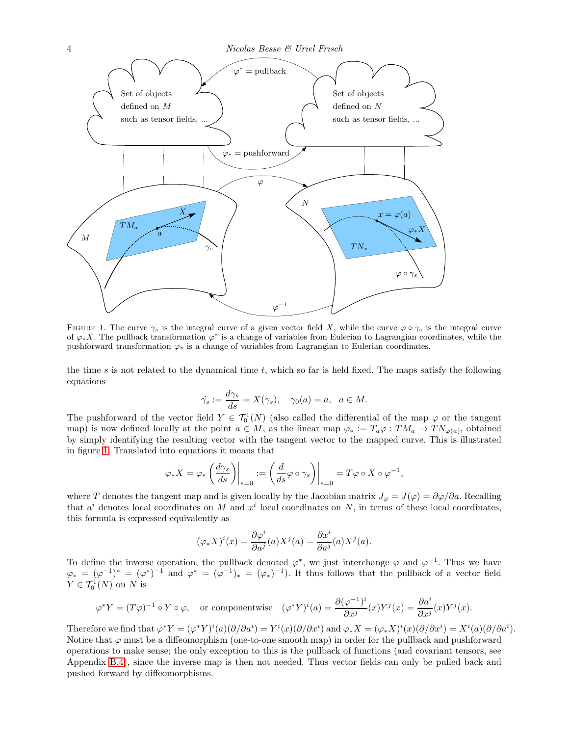FIGURE 1. The curve $\gamma_s$ is the integral curve of a given vector field $X$, while the curve $\varphi \circ \gamma_s$ is the integral curve of $\varphi_* X$. The pullback transformation $\varphi^*$ is a change of variables from Eulerian to Lagrangian coordinates, while the pushforward transformation $\varphi_*$ is a change of variables from Lagrangian to Eulerian coordinates.

the time $s$ is not related to the dynamical time $t$, which so far is held fixed. The maps satisfy the following equations

$$\dot{\gamma_s} := \frac{d\gamma_s}{ds} = X(\gamma_s), \quad \gamma_0(a) = a, \quad a \in M.$$

The pushforward of the vector field $Y \in \mathcal{T}_0^1(N)$ (also called the differential of the map $\varphi$ or the tangent map) is now defined locally at the point $a \in M$, as the linear map $\varphi_* := T_a\varphi : TM_a \to TN_{\varphi(a)}$, obtained by simply identifying the resulting vector with the tangent vector to the mapped curve. This is illustrated in figure 1. Translated into equations it means that

$$\varphi_* X = \varphi_* \left( \frac{d\gamma_s}{ds} \right)\bigg|_{s=0} := \left( \frac{d}{ds} \varphi \circ \gamma_s \right)\bigg|_{s=0} = T\varphi \circ X \circ \varphi^{-1},$$

where $T$ denotes the tangent map and is given locally by the Jacobian matrix $J_\varphi = J(\varphi) = \partial\varphi/\partial a$. Recalling that $a^i$ denotes local coordinates on $M$ and $x^i$ local coordinates on $N$, in terms of these local coordinates, this formula is expressed equivalently as

$$(\varphi_* X)^i(x) = \frac{\partial \varphi^i}{\partial a^j}(a) X^j(a) = \frac{\partial x^i}{\partial a^j}(a) X^j(a).$$

To define the inverse operation, the pullback denoted $\varphi^*$, we just interchange $\varphi$ and $\varphi^{-1}$. Thus we have $\varphi_* = (\varphi^{-1})^* = (\varphi^*)^{-1}$ and $\varphi^* = (\varphi^{-1})_* = (\varphi_*)^{-1}$). It thus follows that the pullback of a vector field $Y \in \mathcal{T}_0^1(N)$ on $N$ is

$$\varphi^* Y = (T\varphi)^{-1} \circ Y \circ \varphi, \quad \text{or componentwise} \quad (\varphi^* Y)^i(a) = \frac{\partial (\varphi^{-1})^i}{\partial x^j}(x) Y^j(x) = \frac{\partial a^i}{\partial x^j}(x) Y^j(x).$$

Therefore we find that $\varphi^* Y = (\varphi^* Y)^i(a)(\partial/\partial a^i) = Y^i(x)(\partial/\partial x^i)$ and $\varphi_* X = (\varphi_* X)^i(x)(\partial/\partial x^i) = X^i(a)(\partial/\partial a^i)$. Notice that $\varphi$ must be a diffeomorphism (one-to-one smooth map) in order for the pullback and pushforward operations to make sense; the only exception to this is the pullback of functions (and covariant tensors, see Appendix B.4), since the inverse map is then not needed. Thus vector fields can only be pulled back and pushed forward by diffeomorphisms.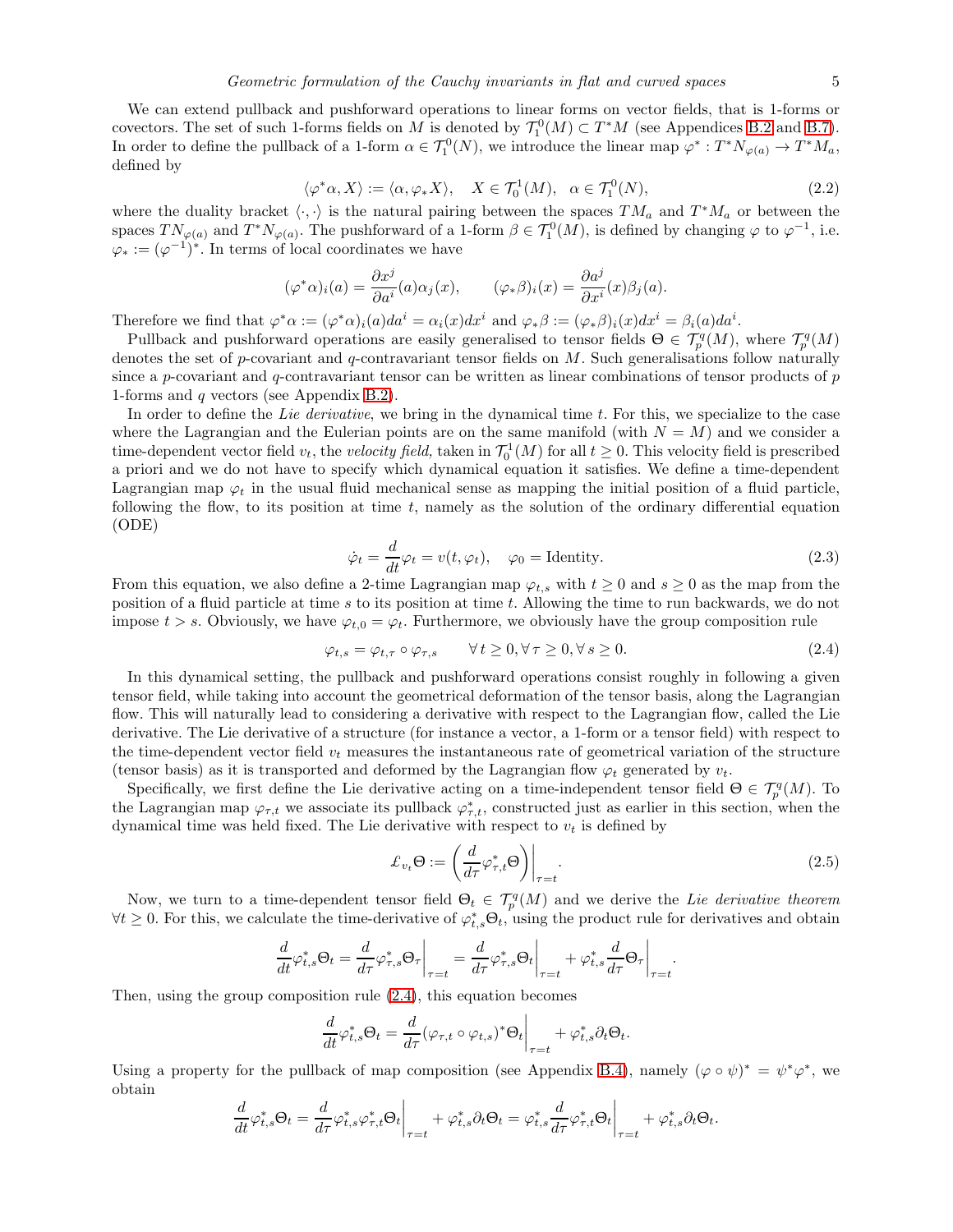We can extend pullback and pushforward operations to linear forms on vector fields, that is 1-forms or covectors. The set of such 1-forms fields on $M$ is denoted by $\mathcal{T}_1^0(M) \subset T^*M$ (see Appendices B.2 and B.7). In order to define the pullback of a 1-form $\alpha \in \mathcal{T}_1^0(N)$, we introduce the linear map $\varphi^* : T^*N_{\varphi(a)} \to T^*M_a$, defined by

$$\langle \varphi^* \alpha, X \rangle := \langle \alpha, \varphi_* X \rangle, \quad X \in \mathcal{T}_0^1(M), \quad \alpha \in \mathcal{T}_1^0(N), \tag{2.2}$$

where the duality bracket $\langle \cdot, \cdot \rangle$ is the natural pairing between the spaces $TM_a$ and $T^*M_a$ or between the spaces $TN_{\varphi(a)}$ and $T^*N_{\varphi(a)}$. The pushforward of a 1-form $\beta \in \mathcal{T}_1^0(M)$, is defined by changing $\varphi$ to $\varphi^{-1}$, i.e. $\varphi_* := (\varphi^{-1})^*$. In terms of local coordinates we have

$$(\varphi^* \alpha)_i(a) = \frac{\partial x^j}{\partial a^i}(a) \alpha_j(x), \qquad (\varphi_* \beta)_i(x) = \frac{\partial a^j}{\partial x^i}(x) \beta_j(a).$$

Therefore we find that $\varphi^* \alpha := (\varphi^* \alpha)_i(a) da^i = \alpha_i(x) dx^i$ and $\varphi_* \beta := (\varphi_* \beta)_i(x) dx^i = \beta_i(a) da^i$.

Pullback and pushforward operations are easily generalised to tensor fields $\Theta \in \mathcal{T}_p^q(M)$, where $\mathcal{T}_p^q(M)$ denotes the set of $p$-covariant and $q$-contravariant tensor fields on $M$. Such generalisations follow naturally since a $p$-covariant and $q$-contravariant tensor can be written as linear combinations of tensor products of $p$ 1-forms and $q$ vectors (see Appendix B.2).

In order to define the *Lie derivative*, we bring in the dynamical time $t$. For this, we specialize to the case where the Lagrangian and the Eulerian points are on the same manifold (with $N = M$) and we consider a time-dependent vector field $v_t$, the *velocity field,* taken in $\mathcal{T}_0^1(M)$ for all $t \geq 0$. This velocity field is prescribed a priori and we do not have to specify which dynamical equation it satisfies. We define a time-dependent Lagrangian map $\varphi_t$ in the usual fluid mechanical sense as mapping the initial position of a fluid particle, following the flow, to its position at time $t$, namely as the solution of the ordinary differential equation (ODE)

$$\dot{\varphi}_t = \frac{d}{dt} \varphi_t = v(t, \varphi_t), \quad \varphi_0 = \text{Identity}. \tag{2.3}$$

From this equation, we also define a 2-time Lagrangian map $\varphi_{t,s}$ with $t \geq 0$ and $s \geq 0$ as the map from the position of a fluid particle at time $s$ to its position at time $t$. Allowing the time to run backwards, we do not impose $t > s$. Obviously, we have $\varphi_{t,0} = \varphi_t$. Furthermore, we obviously have the group composition rule

$$\varphi_{t,s} = \varphi_{t,\tau} \circ \varphi_{\tau,s} \qquad \forall\, t \geq 0, \forall\, \tau \geq 0, \forall\, s \geq 0. \tag{2.4}$$

In this dynamical setting, the pullback and pushforward operations consist roughly in following a given tensor field, while taking into account the geometrical deformation of the tensor basis, along the Lagrangian flow. This will naturally lead to considering a derivative with respect to the Lagrangian flow, called the Lie derivative. The Lie derivative of a structure (for instance a vector, a 1-form or a tensor field) with respect to the time-dependent vector field $v_t$ measures the instantaneous rate of geometrical variation of the structure (tensor basis) as it is transported and deformed by the Lagrangian flow $\varphi_t$ generated by $v_t$.

Specifically, we first define the Lie derivative acting on a time-independent tensor field $\Theta \in \mathcal{T}_p^q(M)$. To the Lagrangian map $\varphi_{\tau,t}$ we associate its pullback $\varphi_{\tau,t}^*$, constructed just as earlier in this section, when the dynamical time was held fixed. The Lie derivative with respect to $v_t$ is defined by

$$\pounds_{v_t} \Theta := \left( \frac{d}{d\tau} \varphi_{\tau,t}^* \Theta \right) \bigg|_{\tau = t}. \tag{2.5}$$

Now, we turn to a time-dependent tensor field $\Theta_t \in \mathcal{T}_p^q(M)$ and we derive the *Lie derivative theorem* $\forall t \geq 0$. For this, we calculate the time-derivative of $\varphi_{t,s}^* \Theta_t$, using the product rule for derivatives and obtain

$$\frac{d}{dt} \varphi_{t,s}^* \Theta_t = \frac{d}{d\tau} \varphi_{\tau,s}^* \Theta_\tau \bigg|_{\tau = t} = \frac{d}{d\tau} \varphi_{\tau,s}^* \Theta_t \bigg|_{\tau = t} + \varphi_{t,s}^* \frac{d}{d\tau} \Theta_\tau \bigg|_{\tau = t}.$$

Then, using the group composition rule (2.4), this equation becomes

$$\frac{d}{dt} \varphi_{t,s}^* \Theta_t = \frac{d}{d\tau} (\varphi_{\tau,t} \circ \varphi_{t,s})^* \Theta_t \bigg|_{\tau = t} + \varphi_{t,s}^* \partial_t \Theta_t.$$

Using a property for the pullback of map composition (see Appendix B.4), namely $(\varphi \circ \psi)^* = \psi^* \varphi^*$, we obtain

$$\frac{d}{dt} \varphi_{t,s}^* \Theta_t = \frac{d}{d\tau} \varphi_{t,s}^* \varphi_{\tau,t}^* \Theta_t \bigg|_{\tau = t} + \varphi_{t,s}^* \partial_t \Theta_t = \varphi_{t,s}^* \frac{d}{d\tau} \varphi_{\tau,t}^* \Theta_t \bigg|_{\tau = t} + \varphi_{t,s}^* \partial_t \Theta_t.$$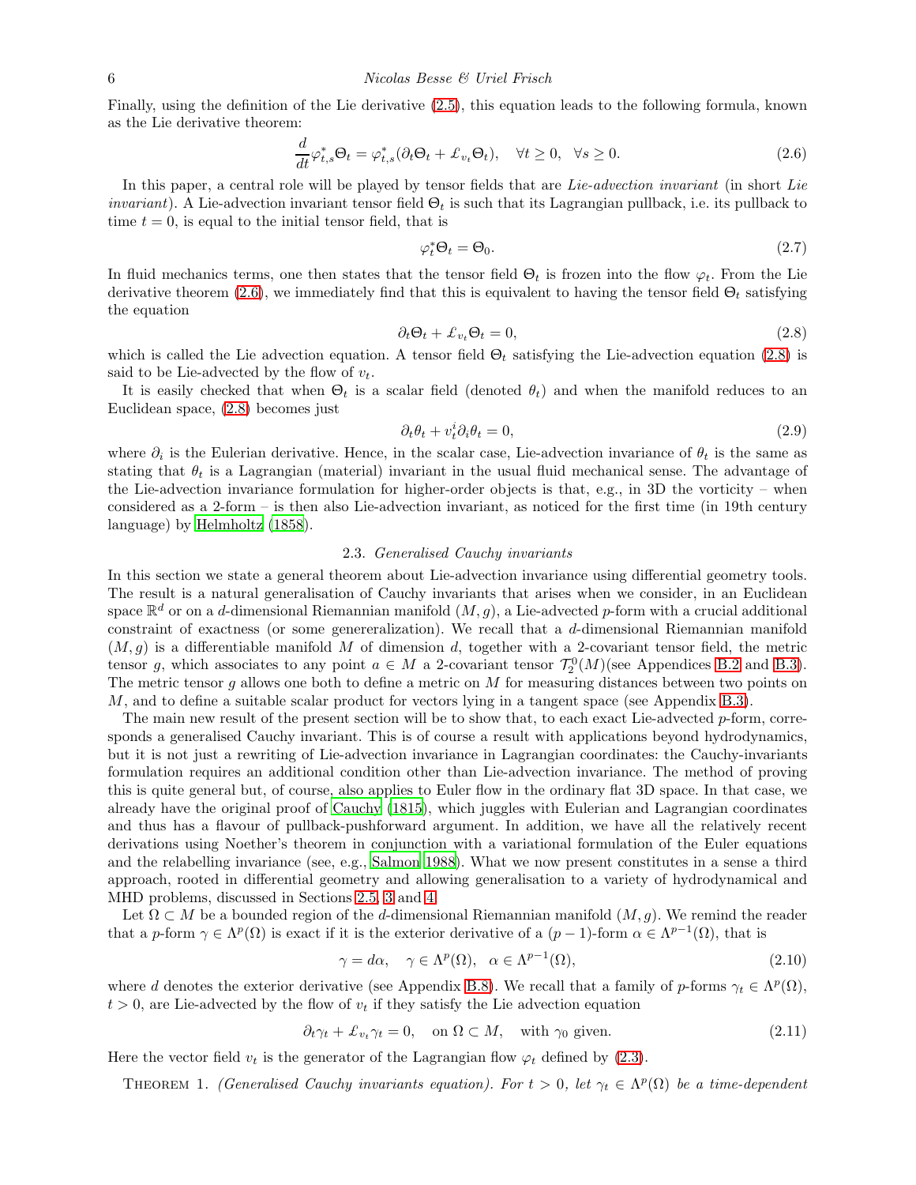Finally, using the definition of the Lie derivative (2.5), this equation leads to the following formula, known as the Lie derivative theorem:

$$\frac{d}{dt}\varphi^*_{t,s}\Theta_t = \varphi^*_{t,s}(\partial_t\Theta_t + \mathscr{L}_{v_t}\Theta_t), \quad \forall t \geq 0, \quad \forall s \geq 0. \tag{2.6}$$

In this paper, a central role will be played by tensor fields that are *Lie-advection invariant* (in short *Lie invariant*). A Lie-advection invariant tensor field $\Theta_t$ is such that its Lagrangian pullback, i.e. its pullback to time $t = 0$, is equal to the initial tensor field, that is

$$\varphi^*_t\Theta_t = \Theta_0. \tag{2.7}$$

In fluid mechanics terms, one then states that the tensor field $\Theta_t$ is frozen into the flow $\varphi_t$. From the Lie derivative theorem (2.6), we immediately find that this is equivalent to having the tensor field $\Theta_t$ satisfying the equation

$$\partial_t\Theta_t + \mathscr{L}_{v_t}\Theta_t = 0, \tag{2.8}$$

which is called the Lie advection equation. A tensor field $\Theta_t$ satisfying the Lie-advection equation (2.8) is said to be Lie-advected by the flow of $v_t$.

It is easily checked that when $\Theta_t$ is a scalar field (denoted $\theta_t$) and when the manifold reduces to an Euclidean space, (2.8) becomes just

$$\partial_t\theta_t + v^i_t\partial_i\theta_t = 0, \tag{2.9}$$

where $\partial_i$ is the Eulerian derivative. Hence, in the scalar case, Lie-advection invariance of $\theta_t$ is the same as stating that $\theta_t$ is a Lagrangian (material) invariant in the usual fluid mechanical sense. The advantage of the Lie-advection invariance formulation for higher-order objects is that, e.g., in 3D the vorticity – when considered as a 2-form – is then also Lie-advection invariant, as noticed for the first time (in 19th century language) by Helmholtz (1858).

### 2.3. *Generalised Cauchy invariants*

In this section we state a general theorem about Lie-advection invariance using differential geometry tools. The result is a natural generalisation of Cauchy invariants that arises when we consider, in an Euclidean space $\mathbb{R}^d$ or on a $d$-dimensional Riemannian manifold $(M, g)$, a Lie-advected $p$-form with a crucial additional constraint of exactness (or some genereralization). We recall that a $d$-dimensional Riemannian manifold $(M, g)$ is a differentiable manifold $M$ of dimension $d$, together with a 2-covariant tensor field, the metric tensor $g$, which associates to any point $a \in M$ a 2-covariant tensor $\mathcal{T}^0_2(M)$(see Appendices B.2 and B.3). The metric tensor $g$ allows one both to define a metric on $M$ for measuring distances between two points on $M$, and to define a suitable scalar product for vectors lying in a tangent space (see Appendix B.3).

The main new result of the present section will be to show that, to each exact Lie-advected $p$-form, corresponds a generalised Cauchy invariant. This is of course a result with applications beyond hydrodynamics, but it is not just a rewriting of Lie-advection invariance in Lagrangian coordinates: the Cauchy-invariants formulation requires an additional condition other than Lie-advection invariance. The method of proving this is quite general but, of course, also applies to Euler flow in the ordinary flat 3D space. In that case, we already have the original proof of Cauchy (1815), which juggles with Eulerian and Lagrangian coordinates and thus has a flavour of pullback-pushforward argument. In addition, we have all the relatively recent derivations using Noether's theorem in conjunction with a variational formulation of the Euler equations and the relabelling invariance (see, e.g., Salmon 1988). What we now present constitutes in a sense a third approach, rooted in differential geometry and allowing generalisation to a variety of hydrodynamical and MHD problems, discussed in Sections 2.5, 3 and 4.

Let $\Omega \subset M$ be a bounded region of the $d$-dimensional Riemannian manifold $(M, g)$. We remind the reader that a $p$-form $\gamma \in \Lambda^p(\Omega)$ is exact if it is the exterior derivative of a $(p-1)$-form $\alpha \in \Lambda^{p-1}(\Omega)$, that is

$$\gamma = d\alpha, \quad \gamma \in \Lambda^p(\Omega), \quad \alpha \in \Lambda^{p-1}(\Omega), \tag{2.10}$$

where $d$ denotes the exterior derivative (see Appendix B.8). We recall that a family of $p$-forms $\gamma_t \in \Lambda^p(\Omega)$, $t > 0$, are Lie-advected by the flow of $v_t$ if they satisfy the Lie advection equation

$$\partial_t\gamma_t + \mathscr{L}_{v_t}\gamma_t = 0, \quad \text{on } \Omega \subset M, \quad \text{with } \gamma_0 \text{ given.} \tag{2.11}$$

Here the vector field $v_t$ is the generator of the Lagrangian flow $\varphi_t$ defined by (2.3).

Theorem 1. *(Generalised Cauchy invariants equation). For $t > 0$, let $\gamma_t \in \Lambda^p(\Omega)$ be a time-dependent*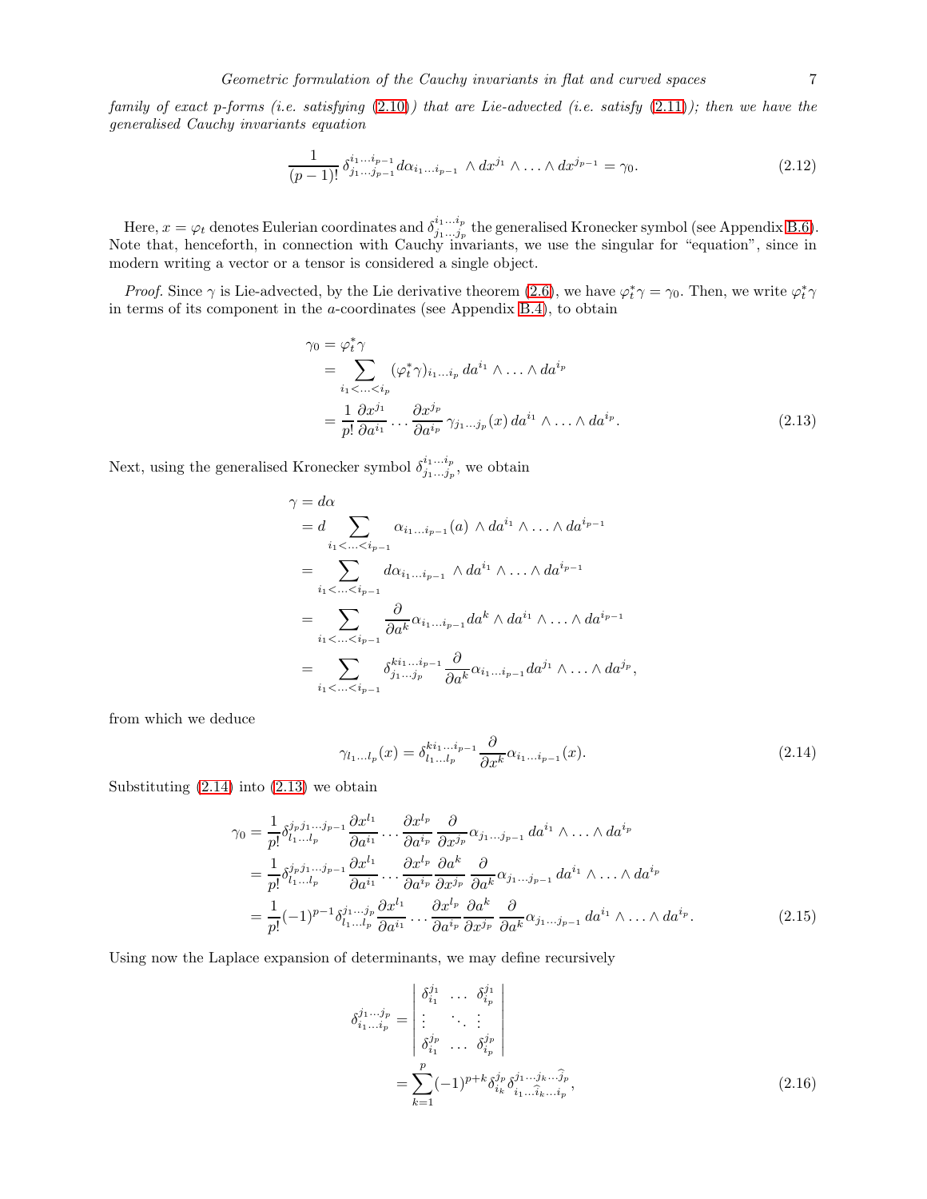*family of exact p-forms (i.e. satisfying (2.10)) that are Lie-advected (i.e. satisfy (2.11)); then we have the generalised Cauchy invariants equation*

$$
\frac{1}{(p-1)!}\,\delta^{i_1\ldots i_{p-1}}_{j_1\ldots j_{p-1}} d\alpha_{i_1\ldots i_{p-1}} \wedge dx^{j_1}\wedge\ldots\wedge dx^{j_{p-1}} = \gamma_0. \tag{2.12}
$$

Here, $x=\varphi_t$ denotes Eulerian coordinates and $\delta^{i_1\ldots i_p}_{j_1\ldots j_p}$ the generalised Kronecker symbol (see Appendix B.6). Note that, henceforth, in connection with Cauchy invariants, we use the singular for "equation", since in modern writing a vector or a tensor is considered a single object.

*Proof.* Since $\gamma$ is Lie-advected, by the Lie derivative theorem (2.6), we have $\varphi_t^*\gamma=\gamma_0$. Then, we write $\varphi_t^*\gamma$ in terms of its component in the $a$-coordinates (see Appendix B.4), to obtain

$$
\begin{aligned}
\gamma_0 &= \varphi_t^*\gamma \\
&= \sum_{i_1<\ldots<i_p} (\varphi_t^*\gamma)_{i_1\ldots i_p}\, da^{i_1}\wedge\ldots\wedge da^{i_p} \\
&= \frac{1}{p!}\frac{\partial x^{j_1}}{\partial a^{i_1}}\cdots\frac{\partial x^{j_p}}{\partial a^{i_p}}\,\gamma_{j_1\ldots j_p}(x)\, da^{i_1}\wedge\ldots\wedge da^{i_p}.
\end{aligned} \tag{2.13}
$$

Next, using the generalised Kronecker symbol $\delta^{i_1\ldots i_p}_{j_1\ldots j_p}$, we obtain

$$
\begin{aligned}
\gamma &= d\alpha \\
&= d\sum_{i_1<\ldots<i_{p-1}} \alpha_{i_1\ldots i_{p-1}}(a)\,\wedge da^{i_1}\wedge\ldots\wedge da^{i_{p-1}} \\
&= \sum_{i_1<\ldots<i_{p-1}} d\alpha_{i_1\ldots i_{p-1}}\,\wedge da^{i_1}\wedge\ldots\wedge da^{i_{p-1}} \\
&= \sum_{i_1<\ldots<i_{p-1}} \frac{\partial}{\partial a^k}\alpha_{i_1\ldots i_{p-1}} da^k\wedge da^{i_1}\wedge\ldots\wedge da^{i_{p-1}} \\
&= \sum_{i_1<\ldots<i_{p-1}} \delta^{k i_1\ldots i_{p-1}}_{j_1\ldots j_p}\frac{\partial}{\partial a^k}\alpha_{i_1\ldots i_{p-1}} da^{j_1}\wedge\ldots\wedge da^{j_p},
\end{aligned}
$$

from which we deduce

$$
\gamma_{l_1\ldots l_p}(x) = \delta^{k i_1\ldots i_{p-1}}_{l_1\ldots l_p}\frac{\partial}{\partial x^k}\alpha_{i_1\ldots i_{p-1}}(x). \tag{2.14}
$$

Substituting (2.14) into (2.13) we obtain

$$
\begin{aligned}
\gamma_0 &= \frac{1}{p!}\delta^{j_p j_1\ldots j_{p-1}}_{l_1\ldots l_p}\frac{\partial x^{l_1}}{\partial a^{i_1}}\cdots\frac{\partial x^{l_p}}{\partial a^{i_p}}\frac{\partial}{\partial x^{j_p}}\alpha_{j_1\ldots j_{p-1}}\, da^{i_1}\wedge\ldots\wedge da^{i_p} \\
&= \frac{1}{p!}\delta^{j_p j_1\ldots j_{p-1}}_{l_1\ldots l_p}\frac{\partial x^{l_1}}{\partial a^{i_1}}\cdots\frac{\partial x^{l_p}}{\partial a^{i_p}}\frac{\partial a^k}{\partial x^{j_p}}\frac{\partial}{\partial a^k}\alpha_{j_1\ldots j_{p-1}}\, da^{i_1}\wedge\ldots\wedge da^{i_p} \\
&= \frac{1}{p!}(-1)^{p-1}\delta^{j_1\ldots j_p}_{l_1\ldots l_p}\frac{\partial x^{l_1}}{\partial a^{i_1}}\cdots\frac{\partial x^{l_p}}{\partial a^{i_p}}\frac{\partial a^k}{\partial x^{j_p}}\frac{\partial}{\partial a^k}\alpha_{j_1\ldots j_{p-1}}\, da^{i_1}\wedge\ldots\wedge da^{i_p}.
\end{aligned} \tag{2.15}
$$

Using now the Laplace expansion of determinants, we may define recursively

$$
\begin{aligned}
\delta^{j_1\ldots j_p}_{i_1\ldots i_p} &= \begin{vmatrix} \delta^{j_1}_{i_1} & \ldots & \delta^{j_1}_{i_p} \\ \vdots & \ddots & \vdots \\ \delta^{j_p}_{i_1} & \ldots & \delta^{j_p}_{i_p} \end{vmatrix} \\
&= \sum_{k=1}^{p}(-1)^{p+k}\delta^{j_p}_{i_k}\delta^{j_1\ldots j_k\ldots \widehat{j_p}}_{i_1\ldots\widehat{i_k}\ldots i_p},
\end{aligned} \tag{2.16}
$$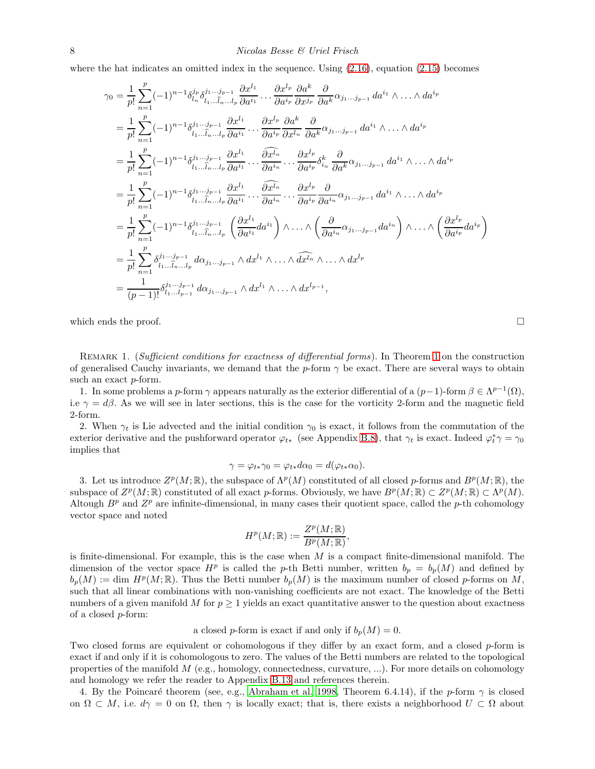where the hat indicates an omitted index in the sequence. Using (2.16), equation (2.15) becomes

$$
\begin{aligned}
\gamma_0 &= \frac{1}{p!}\sum_{n=1}^{p}(-1)^{n-1}\delta^{j_p}_{l_n}\delta^{j_1\ldots j_{p-1}}_{l_1\ldots\widehat{l}_n\ldots l_p}\frac{\partial x^{l_1}}{\partial a^{i_1}}\cdots\frac{\partial x^{l_p}}{\partial a^{i_p}}\frac{\partial a^k}{\partial x^{j_p}}\frac{\partial}{\partial a^k}\alpha_{j_1\ldots j_{p-1}}\,da^{i_1}\wedge\ldots\wedge da^{i_p} \\
&= \frac{1}{p!}\sum_{n=1}^{p}(-1)^{n-1}\delta^{j_1\ldots j_{p-1}}_{l_1\ldots\widehat{l}_n\ldots l_p}\frac{\partial x^{l_1}}{\partial a^{i_1}}\cdots\frac{\partial x^{l_p}}{\partial a^{i_p}}\frac{\partial a^k}{\partial x^{l_n}}\frac{\partial}{\partial a^k}\alpha_{j_1\ldots j_{p-1}}\,da^{i_1}\wedge\ldots\wedge da^{i_p} \\
&= \frac{1}{p!}\sum_{n=1}^{p}(-1)^{n-1}\delta^{j_1\ldots j_{p-1}}_{l_1\ldots\widehat{l}_n\ldots l_p}\frac{\partial x^{l_1}}{\partial a^{i_1}}\cdots\widehat{\frac{\partial x^{l_n}}{\partial a^{i_n}}}\cdots\frac{\partial x^{l_p}}{\partial a^{i_p}}\delta^k_{i_n}\frac{\partial}{\partial a^k}\alpha_{j_1\ldots j_{p-1}}\,da^{i_1}\wedge\ldots\wedge da^{i_p} \\
&= \frac{1}{p!}\sum_{n=1}^{p}(-1)^{n-1}\delta^{j_1\ldots j_{p-1}}_{l_1\ldots\widehat{l}_n\ldots l_p}\frac{\partial x^{l_1}}{\partial a^{i_1}}\cdots\widehat{\frac{\partial x^{l_n}}{\partial a^{i_n}}}\cdots\frac{\partial x^{l_p}}{\partial a^{i_p}}\frac{\partial}{\partial a^{i_n}}\alpha_{j_1\ldots j_{p-1}}\,da^{i_1}\wedge\ldots\wedge da^{i_p} \\
&= \frac{1}{p!}\sum_{n=1}^{p}(-1)^{n-1}\delta^{j_1\ldots j_{p-1}}_{l_1\ldots\widehat{l}_n\ldots l_p}\left(\frac{\partial x^{l_1}}{\partial a^{i_1}}da^{i_1}\right)\wedge\ldots\wedge\left(\frac{\partial}{\partial a^{i_n}}\alpha_{j_1\ldots j_{p-1}}da^{i_n}\right)\wedge\ldots\wedge\left(\frac{\partial x^{l_p}}{\partial a^{i_p}}da^{i_p}\right) \\
&= \frac{1}{p!}\sum_{n=1}^{p}\delta^{j_1\ldots j_{p-1}}_{l_1\ldots\widehat{l}_n\ldots l_p}\,d\alpha_{j_1\ldots j_{p-1}}\wedge dx^{l_1}\wedge\ldots\wedge\widehat{dx^{l_n}}\wedge\ldots\wedge dx^{l_p} \\
&= \frac{1}{(p-1)!}\delta^{j_1\ldots j_{p-1}}_{l_1\ldots l_{p-1}}\,d\alpha_{j_1\ldots j_{p-1}}\wedge dx^{l_1}\wedge\ldots\wedge dx^{l_{p-1}},
\end{aligned}
$$

which ends the proof. □

REMARK 1. (*Sufficient conditions for exactness of differential forms*). In Theorem 1 on the construction of generalised Cauchy invariants, we demand that the $p$-form $\gamma$ be exact. There are several ways to obtain such an exact $p$-form.

1. In some problems a $p$-form $\gamma$ appears naturally as the exterior differential of a $(p-1)$-form $\beta \in \Lambda^{p-1}(\Omega)$, i.e $\gamma = d\beta$. As we will see in later sections, this is the case for the vorticity 2-form and the magnetic field 2-form.

2. When $\gamma_t$ is Lie advected and the initial condition $\gamma_0$ is exact, it follows from the commutation of the exterior derivative and the pushforward operator $\varphi_{t*}$ (see Appendix B.8), that $\gamma_t$ is exact. Indeed $\varphi_t^*\gamma = \gamma_0$ implies that

$$\gamma = \varphi_{t*}\gamma_0 = \varphi_{t*}d\alpha_0 = d(\varphi_{t*}\alpha_0).$$

3. Let us introduce $Z^p(M;\mathbb{R})$, the subspace of $\Lambda^p(M)$ constituted of all closed $p$-forms and $B^p(M;\mathbb{R})$, the subspace of $Z^p(M;\mathbb{R})$ constituted of all exact $p$-forms. Obviously, we have $B^p(M;\mathbb{R}) \subset Z^p(M;\mathbb{R}) \subset \Lambda^p(M)$. Altough $B^p$ and $Z^p$ are infinite-dimensional, in many cases their quotient space, called the $p$-th cohomology vector space and noted

$$H^p(M;\mathbb{R}) := \frac{Z^p(M;\mathbb{R})}{B^p(M;\mathbb{R})},$$

is finite-dimensional. For example, this is the case when $M$ is a compact finite-dimensional manifold. The dimension of the vector space $H^p$ is called the $p$-th Betti number, written $b_p = b_p(M)$ and defined by $b_p(M) := \dim\, H^p(M;\mathbb{R})$. Thus the Betti number $b_p(M)$ is the maximum number of closed $p$-forms on $M$, such that all linear combinations with non-vanishing coefficients are not exact. The knowledge of the Betti numbers of a given manifold $M$ for $p \geq 1$ yields an exact quantitative answer to the question about exactness of a closed $p$-form:

a closed $p$-form is exact if and only if $b_p(M) = 0$.

Two closed forms are equivalent or cohomologous if they differ by an exact form, and a closed $p$-form is exact if and only if it is cohomologous to zero. The values of the Betti numbers are related to the topological properties of the manifold $M$ (e.g., homology, connectedness, curvature, ...). For more details on cohomology and homology we refer the reader to Appendix B.13 and references therein.

4. By the Poincaré theorem (see, e.g., Abraham et al. 1998, Theorem 6.4.14), if the $p$-form $\gamma$ is closed on $\Omega \subset M$, i.e. $d\gamma = 0$ on $\Omega$, then $\gamma$ is locally exact; that is, there exists a neighborhood $U \subset \Omega$ about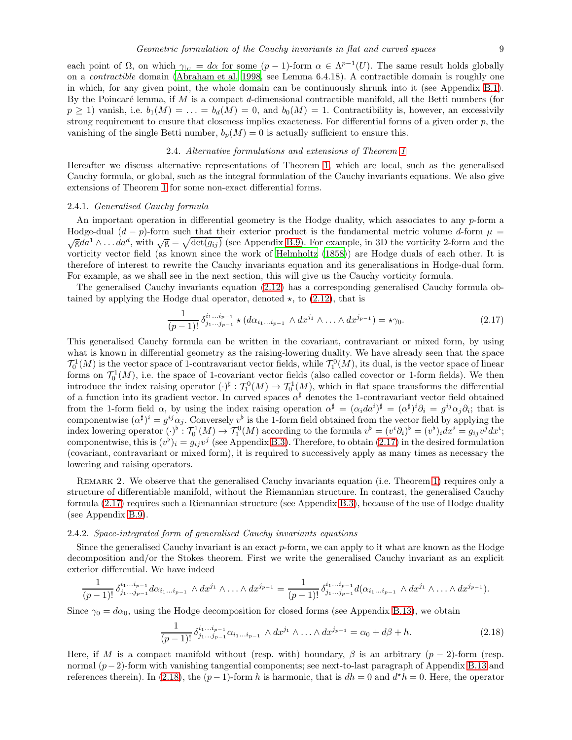each point of $\Omega$, on which $\gamma_{|_U} = d\alpha$ for some $(p-1)$-form $\alpha \in \Lambda^{p-1}(U)$. The same result holds globally on a *contractible* domain (Abraham et al. 1998, see Lemma 6.4.18). A contractible domain is roughly one in which, for any given point, the whole domain can be continuously shrunk into it (see Appendix B.1). By the Poincaré lemma, if $M$ is a compact $d$-dimensional contractible manifold, all the Betti numbers (for $p \geq 1$) vanish, i.e. $b_1(M) = \ldots = b_d(M) = 0$, and $b_0(M) = 1$. Contractibility is, however, an excessivily strong requirement to ensure that closeness implies exacteness. For differential forms of a given order $p$, the vanishing of the single Betti number, $b_p(M) = 0$ is actually sufficient to ensure this.

### 2.4. *Alternative formulations and extensions of Theorem 1*

Hereafter we discuss alternative representations of Theorem 1, which are local, such as the generalised Cauchy formula, or global, such as the integral formulation of the Cauchy invariants equations. We also give extensions of Theorem 1 for some non-exact differential forms.

#### 2.4.1. *Generalised Cauchy formula*

An important operation in differential geometry is the Hodge duality, which associates to any $p$-form a Hodge-dual $(d-p)$-form such that their exterior product is the fundamental metric volume $d$-form $\mu = \sqrt{\mathrm{g}} da^1 \wedge \ldots da^d$, with $\sqrt{\mathrm{g}} = \sqrt{\det(g_{ij})}$ (see Appendix B.9). For example, in 3D the vorticity 2-form and the vorticity vector field (as known since the work of Helmholtz (1858)) are Hodge duals of each other. It is therefore of interest to rewrite the Cauchy invariants equation and its generalisations in Hodge-dual form. For example, as we shall see in the next section, this will give us the Cauchy vorticity formula.

The generalised Cauchy invariants equation (2.12) has a corresponding generalised Cauchy formula obtained by applying the Hodge dual operator, denoted $\star$, to (2.12), that is

$$\frac{1}{(p-1)!}\,\delta^{i_1\ldots i_{p-1}}_{j_1\ldots j_{p-1}} \star (d\alpha_{i_1\ldots i_{p-1}} \wedge dx^{j_1} \wedge \ldots \wedge dx^{j_{p-1}}) = \star\gamma_0. \tag{2.17}$$

This generalised Cauchy formula can be written in the covariant, contravariant or mixed form, by using what is known in differential geometry as the raising-lowering duality. We have already seen that the space $\mathcal{T}^1_0(M)$ is the vector space of 1-contravariant vector fields, while $\mathcal{T}^0_1(M)$, its dual, is the vector space of linear forms on $\mathcal{T}^1_0(M)$, i.e. the space of 1-covariant vector fields (also called covector or 1-form fields). We then introduce the index raising operator $(\cdot)^\sharp : \mathcal{T}^0_1(M) \to \mathcal{T}^1_0(M)$, which in flat space transforms the differential of a function into its gradient vector. In curved spaces $\alpha^\sharp$ denotes the 1-contravariant vector field obtained from the 1-form field $\alpha$, by using the index raising operation $\alpha^\sharp = (\alpha_i da^i)^\sharp = (\alpha^\sharp)^i \partial_i = g^{ij}\alpha_j\partial_i$; that is componentwise $(\alpha^\sharp)^i = g^{ij}\alpha_j$. Conversely $v^\flat$ is the 1-form field obtained from the vector field by applying the index lowering operator $(\cdot)^\flat : \mathcal{T}^1_0(M) \to \mathcal{T}^0_1(M)$ according to the formula $v^\flat = (v^i\partial_i)^\flat = (v^\flat)_i dx^i = g_{ij}v^j dx^i$; componentwise, this is $(v^\flat)_i = g_{ij}v^j$ (see Appendix B.3). Therefore, to obtain (2.17) in the desired formulation (covariant, contravariant or mixed form), it is required to successively apply as many times as necessary the lowering and raising operators.

Remark 2. We observe that the generalised Cauchy invariants equation (i.e. Theorem 1) requires only a structure of differentiable manifold, without the Riemannian structure. In contrast, the generalised Cauchy formula (2.17) requires such a Riemannian structure (see Appendix B.3), because of the use of Hodge duality (see Appendix B.9).

#### 2.4.2. *Space-integrated form of generalised Cauchy invariants equations*

Since the generalised Cauchy invariant is an exact $p$-form, we can apply to it what are known as the Hodge decomposition and/or the Stokes theorem. First we write the generalised Cauchy invariant as an explicit exterior differential. We have indeed

$$\frac{1}{(p-1)!}\,\delta^{i_1\ldots i_{p-1}}_{j_1\ldots j_{p-1}} d\alpha_{i_1\ldots i_{p-1}} \wedge dx^{j_1} \wedge \ldots \wedge dx^{j_{p-1}} = \frac{1}{(p-1)!}\,\delta^{i_1\ldots i_{p-1}}_{j_1\ldots j_{p-1}} d(\alpha_{i_1\ldots i_{p-1}} \wedge dx^{j_1} \wedge \ldots \wedge dx^{j_{p-1}}).$$

Since $\gamma_0 = d\alpha_0$, using the Hodge decomposition for closed forms (see Appendix B.13), we obtain

$$\frac{1}{(p-1)!}\,\delta^{i_1\ldots i_{p-1}}_{j_1\ldots j_{p-1}} \alpha_{i_1\ldots i_{p-1}} \wedge dx^{j_1} \wedge \ldots \wedge dx^{j_{p-1}} = \alpha_0 + d\beta + h. \tag{2.18}$$

Here, if $M$ is a compact manifold without (resp. with) boundary, $\beta$ is an arbitrary $(p-2)$-form (resp. normal $(p-2)$-form with vanishing tangential components; see next-to-last paragraph of Appendix B.13 and references therein). In (2.18), the $(p-1)$-form $h$ is harmonic, that is $dh = 0$ and $d^\star h = 0$. Here, the operator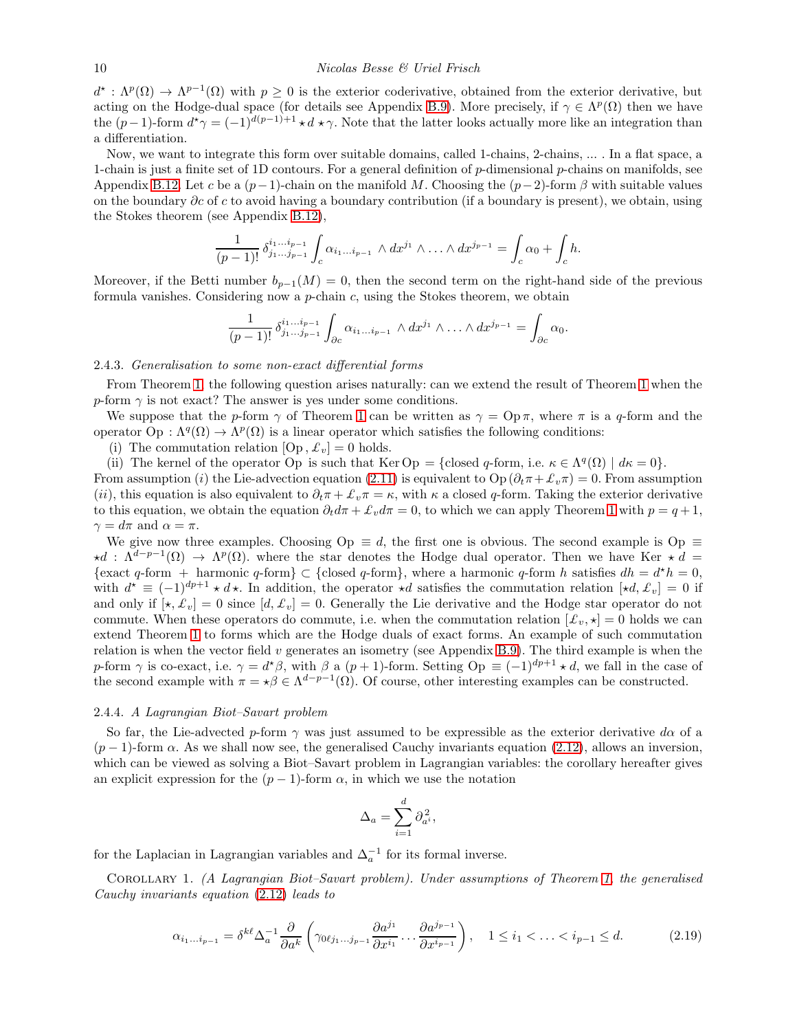$d^\star : \Lambda^p(\Omega) \to \Lambda^{p-1}(\Omega)$ with $p \geq 0$ is the exterior coderivative, obtained from the exterior derivative, but acting on the Hodge-dual space (for details see Appendix B.9). More precisely, if $\gamma \in \Lambda^p(\Omega)$ then we have the $(p-1)$-form $d^\star\gamma = (-1)^{d(p-1)+1} \star d \star \gamma$. Note that the latter looks actually more like an integration than a differentiation.

Now, we want to integrate this form over suitable domains, called 1-chains, 2-chains, ... . In a flat space, a 1-chain is just a finite set of 1D contours. For a general definition of $p$-dimensional $p$-chains on manifolds, see Appendix B.12. Let $c$ be a $(p-1)$-chain on the manifold $M$. Choosing the $(p-2)$-form $\beta$ with suitable values on the boundary $\partial c$ of $c$ to avoid having a boundary contribution (if a boundary is present), we obtain, using the Stokes theorem (see Appendix B.12),

$$\frac{1}{(p-1)!}\,\delta^{i_1\ldots i_{p-1}}_{j_1\ldots j_{p-1}} \int_c \alpha_{i_1\ldots i_{p-1}} \wedge dx^{j_1} \wedge \ldots \wedge dx^{j_{p-1}} = \int_c \alpha_0 + \int_c h.$$

Moreover, if the Betti number $b_{p-1}(M) = 0$, then the second term on the right-hand side of the previous formula vanishes. Considering now a $p$-chain $c$, using the Stokes theorem, we obtain

$$\frac{1}{(p-1)!}\,\delta^{i_1\ldots i_{p-1}}_{j_1\ldots j_{p-1}} \int_{\partial c} \alpha_{i_1\ldots i_{p-1}} \wedge dx^{j_1} \wedge \ldots \wedge dx^{j_{p-1}} = \int_{\partial c} \alpha_0.$$

### 2.4.3. *Generalisation to some non-exact differential forms*

From Theorem 1, the following question arises naturally: can we extend the result of Theorem 1 when the $p$-form $\gamma$ is not exact? The answer is yes under some conditions.

We suppose that the $p$-form $\gamma$ of Theorem 1 can be written as $\gamma = \mathrm{Op}\,\pi$, where $\pi$ is a $q$-form and the operator $\mathrm{Op} : \Lambda^q(\Omega) \to \Lambda^p(\Omega)$ is a linear operator which satisfies the following conditions:

(i) The commutation relation $[\mathrm{Op}\,, \pounds_v] = 0$ holds.

(ii) The kernel of the operator Op is such that $\mathrm{Ker}\,\mathrm{Op} = \{\text{closed } q\text{-form, i.e. } \kappa \in \Lambda^q(\Omega) \mid d\kappa = 0\}$.

From assumption $(i)$ the Lie-advection equation (2.11) is equivalent to $\mathrm{Op}\,(\partial_t\pi + \pounds_v\pi) = 0$. From assumption $(ii)$, this equation is also equivalent to $\partial_t\pi + \pounds_v\pi = \kappa$, with $\kappa$ a closed $q$-form. Taking the exterior derivative to this equation, we obtain the equation $\partial_t d\pi + \pounds_v d\pi = 0$, to which we can apply Theorem 1 with $p = q+1$, $\gamma = d\pi$ and $\alpha = \pi$.

We give now three examples. Choosing $\mathrm{Op} \equiv d$, the first one is obvious. The second example is $\mathrm{Op} \equiv \star d : \Lambda^{d-p-1}(\Omega) \to \Lambda^p(\Omega)$. where the star denotes the Hodge dual operator. Then we have $\mathrm{Ker} \star d = \{\text{exact } q\text{-form } + \text{ harmonic } q\text{-form}\} \subset \{\text{closed } q\text{-form}\}$, where a harmonic $q$-form $h$ satisfies $dh = d^\star h = 0$, with $d^\star \equiv (-1)^{dp+1} \star d \star$. In addition, the operator $\star d$ satisfies the commutation relation $[\star d, \pounds_v] = 0$ if and only if $[\star, \pounds_v] = 0$ since $[d, \pounds_v] = 0$. Generally the Lie derivative and the Hodge star operator do not commute. When these operators do commute, i.e. when the commutation relation $[\pounds_v, \star] = 0$ holds we can extend Theorem 1 to forms which are the Hodge duals of exact forms. An example of such commutation relation is when the vector field $v$ generates an isometry (see Appendix B.9). The third example is when the $p$-form $\gamma$ is co-exact, i.e. $\gamma = d^\star\beta$, with $\beta$ a $(p+1)$-form. Setting $\mathrm{Op} \equiv (-1)^{dp+1} \star d$, we fall in the case of the second example with $\pi = \star\beta \in \Lambda^{d-p-1}(\Omega)$. Of course, other interesting examples can be constructed.

### 2.4.4. *A Lagrangian Biot–Savart problem*

So far, the Lie-advected $p$-form $\gamma$ was just assumed to be expressible as the exterior derivative $d\alpha$ of a $(p-1)$-form $\alpha$. As we shall now see, the generalised Cauchy invariants equation (2.12), allows an inversion, which can be viewed as solving a Biot–Savart problem in Lagrangian variables: the corollary hereafter gives an explicit expression for the $(p-1)$-form $\alpha$, in which we use the notation

$$\Delta_a = \sum_{i=1}^{d} \partial^2_{a^i},$$

for the Laplacian in Lagrangian variables and $\Delta_a^{-1}$ for its formal inverse.

Corollary 1. *(A Lagrangian Biot–Savart problem). Under assumptions of Theorem 1, the generalised Cauchy invariants equation (2.12) leads to*

$$\alpha_{i_1\ldots i_{p-1}} = \delta^{k\ell}\Delta_a^{-1}\frac{\partial}{\partial a^k}\left(\gamma_{0\ell j_1\ldots j_{p-1}}\frac{\partial a^{j_1}}{\partial x^{i_1}}\cdots\frac{\partial a^{j_{p-1}}}{\partial x^{i_{p-1}}}\right), \quad 1 \leq i_1 < \ldots < i_{p-1} \leq d. \tag{2.19}$$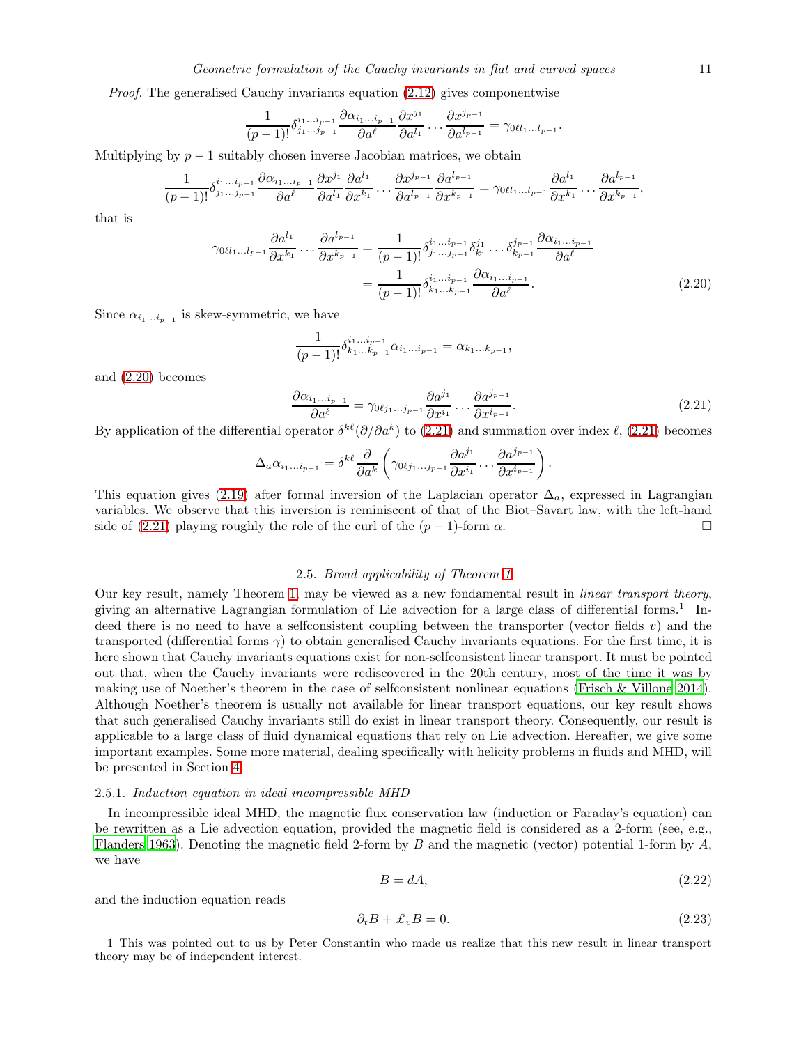*Proof.* The generalised Cauchy invariants equation (2.12) gives componentwise

$$\frac{1}{(p-1)!}\delta^{i_1\dots i_{p-1}}_{j_1\dots j_{p-1}}\frac{\partial \alpha_{i_1\dots i_{p-1}}}{\partial a^\ell}\frac{\partial x^{j_1}}{\partial a^{l_1}}\cdots\frac{\partial x^{j_{p-1}}}{\partial a^{l_{p-1}}} = \gamma_{0\ell l_1\dots l_{p-1}}.$$

Multiplying by $p-1$ suitably chosen inverse Jacobian matrices, we obtain

$$\frac{1}{(p-1)!}\delta^{i_1\dots i_{p-1}}_{j_1\dots j_{p-1}}\frac{\partial \alpha_{i_1\dots i_{p-1}}}{\partial a^\ell}\frac{\partial x^{j_1}}{\partial a^{l_1}}\frac{\partial a^{l_1}}{\partial x^{k_1}}\cdots\frac{\partial x^{j_{p-1}}}{\partial a^{l_{p-1}}}\frac{\partial a^{l_{p-1}}}{\partial x^{k_{p-1}}} = \gamma_{0\ell l_1\dots l_{p-1}}\frac{\partial a^{l_1}}{\partial x^{k_1}}\cdots\frac{\partial a^{l_{p-1}}}{\partial x^{k_{p-1}}},$$

that is

$$\begin{aligned}\gamma_{0\ell l_1\dots l_{p-1}}\frac{\partial a^{l_1}}{\partial x^{k_1}}\cdots\frac{\partial a^{l_{p-1}}}{\partial x^{k_{p-1}}} &= \frac{1}{(p-1)!}\delta^{i_1\dots i_{p-1}}_{j_1\dots j_{p-1}}\delta^{j_1}_{k_1}\cdots\delta^{j_{p-1}}_{k_{p-1}}\frac{\partial \alpha_{i_1\dots i_{p-1}}}{\partial a^\ell}\\ &= \frac{1}{(p-1)!}\delta^{i_1\dots i_{p-1}}_{k_1\dots k_{p-1}}\frac{\partial \alpha_{i_1\dots i_{p-1}}}{\partial a^\ell}.\end{aligned} \tag{2.20}$$

Since $\alpha_{i_1\dots i_{p-1}}$ is skew-symmetric, we have

$$\frac{1}{(p-1)!}\delta^{i_1\dots i_{p-1}}_{k_1\dots k_{p-1}}\alpha_{i_1\dots i_{p-1}} = \alpha_{k_1\dots k_{p-1}},$$

and (2.20) becomes

$$\frac{\partial \alpha_{i_1\dots i_{p-1}}}{\partial a^\ell} = \gamma_{0\ell j_1\dots j_{p-1}}\frac{\partial a^{j_1}}{\partial x^{i_1}}\cdots\frac{\partial a^{j_{p-1}}}{\partial x^{i_{p-1}}}. \tag{2.21}$$

By application of the differential operator $\delta^{k\ell}(\partial/\partial a^k)$ to (2.21) and summation over index $\ell$, (2.21) becomes

$$\Delta_a\alpha_{i_1\dots i_{p-1}} = \delta^{k\ell}\frac{\partial}{\partial a^k}\left(\gamma_{0\ell j_1\dots j_{p-1}}\frac{\partial a^{j_1}}{\partial x^{i_1}}\cdots\frac{\partial a^{j_{p-1}}}{\partial x^{i_{p-1}}}\right).$$

This equation gives (2.19) after formal inversion of the Laplacian operator $\Delta_a$, expressed in Lagrangian variables. We observe that this inversion is reminiscent of that of the Biot–Savart law, with the left-hand side of (2.21) playing roughly the role of the curl of the $(p-1)$-form $\alpha$. □

### 2.5. *Broad applicability of Theorem 1*

Our key result, namely Theorem 1, may be viewed as a new fondamental result in *linear transport theory*, giving an alternative Lagrangian formulation of Lie advection for a large class of differential forms.[1] Indeed there is no need to have a selfconsistent coupling between the transporter (vector fields $v$) and the transported (differential forms $\gamma$) to obtain generalised Cauchy invariants equations. For the first time, it is here shown that Cauchy invariants equations exist for non-selfconsistent linear transport. It must be pointed out that, when the Cauchy invariants were rediscovered in the 20th century, most of the time it was by making use of Noether's theorem in the case of selfconsistent nonlinear equations (Frisch & Villone 2014). Although Noether's theorem is usually not available for linear transport equations, our key result shows that such generalised Cauchy invariants still do exist in linear transport theory. Consequently, our result is applicable to a large class of fluid dynamical equations that rely on Lie advection. Hereafter, we give some important examples. Some more material, dealing specifically with helicity problems in fluids and MHD, will be presented in Section 4.

#### 2.5.1. *Induction equation in ideal incompressible MHD*

In incompressible ideal MHD, the magnetic flux conservation law (induction or Faraday's equation) can be rewritten as a Lie advection equation, provided the magnetic field is considered as a 2-form (see, e.g., Flanders 1963). Denoting the magnetic field 2-form by $B$ and the magnetic (vector) potential 1-form by $A$, we have

$$B = dA, \tag{2.22}$$

and the induction equation reads

$$\partial_t B + \pounds_v B = 0. \tag{2.23}$$

[1] This was pointed out to us by Peter Constantin who made us realize that this new result in linear transport theory may be of independent interest.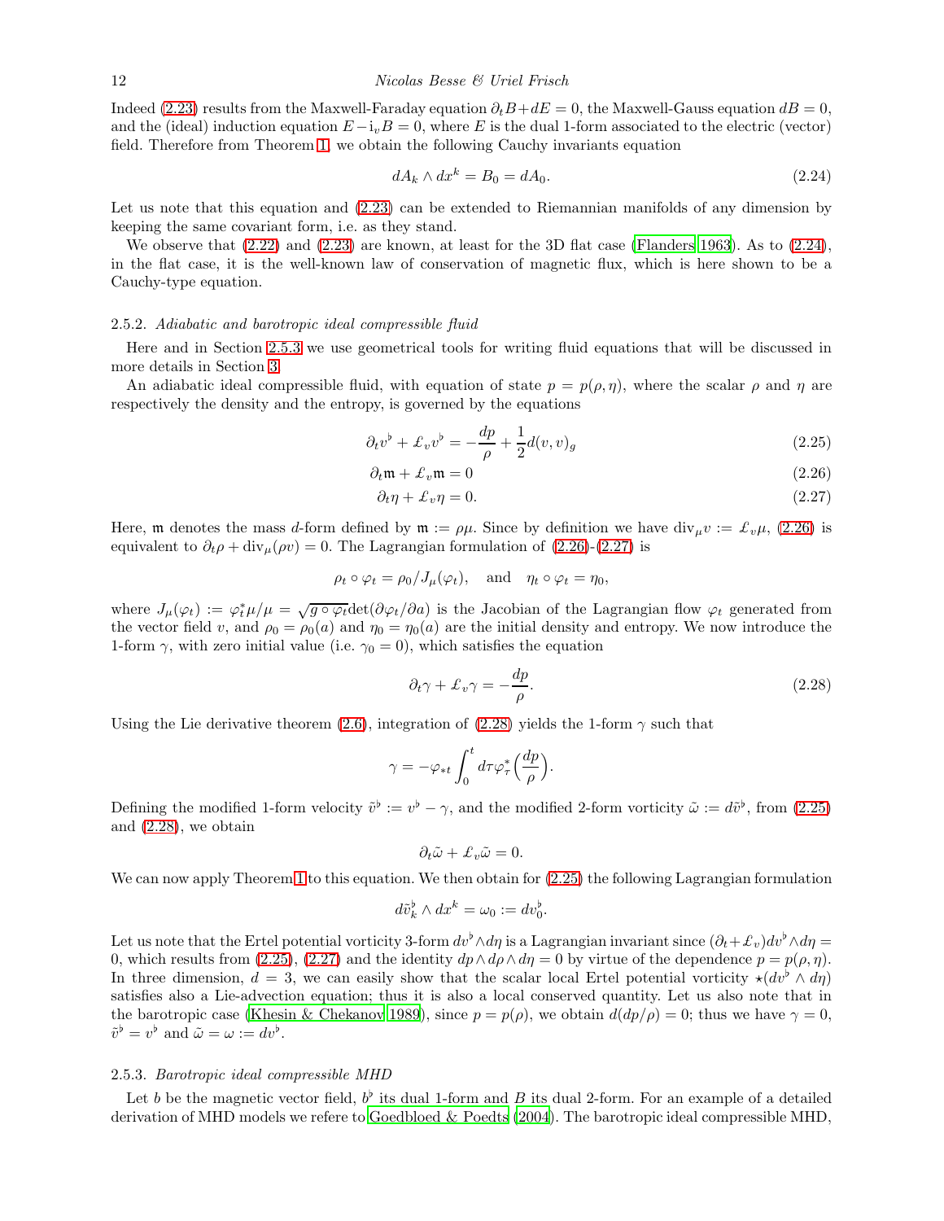Indeed (2.23) results from the Maxwell-Faraday equation $\partial_t B + dE = 0$, the Maxwell-Gauss equation $dB = 0$, and the (ideal) induction equation $E - \mathrm{i}_v B = 0$, where $E$ is the dual 1-form associated to the electric (vector) field. Therefore from Theorem 1, we obtain the following Cauchy invariants equation

$$dA_k \wedge dx^k = B_0 = dA_0. \tag{2.24}$$

Let us note that this equation and (2.23) can be extended to Riemannian manifolds of any dimension by keeping the same covariant form, i.e. as they stand.

We observe that (2.22) and (2.23) are known, at least for the 3D flat case (Flanders 1963). As to (2.24), in the flat case, it is the well-known law of conservation of magnetic flux, which is here shown to be a Cauchy-type equation.

### 2.5.2. *Adiabatic and barotropic ideal compressible fluid*

Here and in Section 2.5.3 we use geometrical tools for writing fluid equations that will be discussed in more details in Section 3.

An adiabatic ideal compressible fluid, with equation of state $p = p(\rho, \eta)$, where the scalar $\rho$ and $\eta$ are respectively the density and the entropy, is governed by the equations

$$\partial_t v^\flat + \pounds_v v^\flat = -\frac{dp}{\rho} + \frac{1}{2} d(v,v)_g \tag{2.25}$$

$$\partial_t \mathfrak{m} + \pounds_v \mathfrak{m} = 0 \tag{2.26}$$

$$\partial_t \eta + \pounds_v \eta = 0. \tag{2.27}$$

Here, $\mathfrak{m}$ denotes the mass $d$-form defined by $\mathfrak{m} := \rho\mu$. Since by definition we have $\mathrm{div}_\mu v := \pounds_v \mu$, (2.26) is equivalent to $\partial_t \rho + \mathrm{div}_\mu(\rho v) = 0$. The Lagrangian formulation of (2.26)-(2.27) is

$$\rho_t \circ \varphi_t = \rho_0 / J_\mu(\varphi_t), \quad \text{and} \quad \eta_t \circ \varphi_t = \eta_0,$$

where $J_\mu(\varphi_t) := \varphi_t^* \mu / \mu = \sqrt{g \circ \varphi_t} \det(\partial \varphi_t / \partial a)$ is the Jacobian of the Lagrangian flow $\varphi_t$ generated from the vector field $v$, and $\rho_0 = \rho_0(a)$ and $\eta_0 = \eta_0(a)$ are the initial density and entropy. We now introduce the 1-form $\gamma$, with zero initial value (i.e. $\gamma_0 = 0$), which satisfies the equation

$$\partial_t \gamma + \pounds_v \gamma = -\frac{dp}{\rho}. \tag{2.28}$$

Using the Lie derivative theorem (2.6), integration of (2.28) yields the 1-form $\gamma$ such that

$$\gamma = -\varphi_{*t} \int_0^t d\tau \varphi_\tau^* \Big( \frac{dp}{\rho} \Big).$$

Defining the modified 1-form velocity $\tilde{v}^\flat := v^\flat - \gamma$, and the modified 2-form vorticity $\tilde{\omega} := d\tilde{v}^\flat$, from (2.25) and (2.28), we obtain

$$\partial_t \tilde{\omega} + \pounds_v \tilde{\omega} = 0.$$

We can now apply Theorem 1 to this equation. We then obtain for (2.25) the following Lagrangian formulation

$$d\tilde{v}_k^\flat \wedge dx^k = \omega_0 := dv_0^\flat.$$

Let us note that the Ertel potential vorticity 3-form $dv^\flat \wedge d\eta$ is a Lagrangian invariant since $(\partial_t + \pounds_v) dv^\flat \wedge d\eta = 0$, which results from (2.25), (2.27) and the identity $dp \wedge d\rho \wedge d\eta = 0$ by virtue of the dependence $p = p(\rho, \eta)$. In three dimension, $d = 3$, we can easily show that the scalar local Ertel potential vorticity $\star(dv^\flat \wedge d\eta)$ satisfies also a Lie-advection equation; thus it is also a local conserved quantity. Let us also note that in the barotropic case (Khesin & Chekanov 1989), since $p = p(\rho)$, we obtain $d(dp/\rho) = 0$; thus we have $\gamma = 0$, $\tilde{v}^\flat = v^\flat$ and $\tilde{\omega} = \omega := dv^\flat$.

### 2.5.3. *Barotropic ideal compressible MHD*

Let $b$ be the magnetic vector field, $b^\flat$ its dual 1-form and $B$ its dual 2-form. For an example of a detailed derivation of MHD models we refere to Goedbloed & Poedts (2004). The barotropic ideal compressible MHD,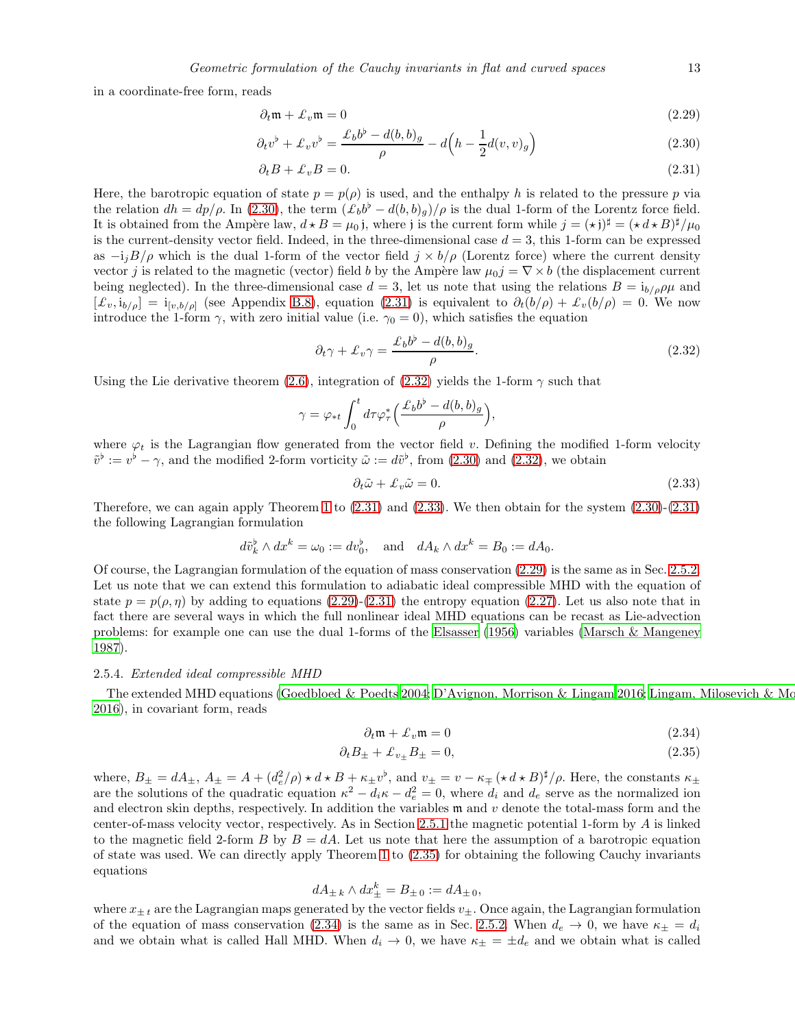in a coordinate-free form, reads

$$\partial_t \mathfrak{m} + \pounds_v \mathfrak{m} = 0 \tag{2.29}$$

$$\partial_t v^\flat + \pounds_v v^\flat = \frac{\pounds_b b^\flat - d(b,b)_g}{\rho} - d\Big(h - \frac{1}{2} d(v,v)_g\Big) \tag{2.30}$$

$$\partial_t B + \pounds_v B = 0. \tag{2.31}$$

Here, the barotropic equation of state $p = p(\rho)$ is used, and the enthalpy $h$ is related to the pressure $p$ via the relation $dh = dp/\rho$. In (2.30), the term $(\pounds_b b^\flat - d(b,b)_g)/\rho$ is the dual 1-form of the Lorentz force field. It is obtained from the Ampère law, $d \star B = \mu_0 \, \mathfrak{j}$, where $\mathfrak{j}$ is the current form while $j = (\star \mathfrak{j})^\sharp = (\star \, d \star B)^\sharp/\mu_0$ is the current-density vector field. Indeed, in the three-dimensional case $d = 3$, this 1-form can be expressed as $-\mathrm{i}_j B/\rho$ which is the dual 1-form of the vector field $j \times b/\rho$ (Lorentz force) where the current density vector $j$ is related to the magnetic (vector) field $b$ by the Ampère law $\mu_0 j = \nabla \times b$ (the displacement current being neglected). In the three-dimensional case $d = 3$, let us note that using the relations $B = \mathrm{i}_{b/\rho} \rho \mu$ and $[\pounds_v, \mathrm{i}_{b/\rho}] = \mathrm{i}_{[v,b/\rho]}$ (see Appendix B.8), equation (2.31) is equivalent to $\partial_t (b/\rho) + \pounds_v (b/\rho) = 0$. We now introduce the 1-form $\gamma$, with zero initial value (i.e. $\gamma_0 = 0$), which satisfies the equation

$$\partial_t \gamma + \pounds_v \gamma = \frac{\pounds_b b^\flat - d(b,b)_g}{\rho}. \tag{2.32}$$

Using the Lie derivative theorem (2.6), integration of (2.32) yields the 1-form $\gamma$ such that

$$\gamma = \varphi_{*t} \int_0^t d\tau \varphi_\tau^* \Big( \frac{\pounds_b b^\flat - d(b,b)_g}{\rho} \Big),$$

where $\varphi_t$ is the Lagrangian flow generated from the vector field $v$. Defining the modified 1-form velocity $\tilde{v}^\flat := v^\flat - \gamma$, and the modified 2-form vorticity $\tilde{\omega} := d\tilde{v}^\flat$, from (2.30) and (2.32), we obtain

$$\partial_t \tilde{\omega} + \pounds_v \tilde{\omega} = 0. \tag{2.33}$$

Therefore, we can again apply Theorem 1 to (2.31) and (2.33). We then obtain for the system (2.30)-(2.31) the following Lagrangian formulation

$$d\tilde{v}_k^\flat \wedge dx^k = \omega_0 := dv_0^\flat, \quad \text{and} \quad dA_k \wedge dx^k = B_0 := dA_0.$$

Of course, the Lagrangian formulation of the equation of mass conservation (2.29) is the same as in Sec. 2.5.2. Let us note that we can extend this formulation to adiabatic ideal compressible MHD with the equation of state $p = p(\rho, \eta)$ by adding to equations (2.29)-(2.31) the entropy equation (2.27). Let us also note that in fact there are several ways in which the full nonlinear ideal MHD equations can be recast as Lie-advection problems: for example one can use the dual 1-forms of the Elsasser (1956) variables (Marsch & Mangeney 1987).

#### 2.5.4. *Extended ideal compressible MHD*

The extended MHD equations (Goedbloed & Poedts 2004; D'Avignon, Morrison & Lingam 2016; Lingam, Milosevich & Mo 2016), in covariant form, reads

$$\partial_t \mathfrak{m} + \pounds_v \mathfrak{m} = 0 \tag{2.34}$$

$$\partial_t B_\pm + \pounds_{v_\pm} B_\pm = 0, \tag{2.35}$$

where, $B_\pm = dA_\pm$, $A_\pm = A + (d_e^2/\rho) \star d \star B + \kappa_\pm v^\flat$, and $v_\pm = v - \kappa_\mp (\star \, d \star B)^\sharp/\rho$. Here, the constants $\kappa_\pm$ are the solutions of the quadratic equation $\kappa^2 - d_i \kappa - d_e^2 = 0$, where $d_i$ and $d_e$ serve as the normalized ion and electron skin depths, respectively. In addition the variables $\mathfrak{m}$ and $v$ denote the total-mass form and the center-of-mass velocity vector, respectively. As in Section 2.5.1 the magnetic potential 1-form by $A$ is linked to the magnetic field 2-form $B$ by $B = dA$. Let us note that here the assumption of a barotropic equation of state was used. We can directly apply Theorem 1 to (2.35) for obtaining the following Cauchy invariants equations

$$dA_{\pm\,k} \wedge dx_\pm^k = B_{\pm\,0} := dA_{\pm\,0},$$

where $x_{\pm\,t}$ are the Lagrangian maps generated by the vector fields $v_\pm$. Once again, the Lagrangian formulation of the equation of mass conservation (2.34) is the same as in Sec. 2.5.2. When $d_e \to 0$, we have $\kappa_\pm = d_i$ and we obtain what is called Hall MHD. When $d_i \to 0$, we have $\kappa_\pm = \pm d_e$ and we obtain what is called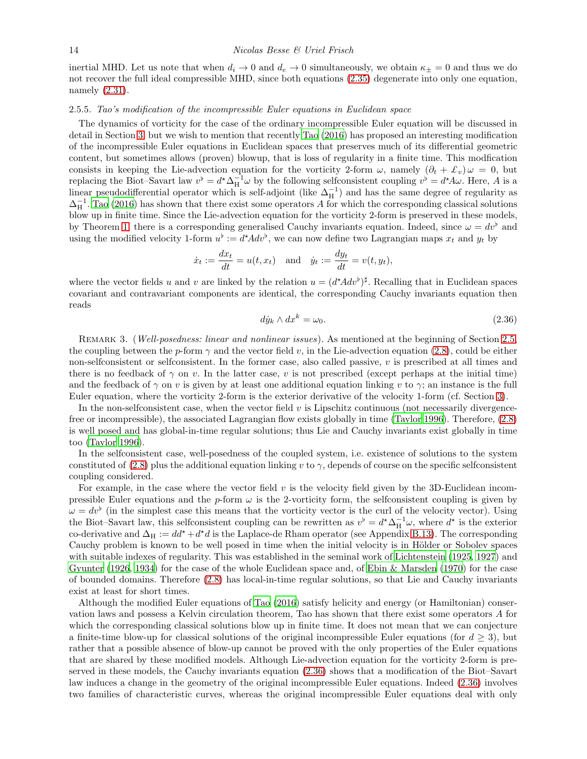inertial MHD. Let us note that when $d_i \to 0$ and $d_e \to 0$ simultaneously, we obtain $\kappa_{\pm} = 0$ and thus we do not recover the full ideal compressible MHD, since both equations (2.35) degenerate into only one equation, namely (2.31).

### 2.5.5. *Tao's modification of the incompressible Euler equations in Euclidean space*

The dynamics of vorticity for the case of the ordinary incompressible Euler equation will be discussed in detail in Section 3, but we wish to mention that recently Tao (2016) has proposed an interesting modification of the incompressible Euler equations in Euclidean spaces that preserves much of its differential geometric content, but sometimes allows (proven) blowup, that is loss of regularity in a finite time. This modfication consists in keeping the Lie-advection equation for the vorticity 2-form $\omega$, namely $(\partial_t + \pounds_v)\,\omega = 0$, but replacing the Biot–Savart law $v^\flat = d^\star \Delta_{\rm H}^{-1}\omega$ by the following selfconsistent coupling $v^\flat = d^\star A\omega$. Here, $A$ is a linear pseudodifferential operator which is self-adjoint (like $\Delta_{\rm H}^{-1}$) and has the same degree of regularity as $\Delta_{\rm H}^{-1}$. Tao (2016) has shown that there exist some operators $A$ for which the corresponding classical solutions blow up in finite time. Since the Lie-advection equation for the vorticity 2-form is preserved in these models, by Theorem 1, there is a corresponding generalised Cauchy invariants equation. Indeed, since $\omega = dv^\flat$ and using the modified velocity 1-form $u^\flat := d^\star A dv^\flat$, we can now define two Lagrangian maps $x_t$ and $y_t$ by

$$
\dot{x}_t := \frac{dx_t}{dt} = u(t, x_t) \quad \text{and} \quad \dot{y}_t := \frac{dy_t}{dt} = v(t, y_t),
$$

where the vector fields $u$ and $v$ are linked by the relation $u = (d^\star A dv^\flat)^\sharp$. Recalling that in Euclidean spaces covariant and contravariant components are identical, the corresponding Cauchy invariants equation then reads

$$
d\dot{y}_k \wedge dx^k = \omega_0. \tag{2.36}
$$

REMARK 3. (*Well-posedness: linear and nonlinear issues*). As mentioned at the beginning of Section 2.5, the coupling between the $p$-form $\gamma$ and the vector field $v$, in the Lie-advection equation (2.8), could be either non-selfconsistent or selfconsistent. In the former case, also called passive, $v$ is prescribed at all times and there is no feedback of $\gamma$ on $v$. In the latter case, $v$ is not prescribed (except perhaps at the initial time) and the feedback of $\gamma$ on $v$ is given by at least one additional equation linking $v$ to $\gamma$; an instance is the full Euler equation, where the vorticity 2-form is the exterior derivative of the velocity 1-form (cf. Section 3).

In the non-selfconsistent case, when the vector field $v$ is Lipschitz continuous (not necessarily divergence-free or incompressible), the associated Lagrangian flow exists globally in time (Taylor 1996). Therefore, (2.8) is well posed and has global-in-time regular solutions; thus Lie and Cauchy invariants exist globally in time too (Taylor 1996).

In the selfconsistent case, well-posedness of the coupled system, i.e. existence of solutions to the system constituted of (2.8) plus the additional equation linking $v$ to $\gamma$, depends of course on the specific selfconsistent coupling considered.

For example, in the case where the vector field $v$ is the velocity field given by the 3D-Euclidean incompressible Euler equations and the $p$-form $\omega$ is the 2-vorticity form, the selfconsistent coupling is given by $\omega = dv^\flat$ (in the simplest case this means that the vorticity vector is the curl of the velocity vector). Using the Biot–Savart law, this selfconsistent coupling can be rewritten as $v^\flat = d^\star \Delta_{\rm H}^{-1}\omega$, where $d^\star$ is the exterior co-derivative and $\Delta_{\rm H} := dd^\star + d^\star d$ is the Laplace-de Rham operator (see Appendix B.13). The corresponding Cauchy problem is known to be well posed in time when the initial velocity is in Hölder or Sobolev spaces with suitable indexes of regularity. This was established in the seminal work of Lichtenstein (1925, 1927) and Gyunter (1926, 1934) for the case of the whole Euclidean space and, of Ebin & Marsden (1970) for the case of bounded domains. Therefore (2.8) has local-in-time regular solutions, so that Lie and Cauchy invariants exist at least for short times.

Although the modified Euler equations of Tao (2016) satisfy helicity and energy (or Hamiltonian) conservation laws and possess a Kelvin circulation theorem, Tao has shown that there exist some operators $A$ for which the corresponding classical solutions blow up in finite time. It does not mean that we can conjecture a finite-time blow-up for classical solutions of the original incompressible Euler equations (for $d \geq 3$), but rather that a possible absence of blow-up cannot be proved with the only properties of the Euler equations that are shared by these modified models. Although Lie-advection equation for the vorticity 2-form is preserved in these models, the Cauchy invariants equation (2.36) shows that a modification of the Biot–Savart law induces a change in the geometry of the original incompressible Euler equations. Indeed (2.36) involves two families of characteristic curves, whereas the original incompressible Euler equations deal with only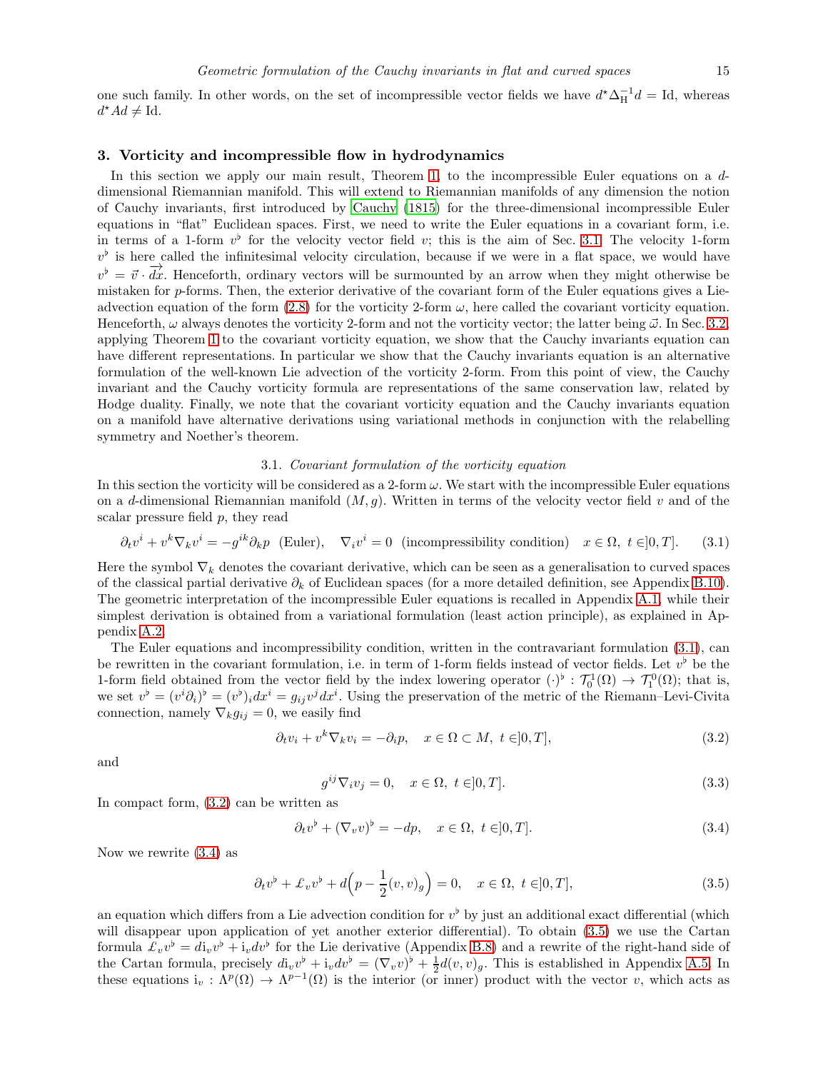one such family. In other words, on the set of incompressible vector fields we have $d^\star \Delta_{\rm H}^{-1} d = \mathrm{Id}$, whereas $d^\star A d \neq \mathrm{Id}$.

## 3. Vorticity and incompressible flow in hydrodynamics

In this section we apply our main result, Theorem 1, to the incompressible Euler equations on a $d$-dimensional Riemannian manifold. This will extend to Riemannian manifolds of any dimension the notion of Cauchy invariants, first introduced by Cauchy (1815) for the three-dimensional incompressible Euler equations in "flat" Euclidean spaces. First, we need to write the Euler equations in a covariant form, i.e. in terms of a 1-form $v^\flat$ for the velocity vector field $v$; this is the aim of Sec. 3.1. The velocity 1-form $v^\flat$ is here called the infinitesimal velocity circulation, because if we were in a flat space, we would have $v^\flat = \vec{v}\cdot\overrightarrow{dx}$. Henceforth, ordinary vectors will be surmounted by an arrow when they might otherwise be mistaken for $p$-forms. Then, the exterior derivative of the covariant form of the Euler equations gives a Lie-advection equation of the form (2.8) for the vorticity 2-form $\omega$, here called the covariant vorticity equation. Henceforth, $\omega$ always denotes the vorticity 2-form and not the vorticity vector; the latter being $\vec{\omega}$. In Sec. 3.2, applying Theorem 1 to the covariant vorticity equation, we show that the Cauchy invariants equation can have different representations. In particular we show that the Cauchy invariants equation is an alternative formulation of the well-known Lie advection of the vorticity 2-form. From this point of view, the Cauchy invariant and the Cauchy vorticity formula are representations of the same conservation law, related by Hodge duality. Finally, we note that the covariant vorticity equation and the Cauchy invariants equation on a manifold have alternative derivations using variational methods in conjunction with the relabelling symmetry and Noether's theorem.

### 3.1. *Covariant formulation of the vorticity equation*

In this section the vorticity will be considered as a 2-form $\omega$. We start with the incompressible Euler equations on a $d$-dimensional Riemannian manifold $(M, g)$. Written in terms of the velocity vector field $v$ and of the scalar pressure field $p$, they read

$$\partial_t v^i + v^k \nabla_k v^i = -g^{ik}\partial_k p \quad \text{(Euler)}, \quad \nabla_i v^i = 0 \quad \text{(incompressibility condition)} \quad x\in\Omega,\ t\in ]0,T]. \tag{3.1}$$

Here the symbol $\nabla_k$ denotes the covariant derivative, which can be seen as a generalisation to curved spaces of the classical partial derivative $\partial_k$ of Euclidean spaces (for a more detailed definition, see Appendix B.10). The geometric interpretation of the incompressible Euler equations is recalled in Appendix A.1, while their simplest derivation is obtained from a variational formulation (least action principle), as explained in Appendix A.2.

The Euler equations and incompressibility condition, written in the contravariant formulation (3.1), can be rewritten in the covariant formulation, i.e. in term of 1-form fields instead of vector fields. Let $v^\flat$ be the 1-form field obtained from the vector field by the index lowering operator $(\cdot)^\flat : \mathcal{T}^1_0(\Omega) \to \mathcal{T}^0_1(\Omega)$; that is, we set $v^\flat = (v^i\partial_i)^\flat = (v^\flat)_i dx^i = g_{ij}v^j dx^i$. Using the preservation of the metric of the Riemann–Levi-Civita connection, namely $\nabla_k g_{ij} = 0$, we easily find

$$\partial_t v_i + v^k\nabla_k v_i = -\partial_i p, \quad x\in\Omega\subset M,\ t\in]0,T], \tag{3.2}$$

and

$$g^{ij}\nabla_i v_j = 0, \quad x\in\Omega,\ t\in]0,T]. \tag{3.3}$$

In compact form, (3.2) can be written as

$$\partial_t v^\flat + (\nabla_v v)^\flat = -dp, \quad x\in\Omega,\ t\in]0,T]. \tag{3.4}$$

Now we rewrite (3.4) as

$$\partial_t v^\flat + \pounds_v v^\flat + d\Big(p - \frac{1}{2}(v,v)_g\Big) = 0, \quad x\in\Omega,\ t\in]0,T], \tag{3.5}$$

an equation which differs from a Lie advection condition for $v^\flat$ by just an additional exact differential (which will disappear upon application of yet another exterior differential). To obtain (3.5) we use the Cartan formula $\pounds_v v^\flat = d\mathrm{i}_v v^\flat + \mathrm{i}_v dv^\flat$ for the Lie derivative (Appendix B.8) and a rewrite of the right-hand side of the Cartan formula, precisely $d\mathrm{i}_v v^\flat + \mathrm{i}_v dv^\flat = (\nabla_v v)^\flat + \frac{1}{2}d(v,v)_g$. This is established in Appendix A.5. In these equations $\mathrm{i}_v : \Lambda^p(\Omega) \to \Lambda^{p-1}(\Omega)$ is the interior (or inner) product with the vector $v$, which acts as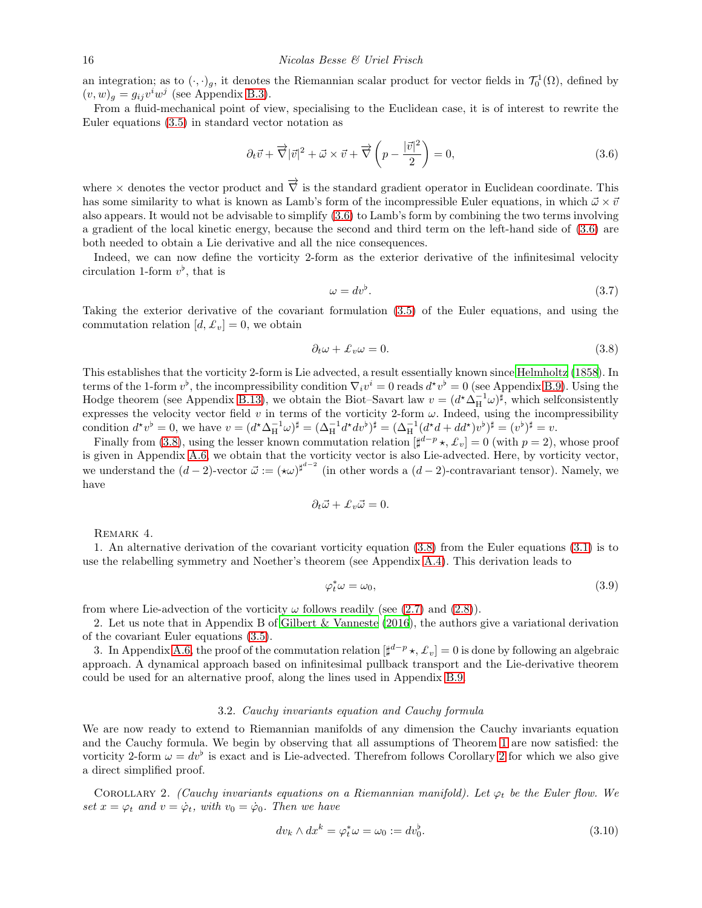an integration; as to $(\cdot,\cdot)_g$, it denotes the Riemannian scalar product for vector fields in $\mathcal{T}^1_0(\Omega)$, defined by $(v,w)_g = g_{ij}v^iw^j$ (see Appendix B.3).

From a fluid-mechanical point of view, specialising to the Euclidean case, it is of interest to rewrite the Euler equations (3.5) in standard vector notation as

$$\partial_t \vec{v} + \vec{\nabla}|\vec{v}|^2 + \vec{\omega}\times\vec{v} + \vec{\nabla}\left(p - \frac{|\vec{v}|^2}{2}\right) = 0, \tag{3.6}$$

where $\times$ denotes the vector product and $\vec{\nabla}$ is the standard gradient operator in Euclidean coordinate. This has some similarity to what is known as Lamb's form of the incompressible Euler equations, in which $\vec{\omega}\times\vec{v}$ also appears. It would not be advisable to simplify (3.6) to Lamb's form by combining the two terms involving a gradient of the local kinetic energy, because the second and third term on the left-hand side of (3.6) are both needed to obtain a Lie derivative and all the nice consequences.

Indeed, we can now define the vorticity 2-form as the exterior derivative of the infinitesimal velocity circulation 1-form $v^\flat$, that is

$$\omega = dv^\flat. \tag{3.7}$$

Taking the exterior derivative of the covariant formulation (3.5) of the Euler equations, and using the commutation relation $[d, \pounds_v] = 0$, we obtain

$$\partial_t\omega + \pounds_v\omega = 0. \tag{3.8}$$

This establishes that the vorticity 2-form is Lie advected, a result essentially known since Helmholtz (1858). In terms of the 1-form $v^\flat$, the incompressibility condition $\nabla_i v^i = 0$ reads $d^\star v^\flat = 0$ (see Appendix B.9). Using the Hodge theorem (see Appendix B.13), we obtain the Biot–Savart law $v = (d^\star\Delta_{\rm H}^{-1}\omega)^\sharp$, which selfconsistently expresses the velocity vector field $v$ in terms of the vorticity 2-form $\omega$. Indeed, using the incompressibility condition $d^\star v^\flat = 0$, we have $v = (d^\star\Delta_{\rm H}^{-1}\omega)^\sharp = (\Delta_{\rm H}^{-1}d^\star dv^\flat)^\sharp = (\Delta_{\rm H}^{-1}(d^\star d + dd^\star)v^\flat)^\sharp = (v^\flat)^\sharp = v$.

Finally from (3.8), using the lesser known commutation relation $[\sharp^{d-p}\star, \pounds_v] = 0$ (with $p=2$), whose proof is given in Appendix A.6, we obtain that the vorticity vector is also Lie-advected. Here, by vorticity vector, we understand the $(d-2)$-vector $\vec{\omega} := (\star\omega)^{\sharp^{d-2}}$ (in other words a $(d-2)$-contravariant tensor). Namely, we have

$$\partial_t\vec{\omega} + \pounds_v\vec{\omega} = 0.$$

Remark 4.

1. An alternative derivation of the covariant vorticity equation (3.8) from the Euler equations (3.1) is to use the relabelling symmetry and Noether's theorem (see Appendix A.4). This derivation leads to

$$\varphi_t^*\omega = \omega_0, \tag{3.9}$$

from where Lie-advection of the vorticity $\omega$ follows readily (see (2.7) and (2.8)).

2. Let us note that in Appendix B of Gilbert & Vanneste (2016), the authors give a variational derivation of the covariant Euler equations (3.5).

3. In Appendix A.6, the proof of the commutation relation $[\sharp^{d-p}\star, \pounds_v] = 0$ is done by following an algebraic approach. A dynamical approach based on infinitesimal pullback transport and the Lie-derivative theorem could be used for an alternative proof, along the lines used in Appendix B.9.

### 3.2. *Cauchy invariants equation and Cauchy formula*

We are now ready to extend to Riemannian manifolds of any dimension the Cauchy invariants equation and the Cauchy formula. We begin by observing that all assumptions of Theorem 1 are now satisfied: the vorticity 2-form $\omega = dv^\flat$ is exact and is Lie-advected. Therefrom follows Corollary 2 for which we also give a direct simplified proof.

Corollary 2. *(Cauchy invariants equations on a Riemannian manifold). Let $\varphi_t$ be the Euler flow. We set $x = \varphi_t$ and $v = \dot{\varphi}_t$, with $v_0 = \dot{\varphi}_0$. Then we have*

$$dv_k \wedge dx^k = \varphi_t^*\omega = \omega_0 := dv_0^\flat. \tag{3.10}$$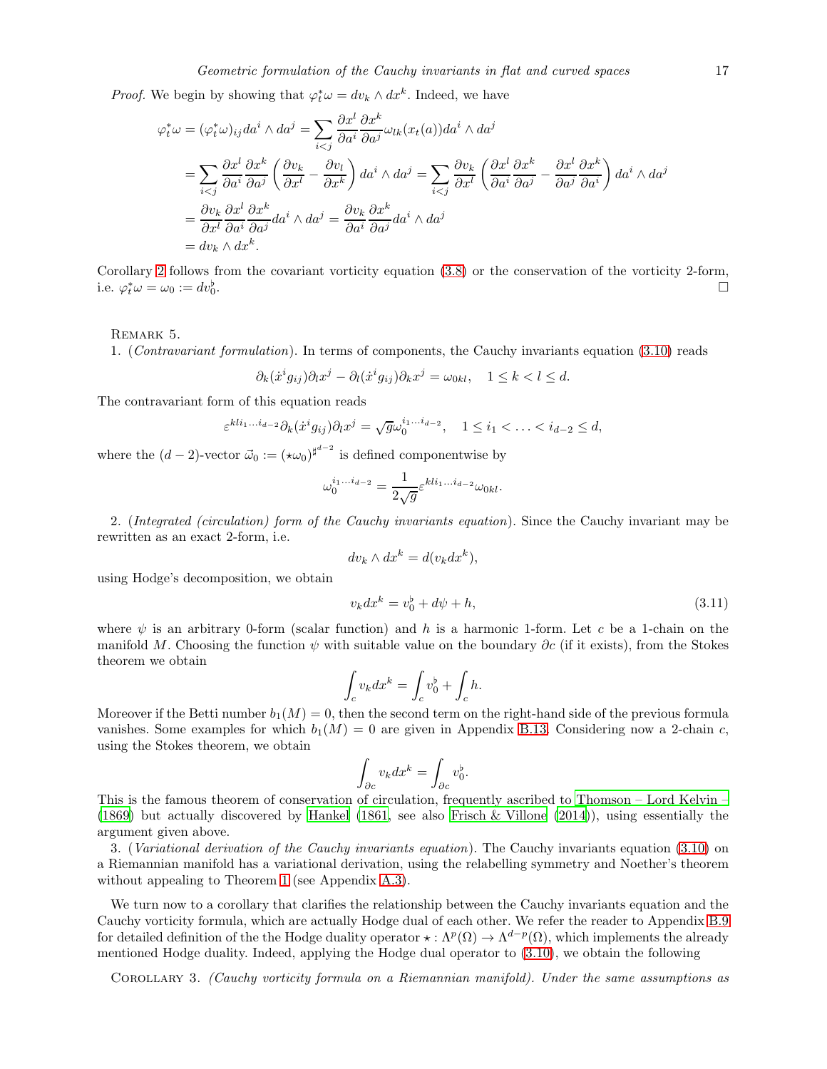*Proof.* We begin by showing that $\varphi_t^*\omega = dv_k \wedge dx^k$. Indeed, we have

$$
\begin{aligned}
\varphi_t^*\omega &= (\varphi_t^*\omega)_{ij} da^i \wedge da^j = \sum_{i<j} \frac{\partial x^l}{\partial a^i}\frac{\partial x^k}{\partial a^j}\omega_{lk}(x_t(a)) da^i \wedge da^j \\
&= \sum_{i<j} \frac{\partial x^l}{\partial a^i}\frac{\partial x^k}{\partial a^j}\left(\frac{\partial v_k}{\partial x^l} - \frac{\partial v_l}{\partial x^k}\right) da^i \wedge da^j = \sum_{i<j} \frac{\partial v_k}{\partial x^l}\left(\frac{\partial x^l}{\partial a^i}\frac{\partial x^k}{\partial a^j} - \frac{\partial x^l}{\partial a^j}\frac{\partial x^k}{\partial a^i}\right) da^i \wedge da^j \\
&= \frac{\partial v_k}{\partial x^l}\frac{\partial x^l}{\partial a^i}\frac{\partial x^k}{\partial a^j} da^i \wedge da^j = \frac{\partial v_k}{\partial a^i}\frac{\partial x^k}{\partial a^j} da^i \wedge da^j \\
&= dv_k \wedge dx^k.
\end{aligned}
$$

Corollary 2 follows from the covariant vorticity equation (3.8) or the conservation of the vorticity 2-form, i.e. $\varphi_t^*\omega = \omega_0 := dv_0^\flat$. □

Remark 5.

1. (*Contravariant formulation*). In terms of components, the Cauchy invariants equation (3.10) reads

$$
\partial_k(\dot{x}^i g_{ij})\partial_l x^j - \partial_l(\dot{x}^i g_{ij})\partial_k x^j = \omega_{0kl}, \quad 1 \le k < l \le d.
$$

The contravariant form of this equation reads

$$
\varepsilon^{kli_1\ldots i_{d-2}}\partial_k(\dot{x}^i g_{ij})\partial_l x^j = \sqrt{g}\,\omega_0^{i_1\ldots i_{d-2}}, \quad 1 \le i_1 < \ldots < i_{d-2} \le d,
$$

where the $(d-2)$-vector $\vec{\omega}_0 := (\star\omega_0)^{\sharp^{d-2}}$ is defined componentwise by

$$
\omega_0^{i_1\ldots i_{d-2}} = \frac{1}{2\sqrt{g}}\varepsilon^{kli_1\ldots i_{d-2}}\omega_{0kl}.
$$

2. (*Integrated (circulation) form of the Cauchy invariants equation*). Since the Cauchy invariant may be rewritten as an exact 2-form, i.e.

$$
dv_k \wedge dx^k = d(v_k dx^k),
$$

using Hodge's decomposition, we obtain

$$
v_k dx^k = v_0^\flat + d\psi + h, \tag{3.11}
$$

where $\psi$ is an arbitrary 0-form (scalar function) and $h$ is a harmonic 1-form. Let $c$ be a 1-chain on the manifold $M$. Choosing the function $\psi$ with suitable value on the boundary $\partial c$ (if it exists), from the Stokes theorem we obtain

$$
\int_c v_k dx^k = \int_c v_0^\flat + \int_c h.
$$

Moreover if the Betti number $b_1(M) = 0$, then the second term on the right-hand side of the previous formula vanishes. Some examples for which $b_1(M) = 0$ are given in Appendix B.13. Considering now a 2-chain $c$, using the Stokes theorem, we obtain

$$
\int_{\partial c} v_k dx^k = \int_{\partial c} v_0^\flat.
$$

This is the famous theorem of conservation of circulation, frequently ascribed to Thomson – Lord Kelvin – (1869) but actually discovered by Hankel (1861, see also Frisch & Villone (2014)), using essentially the argument given above.

3. (*Variational derivation of the Cauchy invariants equation*). The Cauchy invariants equation (3.10) on a Riemannian manifold has a variational derivation, using the relabelling symmetry and Noether's theorem without appealing to Theorem 1 (see Appendix A.3).

We turn now to a corollary that clarifies the relationship between the Cauchy invariants equation and the Cauchy vorticity formula, which are actually Hodge dual of each other. We refer the reader to Appendix B.9 for detailed definition of the the Hodge duality operator $\star : \Lambda^p(\Omega) \to \Lambda^{d-p}(\Omega)$, which implements the already mentioned Hodge duality. Indeed, applying the Hodge dual operator to (3.10), we obtain the following

Corollary 3. *(Cauchy vorticity formula on a Riemannian manifold). Under the same assumptions as*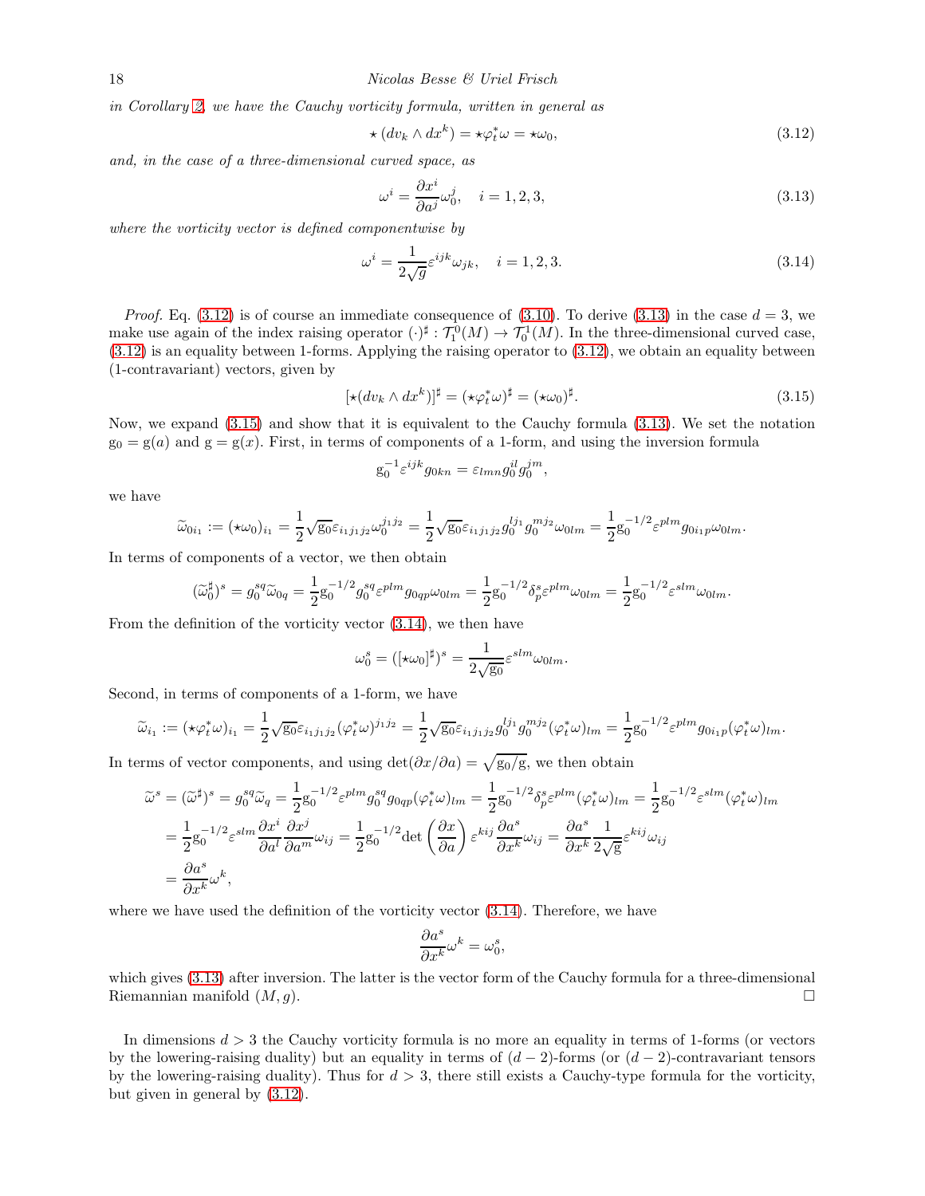*in Corollary 2, we have the Cauchy vorticity formula, written in general as*

$$\star\left(dv_k \wedge dx^k\right) = \star\varphi_t^*\omega = \star\omega_0, \tag{3.12}$$

*and, in the case of a three-dimensional curved space, as*

$$\omega^i = \frac{\partial x^i}{\partial a^j}\omega_0^j, \quad i = 1,2,3, \tag{3.13}$$

*where the vorticity vector is defined componentwise by*

$$\omega^i = \frac{1}{2\sqrt{g}}\varepsilon^{ijk}\omega_{jk}, \quad i = 1,2,3. \tag{3.14}$$

*Proof.* Eq. (3.12) is of course an immediate consequence of (3.10). To derive (3.13) in the case $d = 3$, we make use again of the index raising operator $(\cdot)^\sharp : \mathcal{T}_1^0(M) \to \mathcal{T}_0^1(M)$. In the three-dimensional curved case, (3.12) is an equality between 1-forms. Applying the raising operator to (3.12), we obtain an equality between (1-contravariant) vectors, given by

$$[\star(dv_k \wedge dx^k)]^\sharp = (\star\varphi_t^*\omega)^\sharp = (\star\omega_0)^\sharp. \tag{3.15}$$

Now, we expand (3.15) and show that it is equivalent to the Cauchy formula (3.13). We set the notation $\mathrm{g}_0 = \mathrm{g}(a)$ and $\mathrm{g} = \mathrm{g}(x)$. First, in terms of components of a 1-form, and using the inversion formula

$$\mathrm{g}_0^{-1}\varepsilon^{ijk}g_{0kn} = \varepsilon_{lmn}g_0^{il}g_0^{jm},$$

we have

$$\widetilde{\omega}_{0i_1} := (\star\omega_0)_{i_1} = \frac{1}{2}\sqrt{\mathrm{g}_0}\varepsilon_{i_1j_1j_2}\omega_0^{j_1j_2} = \frac{1}{2}\sqrt{\mathrm{g}_0}\varepsilon_{i_1j_1j_2}g_0^{lj_1}g_0^{mj_2}\omega_{0lm} = \frac{1}{2}\mathrm{g}_0^{-1/2}\varepsilon^{plm}g_{0i_1p}\omega_{0lm}.$$

In terms of components of a vector, we then obtain

$$(\widetilde{\omega}_0^\sharp)^s = g_0^{sq}\widetilde{\omega}_{0q} = \frac{1}{2}\mathrm{g}_0^{-1/2}g_0^{sq}\varepsilon^{plm}g_{0qp}\omega_{0lm} = \frac{1}{2}\mathrm{g}_0^{-1/2}\delta_p^s\varepsilon^{plm}\omega_{0lm} = \frac{1}{2}\mathrm{g}_0^{-1/2}\varepsilon^{slm}\omega_{0lm}.$$

From the definition of the vorticity vector (3.14), we then have

$$\omega_0^s = ([\star\omega_0]^\sharp)^s = \frac{1}{2\sqrt{\mathrm{g}_0}}\varepsilon^{slm}\omega_{0lm}.$$

Second, in terms of components of a 1-form, we have

$$\widetilde{\omega}_{i_1} := (\star\varphi_t^*\omega)_{i_1} = \frac{1}{2}\sqrt{\mathrm{g}_0}\varepsilon_{i_1j_1j_2}(\varphi_t^*\omega)^{j_1j_2} = \frac{1}{2}\sqrt{\mathrm{g}_0}\varepsilon_{i_1j_1j_2}g_0^{lj_1}g_0^{mj_2}(\varphi_t^*\omega)_{lm} = \frac{1}{2}\mathrm{g}_0^{-1/2}\varepsilon^{plm}g_{0i_1p}(\varphi_t^*\omega)_{lm}.$$

In terms of vector components, and using $\det(\partial x/\partial a) = \sqrt{\mathrm{g}_0/\mathrm{g}}$, we then obtain

$$\begin{aligned}
\widetilde{\omega}^s &= (\widetilde{\omega}^\sharp)^s = g_0^{sq}\widetilde{\omega}_q = \frac{1}{2}\mathrm{g}_0^{-1/2}\varepsilon^{plm}g_0^{sq}g_{0qp}(\varphi_t^*\omega)_{lm} = \frac{1}{2}\mathrm{g}_0^{-1/2}\delta_p^s\varepsilon^{plm}(\varphi_t^*\omega)_{lm} = \frac{1}{2}\mathrm{g}_0^{-1/2}\varepsilon^{slm}(\varphi_t^*\omega)_{lm} \\
&= \frac{1}{2}\mathrm{g}_0^{-1/2}\varepsilon^{slm}\frac{\partial x^i}{\partial a^l}\frac{\partial x^j}{\partial a^m}\omega_{ij} = \frac{1}{2}\mathrm{g}_0^{-1/2}\det\left(\frac{\partial x}{\partial a}\right)\varepsilon^{kij}\frac{\partial a^s}{\partial x^k}\omega_{ij} = \frac{\partial a^s}{\partial x^k}\frac{1}{2\sqrt{\mathrm{g}}}\varepsilon^{kij}\omega_{ij} \\
&= \frac{\partial a^s}{\partial x^k}\omega^k,
\end{aligned}$$

where we have used the definition of the vorticity vector (3.14). Therefore, we have

$$\frac{\partial a^s}{\partial x^k}\omega^k = \omega_0^s,$$

which gives (3.13) after inversion. The latter is the vector form of the Cauchy formula for a three-dimensional Riemannian manifold $(M, g)$. $\square$

In dimensions $d > 3$ the Cauchy vorticity formula is no more an equality in terms of 1-forms (or vectors by the lowering-raising duality) but an equality in terms of $(d-2)$-forms (or $(d-2)$-contravariant tensors by the lowering-raising duality). Thus for $d > 3$, there still exists a Cauchy-type formula for the vorticity, but given in general by (3.12).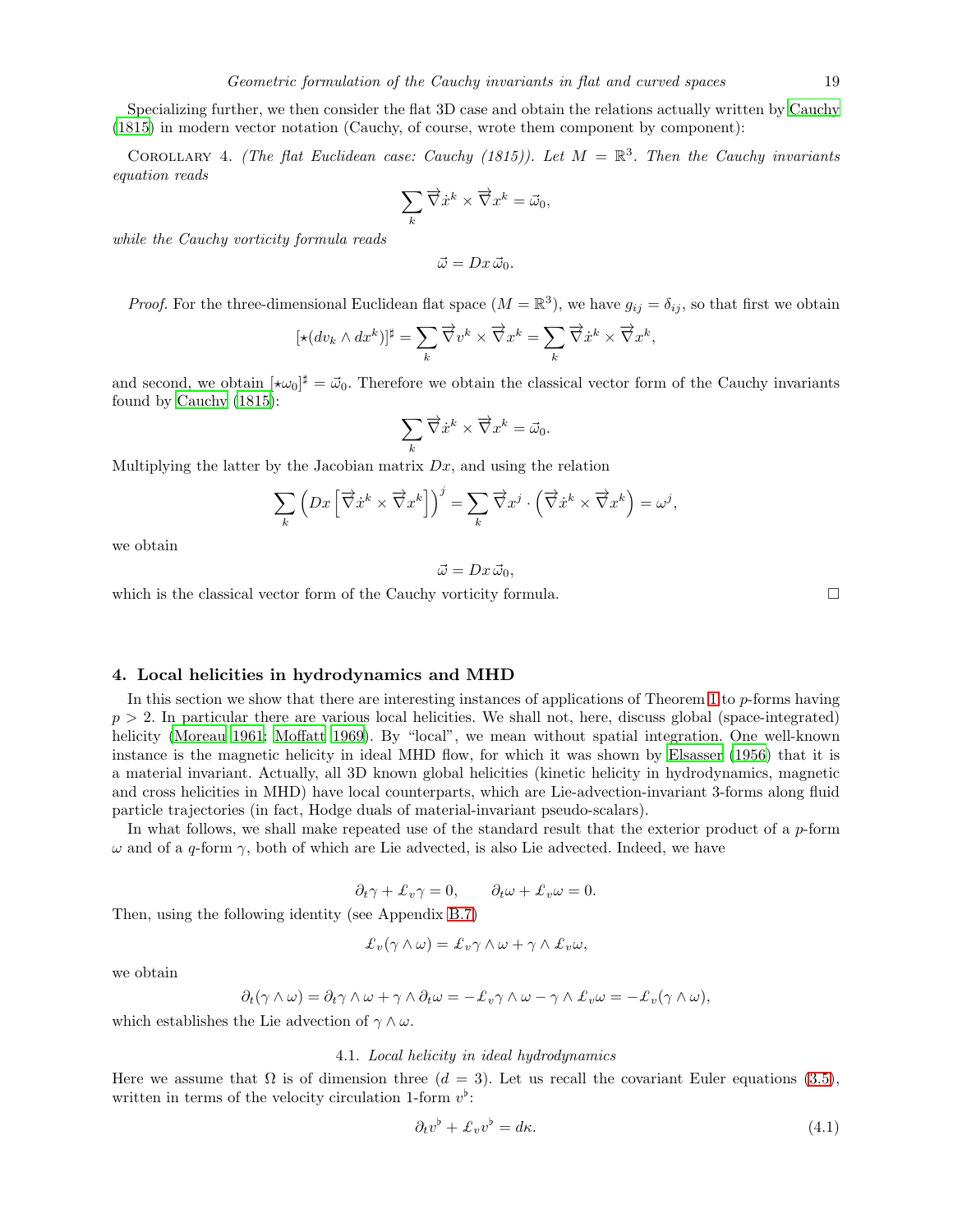Specializing further, we then consider the flat 3D case and obtain the relations actually written by Cauchy (1815) in modern vector notation (Cauchy, of course, wrote them component by component):

Corollary 4. *(The flat Euclidean case: Cauchy (1815)). Let $M = \mathbb{R}^3$. Then the Cauchy invariants equation reads*

$$\sum_k \vec{\nabla}\dot{x}^k \times \vec{\nabla}x^k = \vec{\omega}_0,$$

*while the Cauchy vorticity formula reads*

$$\vec{\omega} = Dx\,\vec{\omega}_0.$$

*Proof.* For the three-dimensional Euclidean flat space ($M = \mathbb{R}^3$), we have $g_{ij} = \delta_{ij}$, so that first we obtain

$$[\star(dv_k \wedge dx^k)]^\sharp = \sum_k \vec{\nabla}v^k \times \vec{\nabla}x^k = \sum_k \vec{\nabla}\dot{x}^k \times \vec{\nabla}x^k,$$

and second, we obtain $[\star\omega_0]^\sharp = \vec{\omega}_0$. Therefore we obtain the classical vector form of the Cauchy invariants found by Cauchy (1815):

$$\sum_k \vec{\nabla}\dot{x}^k \times \vec{\nabla}x^k = \vec{\omega}_0.$$

Multiplying the latter by the Jacobian matrix $Dx$, and using the relation

$$\sum_k \left(Dx\left[\vec{\nabla}\dot{x}^k \times \vec{\nabla}x^k\right]\right)^j = \sum_k \vec{\nabla}x^j \cdot \left(\vec{\nabla}\dot{x}^k \times \vec{\nabla}x^k\right) = \omega^j,$$

we obtain

$$\vec{\omega} = Dx\,\vec{\omega}_0,$$

which is the classical vector form of the Cauchy vorticity formula. □

## 4. Local helicities in hydrodynamics and MHD

In this section we show that there are interesting instances of applications of Theorem 1 to $p$-forms having $p > 2$. In particular there are various local helicities. We shall not, here, discuss global (space-integrated) helicity (Moreau 1961; Moffatt 1969). By "local", we mean without spatial integration. One well-known instance is the magnetic helicity in ideal MHD flow, for which it was shown by Elsasser (1956) that it is a material invariant. Actually, all 3D known global helicities (kinetic helicity in hydrodynamics, magnetic and cross helicities in MHD) have local counterparts, which are Lie-advection-invariant 3-forms along fluid particle trajectories (in fact, Hodge duals of material-invariant pseudo-scalars).

In what follows, we shall make repeated use of the standard result that the exterior product of a $p$-form $\omega$ and of a $q$-form $\gamma$, both of which are Lie advected, is also Lie advected. Indeed, we have

$$\partial_t\gamma + \pounds_v\gamma = 0, \qquad \partial_t\omega + \pounds_v\omega = 0.$$

Then, using the following identity (see Appendix B.7)

$$\pounds_v(\gamma \wedge \omega) = \pounds_v\gamma \wedge \omega + \gamma \wedge \pounds_v\omega,$$

we obtain

$$\partial_t(\gamma \wedge \omega) = \partial_t\gamma \wedge \omega + \gamma \wedge \partial_t\omega = -\pounds_v\gamma \wedge \omega - \gamma \wedge \pounds_v\omega = -\pounds_v(\gamma \wedge \omega),$$

which establishes the Lie advection of $\gamma \wedge \omega$.

### 4.1. *Local helicity in ideal hydrodynamics*

Here we assume that $\Omega$ is of dimension three ($d = 3$). Let us recall the covariant Euler equations (3.5), written in terms of the velocity circulation 1-form $v^\flat$:

$$\partial_t v^\flat + \pounds_v v^\flat = d\kappa. \tag{4.1}$$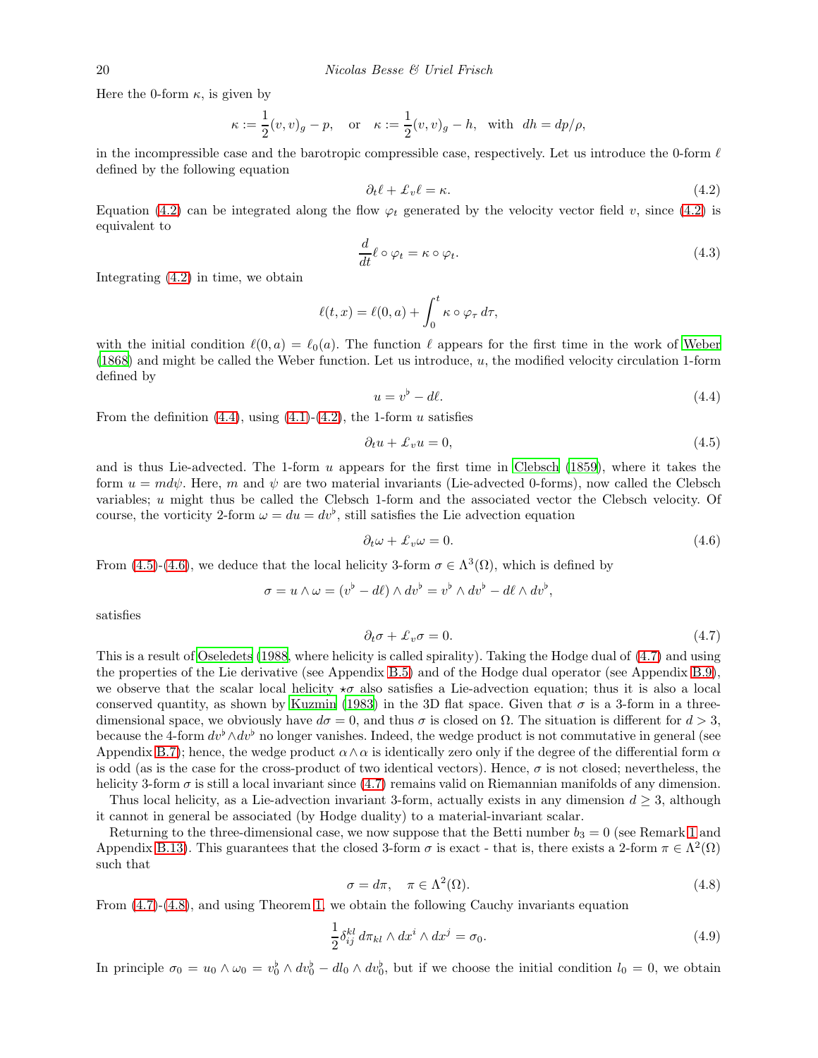Here the 0-form $\kappa$, is given by

$$\kappa := \frac{1}{2}(v,v)_g - p, \quad \text{or} \quad \kappa := \frac{1}{2}(v,v)_g - h, \ \text{ with } \ dh = dp/\rho,$$

in the incompressible case and the barotropic compressible case, respectively. Let us introduce the 0-form $\ell$ defined by the following equation

$$\partial_t \ell + \mathcal{L}_v \ell = \kappa. \tag{4.2}$$

Equation (4.2) can be integrated along the flow $\varphi_t$ generated by the velocity vector field $v$, since (4.2) is equivalent to

$$\frac{d}{dt}\ell \circ \varphi_t = \kappa \circ \varphi_t. \tag{4.3}$$

Integrating (4.2) in time, we obtain

$$\ell(t,x) = \ell(0,a) + \int_0^t \kappa \circ \varphi_\tau \, d\tau,$$

with the initial condition $\ell(0,a) = \ell_0(a)$. The function $\ell$ appears for the first time in the work of Weber (1868) and might be called the Weber function. Let us introduce, $u$, the modified velocity circulation 1-form defined by

$$u = v^\flat - d\ell. \tag{4.4}$$

From the definition (4.4), using (4.1)-(4.2), the 1-form $u$ satisfies

$$\partial_t u + \mathcal{L}_v u = 0, \tag{4.5}$$

and is thus Lie-advected. The 1-form $u$ appears for the first time in Clebsch (1859), where it takes the form $u = md\psi$. Here, $m$ and $\psi$ are two material invariants (Lie-advected 0-forms), now called the Clebsch variables; $u$ might thus be called the Clebsch 1-form and the associated vector the Clebsch velocity. Of course, the vorticity 2-form $\omega = du = dv^\flat$, still satisfies the Lie advection equation

$$\partial_t \omega + \mathcal{L}_v \omega = 0. \tag{4.6}$$

From (4.5)-(4.6), we deduce that the local helicity 3-form $\sigma \in \Lambda^3(\Omega)$, which is defined by

$$\sigma = u \wedge \omega = (v^\flat - d\ell) \wedge dv^\flat = v^\flat \wedge dv^\flat - d\ell \wedge dv^\flat,$$

satisfies

$$\partial_t \sigma + \mathcal{L}_v \sigma = 0. \tag{4.7}$$

This is a result of Oseledets (1988, where helicity is called spirality). Taking the Hodge dual of (4.7) and using the properties of the Lie derivative (see Appendix B.5) and of the Hodge dual operator (see Appendix B.9), we observe that the scalar local helicity $\star\sigma$ also satisfies a Lie-advection equation; thus it is also a local conserved quantity, as shown by Kuzmin (1983) in the 3D flat space. Given that $\sigma$ is a 3-form in a three-dimensional space, we obviously have $d\sigma = 0$, and thus $\sigma$ is closed on $\Omega$. The situation is different for $d > 3$, because the 4-form $dv^\flat \wedge dv^\flat$ no longer vanishes. Indeed, the wedge product is not commutative in general (see Appendix B.7); hence, the wedge product $\alpha \wedge \alpha$ is identically zero only if the degree of the differential form $\alpha$ is odd (as is the case for the cross-product of two identical vectors). Hence, $\sigma$ is not closed; nevertheless, the helicity 3-form $\sigma$ is still a local invariant since (4.7) remains valid on Riemannian manifolds of any dimension.

Thus local helicity, as a Lie-advection invariant 3-form, actually exists in any dimension $d \geq 3$, although it cannot in general be associated (by Hodge duality) to a material-invariant scalar.

Returning to the three-dimensional case, we now suppose that the Betti number $b_3 = 0$ (see Remark 1 and Appendix B.13). This guarantees that the closed 3-form $\sigma$ is exact - that is, there exists a 2-form $\pi \in \Lambda^2(\Omega)$ such that

$$\sigma = d\pi, \quad \pi \in \Lambda^2(\Omega). \tag{4.8}$$

From (4.7)-(4.8), and using Theorem 1, we obtain the following Cauchy invariants equation

$$\frac{1}{2}\delta_{ij}^{kl}\, d\pi_{kl} \wedge dx^i \wedge dx^j = \sigma_0. \tag{4.9}$$

In principle $\sigma_0 = u_0 \wedge \omega_0 = v_0^\flat \wedge dv_0^\flat - dl_0 \wedge dv_0^\flat$, but if we choose the initial condition $l_0 = 0$, we obtain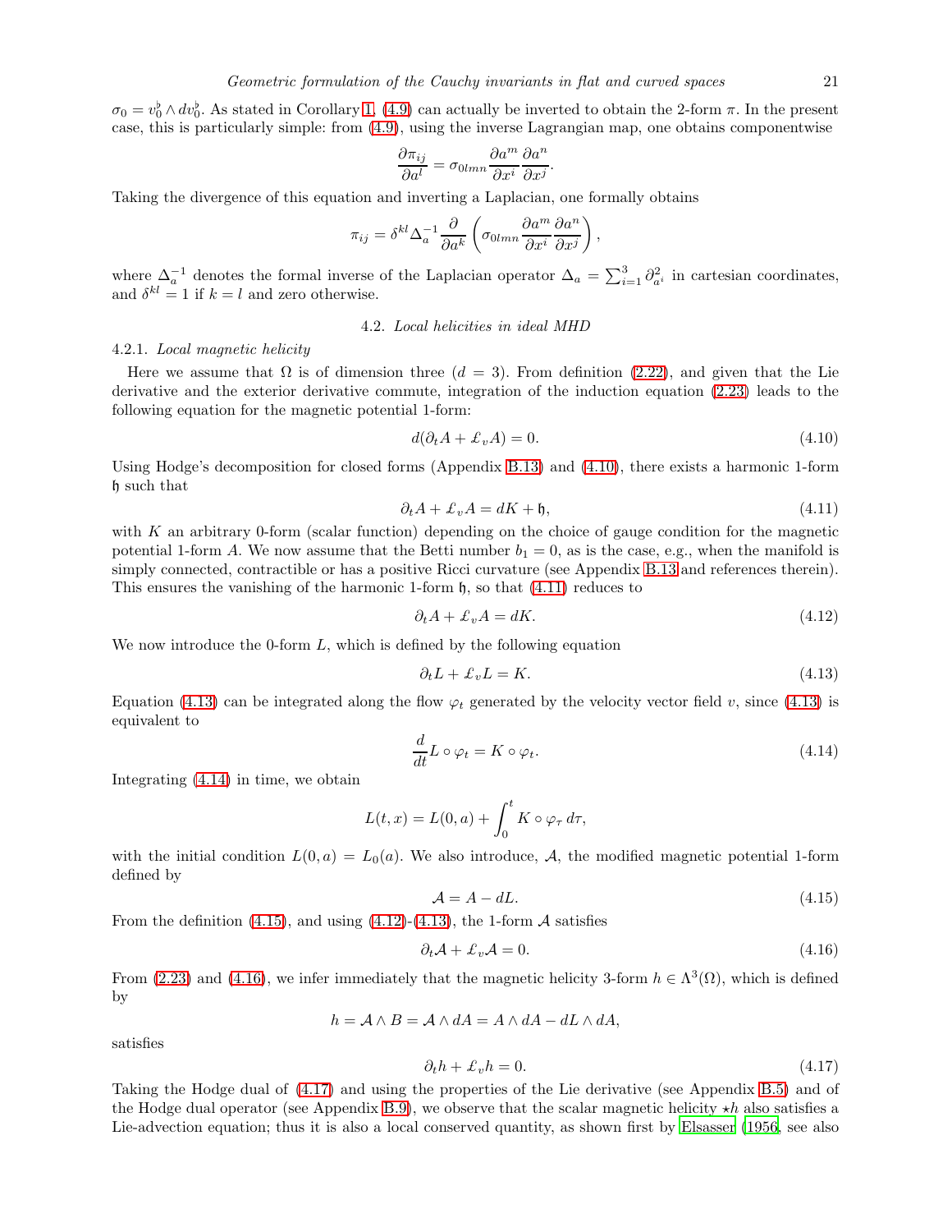$\sigma_0 = v_0^\flat \wedge dv_0^\flat$. As stated in Corollary 1, (4.9) can actually be inverted to obtain the 2-form $\pi$. In the present case, this is particularly simple: from (4.9), using the inverse Lagrangian map, one obtains componentwise

$$\frac{\partial \pi_{ij}}{\partial a^l} = \sigma_{0lmn} \frac{\partial a^m}{\partial x^i} \frac{\partial a^n}{\partial x^j}.$$

Taking the divergence of this equation and inverting a Laplacian, one formally obtains

$$\pi_{ij} = \delta^{kl} \Delta_a^{-1} \frac{\partial}{\partial a^k} \left( \sigma_{0lmn} \frac{\partial a^m}{\partial x^i} \frac{\partial a^n}{\partial x^j} \right),$$

where $\Delta_a^{-1}$ denotes the formal inverse of the Laplacian operator $\Delta_a = \sum_{i=1}^{3} \partial_{a^i}^2$ in cartesian coordinates, and $\delta^{kl} = 1$ if $k = l$ and zero otherwise.

### 4.2. *Local helicities in ideal MHD*

#### 4.2.1. *Local magnetic helicity*

Here we assume that $\Omega$ is of dimension three ($d = 3$). From definition (2.22), and given that the Lie derivative and the exterior derivative commute, integration of the induction equation (2.23) leads to the following equation for the magnetic potential 1-form:

$$d(\partial_t A + \pounds_v A) = 0. \tag{4.10}$$

Using Hodge's decomposition for closed forms (Appendix B.13) and (4.10), there exists a harmonic 1-form $\mathfrak{h}$ such that

$$\partial_t A + \pounds_v A = dK + \mathfrak{h}, \tag{4.11}$$

with $K$ an arbitrary 0-form (scalar function) depending on the choice of gauge condition for the magnetic potential 1-form $A$. We now assume that the Betti number $b_1 = 0$, as is the case, e.g., when the manifold is simply connected, contractible or has a positive Ricci curvature (see Appendix B.13 and references therein). This ensures the vanishing of the harmonic 1-form $\mathfrak{h}$, so that (4.11) reduces to

$$\partial_t A + \pounds_v A = dK. \tag{4.12}$$

We now introduce the 0-form $L$, which is defined by the following equation

$$\partial_t L + \pounds_v L = K. \tag{4.13}$$

Equation (4.13) can be integrated along the flow $\varphi_t$ generated by the velocity vector field $v$, since (4.13) is equivalent to

$$\frac{d}{dt} L \circ \varphi_t = K \circ \varphi_t. \tag{4.14}$$

Integrating (4.14) in time, we obtain

$$L(t, x) = L(0, a) + \int_0^t K \circ \varphi_\tau \, d\tau,$$

with the initial condition $L(0, a) = L_0(a)$. We also introduce, $\mathcal{A}$, the modified magnetic potential 1-form defined by

$$\mathcal{A} = A - dL. \tag{4.15}$$

From the definition (4.15), and using (4.12)-(4.13), the 1-form $\mathcal{A}$ satisfies

$$\partial_t \mathcal{A} + \pounds_v \mathcal{A} = 0. \tag{4.16}$$

From (2.23) and (4.16), we infer immediately that the magnetic helicity 3-form $h \in \Lambda^3(\Omega)$, which is defined by

$$h = \mathcal{A} \wedge B = \mathcal{A} \wedge dA = A \wedge dA - dL \wedge dA,$$

satisfies

$$\partial_t h + \pounds_v h = 0. \tag{4.17}$$

Taking the Hodge dual of (4.17) and using the properties of the Lie derivative (see Appendix B.5) and of the Hodge dual operator (see Appendix B.9), we observe that the scalar magnetic helicity $\star h$ also satisfies a Lie-advection equation; thus it is also a local conserved quantity, as shown first by Elsasser (1956, see also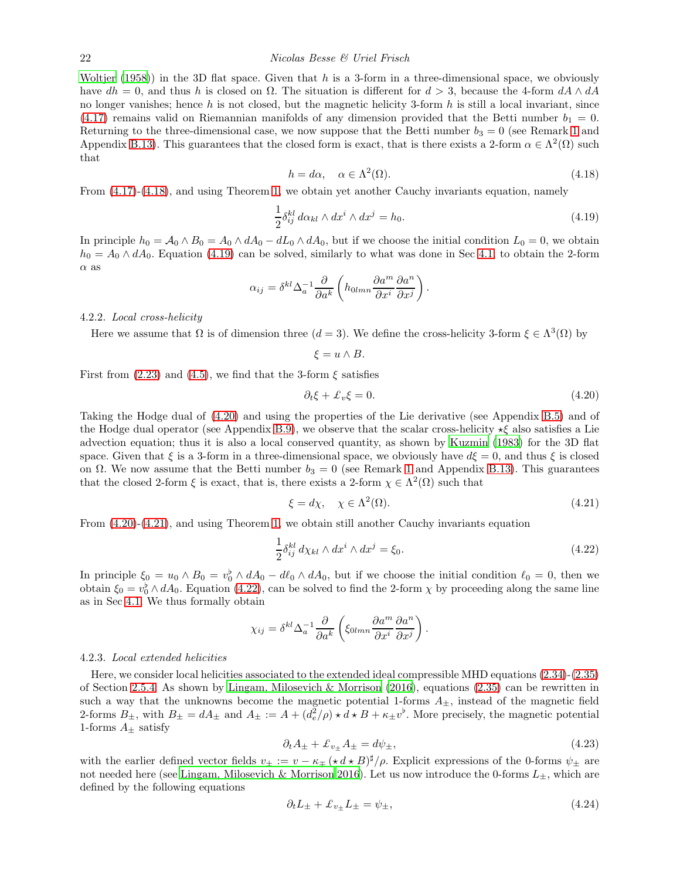Woltjer (1958)) in the 3D flat space. Given that $h$ is a 3-form in a three-dimensional space, we obviously have $dh = 0$, and thus $h$ is closed on $\Omega$. The situation is different for $d > 3$, because the 4-form $dA \wedge dA$ no longer vanishes; hence $h$ is not closed, but the magnetic helicity 3-form $h$ is still a local invariant, since (4.17) remains valid on Riemannian manifolds of any dimension provided that the Betti number $b_1 = 0$. Returning to the three-dimensional case, we now suppose that the Betti number $b_3 = 0$ (see Remark 1 and Appendix B.13). This guarantees that the closed form is exact, that is there exists a 2-form $\alpha \in \Lambda^2(\Omega)$ such that

$$h = d\alpha, \quad \alpha \in \Lambda^2(\Omega). \tag{4.18}$$

From (4.17)-(4.18), and using Theorem 1, we obtain yet another Cauchy invariants equation, namely

$$\frac{1}{2}\delta_{ij}^{kl}\, d\alpha_{kl} \wedge dx^i \wedge dx^j = h_0. \tag{4.19}$$

In principle $h_0 = \mathcal{A}_0 \wedge B_0 = A_0 \wedge dA_0 - dL_0 \wedge dA_0$, but if we choose the initial condition $L_0 = 0$, we obtain $h_0 = A_0 \wedge dA_0$. Equation (4.19) can be solved, similarly to what was done in Sec 4.1, to obtain the 2-form $\alpha$ as

$$\alpha_{ij} = \delta^{kl}\Delta_a^{-1}\frac{\partial}{\partial a^k}\left(h_{0lmn}\frac{\partial a^m}{\partial x^i}\frac{\partial a^n}{\partial x^j}\right).$$

4.2.2. *Local cross-helicity*

Here we assume that $\Omega$ is of dimension three ($d = 3$). We define the cross-helicity 3-form $\xi \in \Lambda^3(\Omega)$ by

$$\xi = u \wedge B.$$

First from (2.23) and (4.5), we find that the 3-form $\xi$ satisfies

$$\partial_t \xi + \pounds_v \xi = 0. \tag{4.20}$$

Taking the Hodge dual of (4.20) and using the properties of the Lie derivative (see Appendix B.5) and of the Hodge dual operator (see Appendix B.9), we observe that the scalar cross-helicity $\star\xi$ also satisfies a Lie advection equation; thus it is also a local conserved quantity, as shown by Kuzmin (1983) for the 3D flat space. Given that $\xi$ is a 3-form in a three-dimensional space, we obviously have $d\xi = 0$, and thus $\xi$ is closed on $\Omega$. We now assume that the Betti number $b_3 = 0$ (see Remark 1 and Appendix B.13). This guarantees that the closed 2-form $\xi$ is exact, that is, there exists a 2-form $\chi \in \Lambda^2(\Omega)$ such that

$$\xi = d\chi, \quad \chi \in \Lambda^2(\Omega). \tag{4.21}$$

From (4.20)-(4.21), and using Theorem 1, we obtain still another Cauchy invariants equation

$$\frac{1}{2}\delta_{ij}^{kl}\, d\chi_{kl} \wedge dx^i \wedge dx^j = \xi_0. \tag{4.22}$$

In principle $\xi_0 = u_0 \wedge B_0 = v_0^\flat \wedge dA_0 - d\ell_0 \wedge dA_0$, but if we choose the initial condition $\ell_0 = 0$, then we obtain $\xi_0 = v_0^\flat \wedge dA_0$. Equation (4.22), can be solved to find the 2-form $\chi$ by proceeding along the same line as in Sec 4.1. We thus formally obtain

$$\chi_{ij} = \delta^{kl}\Delta_a^{-1}\frac{\partial}{\partial a^k}\left(\xi_{0lmn}\frac{\partial a^m}{\partial x^i}\frac{\partial a^n}{\partial x^j}\right).$$

4.2.3. *Local extended helicities*

Here, we consider local helicities associated to the extended ideal compressible MHD equations (2.34)-(2.35) of Section 2.5.4. As shown by Lingam, Milosevich & Morrison (2016), equations (2.35) can be rewritten in such a way that the unknowns become the magnetic potential 1-forms $A_\pm$, instead of the magnetic field 2-forms $B_\pm$, with $B_\pm = dA_\pm$ and $A_\pm := A + (d_e^2/\rho)\star d \star B + \kappa_\pm v^\flat$. More precisely, the magnetic potential 1-forms $A_\pm$ satisfy

$$\partial_t A_\pm + \pounds_{v_\pm} A_\pm = d\psi_\pm, \tag{4.23}$$

with the earlier defined vector fields $v_\pm := v - \kappa_\mp (\star d \star B)^\sharp/\rho$. Explicit expressions of the 0-forms $\psi_\pm$ are not needed here (see Lingam, Milosevich & Morrison 2016). Let us now introduce the 0-forms $L_\pm$, which are defined by the following equations

$$\partial_t L_\pm + \pounds_{v_\pm} L_\pm = \psi_\pm, \tag{4.24}$$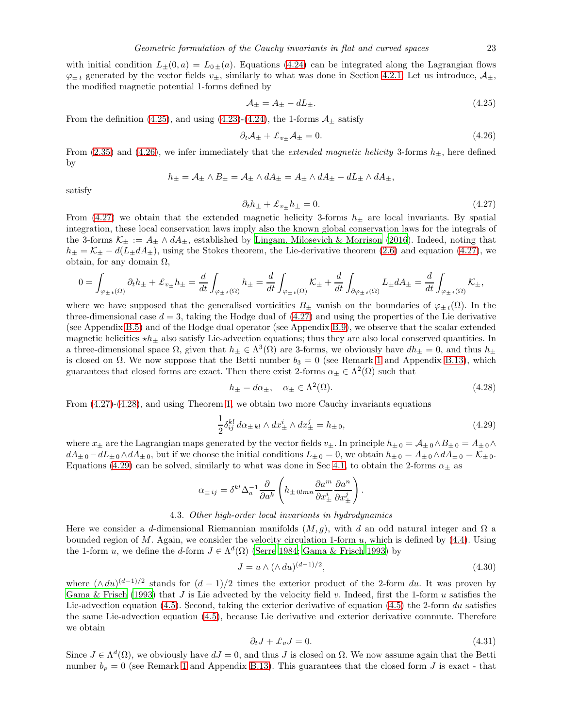with initial condition $L_{\pm}(0,a) = L_{0\,\pm}(a)$. Equations (4.24) can be integrated along the Lagrangian flows $\varphi_{\pm\,t}$ generated by the vector fields $v_{\pm}$, similarly to what was done in Section 4.2.1. Let us introduce, $\mathcal{A}_{\pm}$, the modified magnetic potential 1-forms defined by

$$\mathcal{A}_{\pm} = A_{\pm} - dL_{\pm}. \tag{4.25}$$

From the definition (4.25), and using (4.23)-(4.24), the 1-forms $\mathcal{A}_{\pm}$ satisfy

$$\partial_t \mathcal{A}_{\pm} + \pounds_{v_{\pm}} \mathcal{A}_{\pm} = 0. \tag{4.26}$$

From (2.35) and (4.26), we infer immediately that the *extended magnetic helicity* 3-forms $h_{\pm}$, here defined by

$$h_{\pm} = \mathcal{A}_{\pm} \wedge B_{\pm} = \mathcal{A}_{\pm} \wedge dA_{\pm} = A_{\pm} \wedge dA_{\pm} - dL_{\pm} \wedge dA_{\pm},$$

satisfy

$$\partial_t h_{\pm} + \pounds_{v_{\pm}} h_{\pm} = 0. \tag{4.27}$$

From (4.27) we obtain that the extended magnetic helicity 3-forms $h_{\pm}$ are local invariants. By spatial integration, these local conservation laws imply also the known global conservation laws for the integrals of the 3-forms $\mathcal{K}_{\pm} := A_{\pm} \wedge dA_{\pm}$, established by Lingam, Milosevich & Morrison (2016). Indeed, noting that $h_{\pm} = \mathcal{K}_{\pm} - d(L_{\pm} dA_{\pm})$, using the Stokes theorem, the Lie-derivative theorem (2.6) and equation (4.27), we obtain, for any domain $\Omega$,

$$0 = \int_{\varphi_{\pm\,t}(\Omega)} \partial_t h_{\pm} + \pounds_{v_{\pm}} h_{\pm} = \frac{d}{dt} \int_{\varphi_{\pm\,t}(\Omega)} h_{\pm} = \frac{d}{dt} \int_{\varphi_{\pm\,t}(\Omega)} \mathcal{K}_{\pm} + \frac{d}{dt} \int_{\partial \varphi_{\pm\,t}(\Omega)} L_{\pm} dA_{\pm} = \frac{d}{dt} \int_{\varphi_{\pm\,t}(\Omega)} \mathcal{K}_{\pm},$$

where we have supposed that the generalised vorticities $B_{\pm}$ vanish on the boundaries of $\varphi_{\pm\,t}(\Omega)$. In the three-dimensional case $d = 3$, taking the Hodge dual of (4.27) and using the properties of the Lie derivative (see Appendix B.5) and of the Hodge dual operator (see Appendix B.9), we observe that the scalar extended magnetic helicities $\star h_{\pm}$ also satisfy Lie-advection equations; thus they are also local conserved quantities. In a three-dimensional space $\Omega$, given that $h_{\pm} \in \Lambda^3(\Omega)$ are 3-forms, we obviously have $dh_{\pm} = 0$, and thus $h_{\pm}$ is closed on $\Omega$. We now suppose that the Betti number $b_3 = 0$ (see Remark 1 and Appendix B.13), which guarantees that closed forms are exact. Then there exist 2-forms $\alpha_{\pm} \in \Lambda^2(\Omega)$ such that

$$h_{\pm} = d\alpha_{\pm}, \quad \alpha_{\pm} \in \Lambda^2(\Omega). \tag{4.28}$$

From (4.27)-(4.28), and using Theorem 1, we obtain two more Cauchy invariants equations

$$\frac{1}{2} \delta^{kl}_{ij} \, d\alpha_{\pm\,kl} \wedge dx^i_{\pm} \wedge dx^j_{\pm} = h_{\pm\,0}, \tag{4.29}$$

where $x_{\pm}$ are the Lagrangian maps generated by the vector fields $v_{\pm}$. In principle $h_{\pm\,0} = \mathcal{A}_{\pm\,0} \wedge B_{\pm\,0} = A_{\pm\,0} \wedge dA_{\pm\,0} - dL_{\pm\,0} \wedge dA_{\pm\,0}$, but if we choose the initial conditions $L_{\pm\,0} = 0$, we obtain $h_{\pm\,0} = A_{\pm\,0} \wedge dA_{\pm\,0} = \mathcal{K}_{\pm\,0}$. Equations (4.29) can be solved, similarly to what was done in Sec 4.1, to obtain the 2-forms $\alpha_{\pm}$ as

$$\alpha_{\pm\,ij} = \delta^{kl} \Delta_a^{-1} \frac{\partial}{\partial a^k} \left( h_{\pm\,0lmn} \frac{\partial a^m}{\partial x^i_{\pm}} \frac{\partial a^n}{\partial x^j_{\pm}} \right).$$

### 4.3. *Other high-order local invariants in hydrodynamics*

Here we consider a $d$-dimensional Riemannian manifolds $(M, g)$, with $d$ an odd natural integer and $\Omega$ a bounded region of $M$. Again, we consider the velocity circulation 1-form $u$, which is defined by (4.4). Using the 1-form $u$, we define the $d$-form $J \in \Lambda^d(\Omega)$ (Serre 1984; Gama & Frisch 1993) by

$$J = u \wedge (\wedge\, du)^{(d-1)/2}, \tag{4.30}$$

where $(\wedge\, du)^{(d-1)/2}$ stands for $(d-1)/2$ times the exterior product of the 2-form $du$. It was proven by Gama & Frisch (1993) that $J$ is Lie advected by the velocity field $v$. Indeed, first the 1-form $u$ satisfies the Lie-advection equation (4.5). Second, taking the exterior derivative of equation (4.5) the 2-form $du$ satisfies the same Lie-advection equation (4.5), because Lie derivative and exterior derivative commute. Therefore we obtain

$$\partial_t J + \pounds_v J = 0. \tag{4.31}$$

Since $J \in \Lambda^d(\Omega)$, we obviously have $dJ = 0$, and thus $J$ is closed on $\Omega$. We now assume again that the Betti number $b_p = 0$ (see Remark 1 and Appendix B.13). This guarantees that the closed form $J$ is exact - that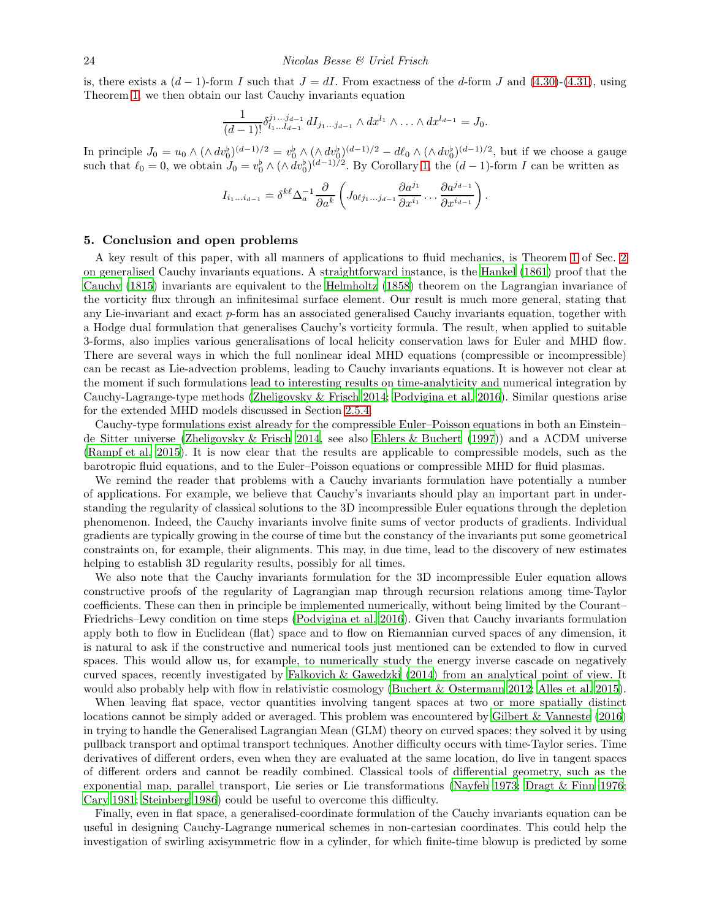is, there exists a $(d-1)$-form $I$ such that $J = dI$. From exactness of the $d$-form $J$ and (4.30)-(4.31), using Theorem 1, we then obtain our last Cauchy invariants equation

$$\frac{1}{(d-1)!}\delta^{j_1\ldots j_{d-1}}_{l_1\ldots l_{d-1}}\, dI_{j_1\ldots j_{d-1}} \wedge dx^{l_1} \wedge \ldots \wedge dx^{l_{d-1}} = J_0.$$

In principle $J_0 = u_0 \wedge (\wedge\, dv_0^\flat)^{(d-1)/2} = v_0^\flat \wedge (\wedge\, dv_0^\flat)^{(d-1)/2} - d\ell_0 \wedge (\wedge\, dv_0^\flat)^{(d-1)/2}$, but if we choose a gauge such that $\ell_0 = 0$, we obtain $J_0 = v_0^\flat \wedge (\wedge\, dv_0^\flat)^{(d-1)/2}$. By Corollary 1, the $(d-1)$-form $I$ can be written as

$$I_{i_1\ldots i_{d-1}} = \delta^{k\ell}\Delta_a^{-1}\frac{\partial}{\partial a^k}\left(J_{0\ell j_1\ldots j_{d-1}}\frac{\partial a^{j_1}}{\partial x^{i_1}}\cdots\frac{\partial a^{j_{d-1}}}{\partial x^{i_{d-1}}}\right).$$

## 5. Conclusion and open problems

A key result of this paper, with all manners of applications to fluid mechanics, is Theorem 1 of Sec. 2 on generalised Cauchy invariants equations. A straightforward instance, is the Hankel (1861) proof that the Cauchy (1815) invariants are equivalent to the Helmholtz (1858) theorem on the Lagrangian invariance of the vorticity flux through an infinitesimal surface element. Our result is much more general, stating that any Lie-invariant and exact $p$-form has an associated generalised Cauchy invariants equation, together with a Hodge dual formulation that generalises Cauchy's vorticity formula. The result, when applied to suitable 3-forms, also implies various generalisations of local helicity conservation laws for Euler and MHD flow. There are several ways in which the full nonlinear ideal MHD equations (compressible or incompressible) can be recast as Lie-advection problems, leading to Cauchy invariants equations. It is however not clear at the moment if such formulations lead to interesting results on time-analyticity and numerical integration by Cauchy-Lagrange-type methods (Zheligovsky & Frisch 2014; Podvigina et al. 2016). Similar questions arise for the extended MHD models discussed in Section 2.5.4.

Cauchy-type formulations exist already for the compressible Euler–Poisson equations in both an Einstein–de Sitter universe (Zheligovsky & Frisch 2014, see also Ehlers & Buchert (1997)) and a ΛCDM universe (Rampf et al. 2015). It is now clear that the results are applicable to compressible models, such as the barotropic fluid equations, and to the Euler–Poisson equations or compressible MHD for fluid plasmas.

We remind the reader that problems with a Cauchy invariants formulation have potentially a number of applications. For example, we believe that Cauchy's invariants should play an important part in understanding the regularity of classical solutions to the 3D incompressible Euler equations through the depletion phenomenon. Indeed, the Cauchy invariants involve finite sums of vector products of gradients. Individual gradients are typically growing in the course of time but the constancy of the invariants put some geometrical constraints on, for example, their alignments. This may, in due time, lead to the discovery of new estimates helping to establish 3D regularity results, possibly for all times.

We also note that the Cauchy invariants formulation for the 3D incompressible Euler equation allows constructive proofs of the regularity of Lagrangian map through recursion relations among time-Taylor coefficients. These can then in principle be implemented numerically, without being limited by the Courant–Friedrichs–Lewy condition on time steps (Podvigina et al. 2016). Given that Cauchy invariants formulation apply both to flow in Euclidean (flat) space and to flow on Riemannian curved spaces of any dimension, it is natural to ask if the constructive and numerical tools just mentioned can be extended to flow in curved spaces. This would allow us, for example, to numerically study the energy inverse cascade on negatively curved spaces, recently investigated by Falkovich & Gawedzki (2014) from an analytical point of view. It would also probably help with flow in relativistic cosmology (Buchert & Ostermann 2012; Alles et al. 2015).

When leaving flat space, vector quantities involving tangent spaces at two or more spatially distinct locations cannot be simply added or averaged. This problem was encountered by Gilbert & Vanneste (2016) in trying to handle the Generalised Lagrangian Mean (GLM) theory on curved spaces; they solved it by using pullback transport and optimal transport techniques. Another difficulty occurs with time-Taylor series. Time derivatives of different orders, even when they are evaluated at the same location, do live in tangent spaces of different orders and cannot be readily combined. Classical tools of differential geometry, such as the exponential map, parallel transport, Lie series or Lie transformations (Nayfeh 1973; Dragt & Finn 1976; Cary 1981; Steinberg 1986) could be useful to overcome this difficulty.

Finally, even in flat space, a generalised-coordinate formulation of the Cauchy invariants equation can be useful in designing Cauchy-Lagrange numerical schemes in non-cartesian coordinates. This could help the investigation of swirling axisymmetric flow in a cylinder, for which finite-time blowup is predicted by some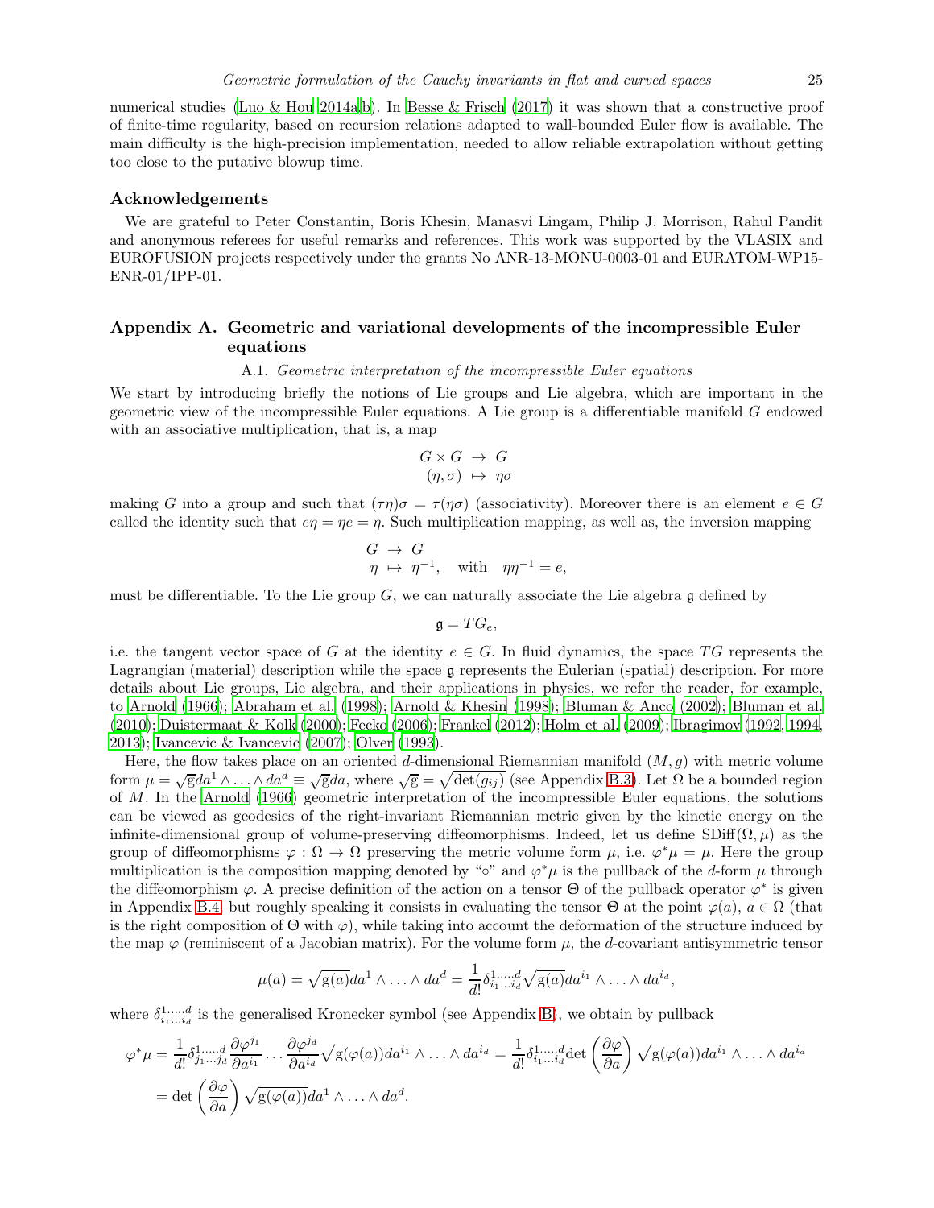numerical studies (Luo & Hou 2014a,b). In Besse & Frisch (2017) it was shown that a constructive proof of finite-time regularity, based on recursion relations adapted to wall-bounded Euler flow is available. The main difficulty is the high-precision implementation, needed to allow reliable extrapolation without getting too close to the putative blowup time.

### Acknowledgements

We are grateful to Peter Constantin, Boris Khesin, Manasvi Lingam, Philip J. Morrison, Rahul Pandit and anonymous referees for useful remarks and references. This work was supported by the VLASIX and EUROFUSION projects respectively under the grants No ANR-13-MONU-0003-01 and EURATOM-WP15-ENR-01/IPP-01.

## Appendix A. Geometric and variational developments of the incompressible Euler equations

### A.1. *Geometric interpretation of the incompressible Euler equations*

We start by introducing briefly the notions of Lie groups and Lie algebra, which are important in the geometric view of the incompressible Euler equations. A Lie group is a differentiable manifold $G$ endowed with an associative multiplication, that is, a map

$$
\begin{aligned}
G \times G &\rightarrow G \\
(\eta, \sigma) &\mapsto \eta\sigma
\end{aligned}
$$

making $G$ into a group and such that $(\tau\eta)\sigma = \tau(\eta\sigma)$ (associativity). Moreover there is an element $e \in G$ called the identity such that $e\eta = \eta e = \eta$. Such multiplication mapping, as well as, the inversion mapping

$$
\begin{aligned}
G &\rightarrow G \\
\eta &\mapsto \eta^{-1}, \quad \text{with} \quad \eta\eta^{-1} = e,
\end{aligned}
$$

must be differentiable. To the Lie group $G$, we can naturally associate the Lie algebra $\mathfrak{g}$ defined by

$$
\mathfrak{g} = TG_e,
$$

i.e. the tangent vector space of $G$ at the identity $e \in G$. In fluid dynamics, the space $TG$ represents the Lagrangian (material) description while the space $\mathfrak{g}$ represents the Eulerian (spatial) description. For more details about Lie groups, Lie algebra, and their applications in physics, we refer the reader, for example, to Arnold (1966); Abraham et al. (1998); Arnold & Khesin (1998); Bluman & Anco (2002); Bluman et al. (2010); Duistermaat & Kolk (2000); Fecko (2006); Frankel (2012); Holm et al. (2009); Ibragimov (1992, 1994, 2013); Ivancevic & Ivancevic (2007); Olver (1993).

Here, the flow takes place on an oriented $d$-dimensional Riemannian manifold $(M, g)$ with metric volume form $\mu = \sqrt{\mathrm{g}}da^1 \wedge \ldots \wedge da^d \equiv \sqrt{\mathrm{g}}da$, where $\sqrt{\mathrm{g}} = \sqrt{\det(g_{ij})}$ (see Appendix B.3). Let $\Omega$ be a bounded region of $M$. In the Arnold (1966) geometric interpretation of the incompressible Euler equations, the solutions can be viewed as geodesics of the right-invariant Riemannian metric given by the kinetic energy on the infinite-dimensional group of volume-preserving diffeomorphisms. Indeed, let us define $\mathrm{SDiff}(\Omega, \mu)$ as the group of diffeomorphisms $\varphi : \Omega \rightarrow \Omega$ preserving the metric volume form $\mu$, i.e. $\varphi^*\mu = \mu$. Here the group multiplication is the composition mapping denoted by "$\circ$" and $\varphi^*\mu$ is the pullback of the $d$-form $\mu$ through the diffeomorphism $\varphi$. A precise definition of the action on a tensor $\Theta$ of the pullback operator $\varphi^*$ is given in Appendix B.4, but roughly speaking it consists in evaluating the tensor $\Theta$ at the point $\varphi(a)$, $a \in \Omega$ (that is the right composition of $\Theta$ with $\varphi$), while taking into account the deformation of the structure induced by the map $\varphi$ (reminiscent of a Jacobian matrix). For the volume form $\mu$, the $d$-covariant antisymmetric tensor

$$
\mu(a) = \sqrt{\mathrm{g}(a)}da^1 \wedge \ldots \wedge da^d = \frac{1}{d!}\delta^{1,\ldots,d}_{i_1 \ldots i_d}\sqrt{\mathrm{g}(a)}da^{i_1} \wedge \ldots \wedge da^{i_d},
$$

where $\delta^{1,\ldots,d}_{i_1 \ldots i_d}$ is the generalised Kronecker symbol (see Appendix B), we obtain by pullback

$$
\begin{aligned}
\varphi^*\mu &= \frac{1}{d!}\delta^{1,\ldots,d}_{j_1 \ldots j_d}\frac{\partial \varphi^{j_1}}{\partial a^{i_1}} \cdots \frac{\partial \varphi^{j_d}}{\partial a^{i_d}}\sqrt{\mathrm{g}(\varphi(a))}da^{i_1} \wedge \ldots \wedge da^{i_d} = \frac{1}{d!}\delta^{1,\ldots,d}_{i_1 \ldots i_d}\det\left(\frac{\partial \varphi}{\partial a}\right)\sqrt{\mathrm{g}(\varphi(a))}da^{i_1} \wedge \ldots \wedge da^{i_d} \\
&= \det\left(\frac{\partial \varphi}{\partial a}\right)\sqrt{\mathrm{g}(\varphi(a))}da^1 \wedge \ldots \wedge da^d.
\end{aligned}
$$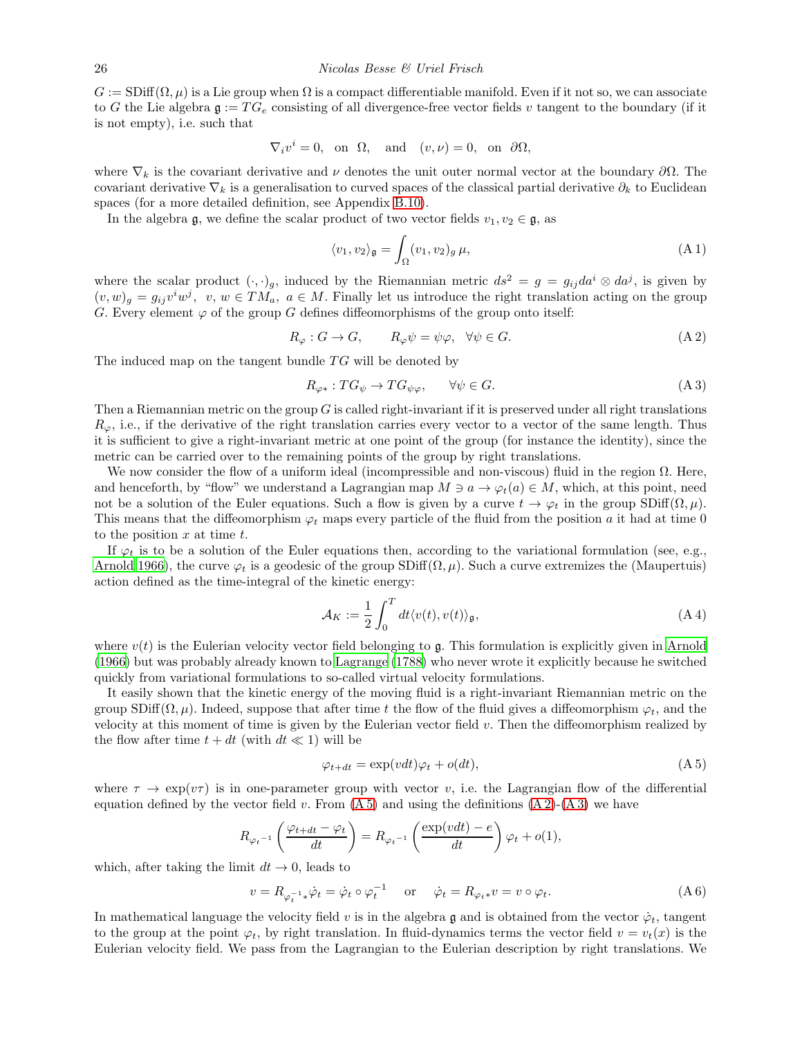$G := \mathrm{SDiff}(\Omega, \mu)$ is a Lie group when $\Omega$ is a compact differentiable manifold. Even if it not so, we can associate to $G$ the Lie algebra $\mathfrak{g} := TG_e$ consisting of all divergence-free vector fields $v$ tangent to the boundary (if it is not empty), i.e. such that

$$\nabla_i v^i = 0, \quad \text{on} \quad \Omega, \quad \text{and} \quad (v, \nu) = 0, \quad \text{on} \quad \partial\Omega,$$

where $\nabla_k$ is the covariant derivative and $\nu$ denotes the unit outer normal vector at the boundary $\partial\Omega$. The covariant derivative $\nabla_k$ is a generalisation to curved spaces of the classical partial derivative $\partial_k$ to Euclidean spaces (for a more detailed definition, see Appendix B.10).

In the algebra $\mathfrak{g}$, we define the scalar product of two vector fields $v_1, v_2 \in \mathfrak{g}$, as

$$\langle v_1, v_2 \rangle_{\mathfrak{g}} = \int_\Omega (v_1, v_2)_g \, \mu, \tag{A 1}$$

where the scalar product $(\cdot, \cdot)_g$, induced by the Riemannian metric $ds^2 = g = g_{ij} da^i \otimes da^j$, is given by $(v, w)_g = g_{ij} v^i w^j$, $v, w \in TM_a$, $a \in M$. Finally let us introduce the right translation acting on the group $G$. Every element $\varphi$ of the group $G$ defines diffeomorphisms of the group onto itself:

$$R_\varphi : G \to G, \qquad R_\varphi \psi = \psi\varphi, \quad \forall \psi \in G. \tag{A 2}$$

The induced map on the tangent bundle $TG$ will be denoted by

$$R_{\varphi *} : TG_\psi \to TG_{\psi\varphi}, \qquad \forall \psi \in G. \tag{A 3}$$

Then a Riemannian metric on the group $G$ is called right-invariant if it is preserved under all right translations $R_\varphi$, i.e., if the derivative of the right translation carries every vector to a vector of the same length. Thus it is sufficient to give a right-invariant metric at one point of the group (for instance the identity), since the metric can be carried over to the remaining points of the group by right translations.

We now consider the flow of a uniform ideal (incompressible and non-viscous) fluid in the region $\Omega$. Here, and henceforth, by "flow" we understand a Lagrangian map $M \ni a \to \varphi_t(a) \in M$, which, at this point, need not be a solution of the Euler equations. Such a flow is given by a curve $t \to \varphi_t$ in the group $\mathrm{SDiff}(\Omega, \mu)$. This means that the diffeomorphism $\varphi_t$ maps every particle of the fluid from the position $a$ it had at time 0 to the position $x$ at time $t$.

If $\varphi_t$ is to be a solution of the Euler equations then, according to the variational formulation (see, e.g., Arnold 1966), the curve $\varphi_t$ is a geodesic of the group $\mathrm{SDiff}(\Omega, \mu)$. Such a curve extremizes the (Maupertuis) action defined as the time-integral of the kinetic energy:

$$\mathcal{A}_K := \frac{1}{2} \int_0^T dt \langle v(t), v(t) \rangle_{\mathfrak{g}}, \tag{A 4}$$

where $v(t)$ is the Eulerian velocity vector field belonging to $\mathfrak{g}$. This formulation is explicitly given in Arnold (1966) but was probably already known to Lagrange (1788) who never wrote it explicitly because he switched quickly from variational formulations to so-called virtual velocity formulations.

It easily shown that the kinetic energy of the moving fluid is a right-invariant Riemannian metric on the group $\mathrm{SDiff}(\Omega, \mu)$. Indeed, suppose that after time $t$ the flow of the fluid gives a diffeomorphism $\varphi_t$, and the velocity at this moment of time is given by the Eulerian vector field $v$. Then the diffeomorphism realized by the flow after time $t + dt$ (with $dt \ll 1$) will be

$$\varphi_{t+dt} = \exp(v dt)\varphi_t + o(dt), \tag{A 5}$$

where $\tau \to \exp(v\tau)$ is in one-parameter group with vector $v$, i.e. the Lagrangian flow of the differential equation defined by the vector field $v$. From (A 5) and using the definitions (A 2)-(A 3) we have

$$R_{\varphi_t{}^{-1}} \left( \frac{\varphi_{t+dt} - \varphi_t}{dt} \right) = R_{\varphi_t{}^{-1}} \left( \frac{\exp(v dt) - e}{dt} \right) \varphi_t + o(1),$$

which, after taking the limit $dt \to 0$, leads to

$$v = R_{\varphi_t^{-1} *} \dot{\varphi}_t = \dot{\varphi}_t \circ \varphi_t^{-1} \quad \text{ or } \quad \dot{\varphi}_t = R_{\varphi_t *} v = v \circ \varphi_t. \tag{A 6}$$

In mathematical language the velocity field $v$ is in the algebra $\mathfrak{g}$ and is obtained from the vector $\dot{\varphi}_t$, tangent to the group at the point $\varphi_t$, by right translation. In fluid-dynamics terms the vector field $v = v_t(x)$ is the Eulerian velocity field. We pass from the Lagrangian to the Eulerian description by right translations. We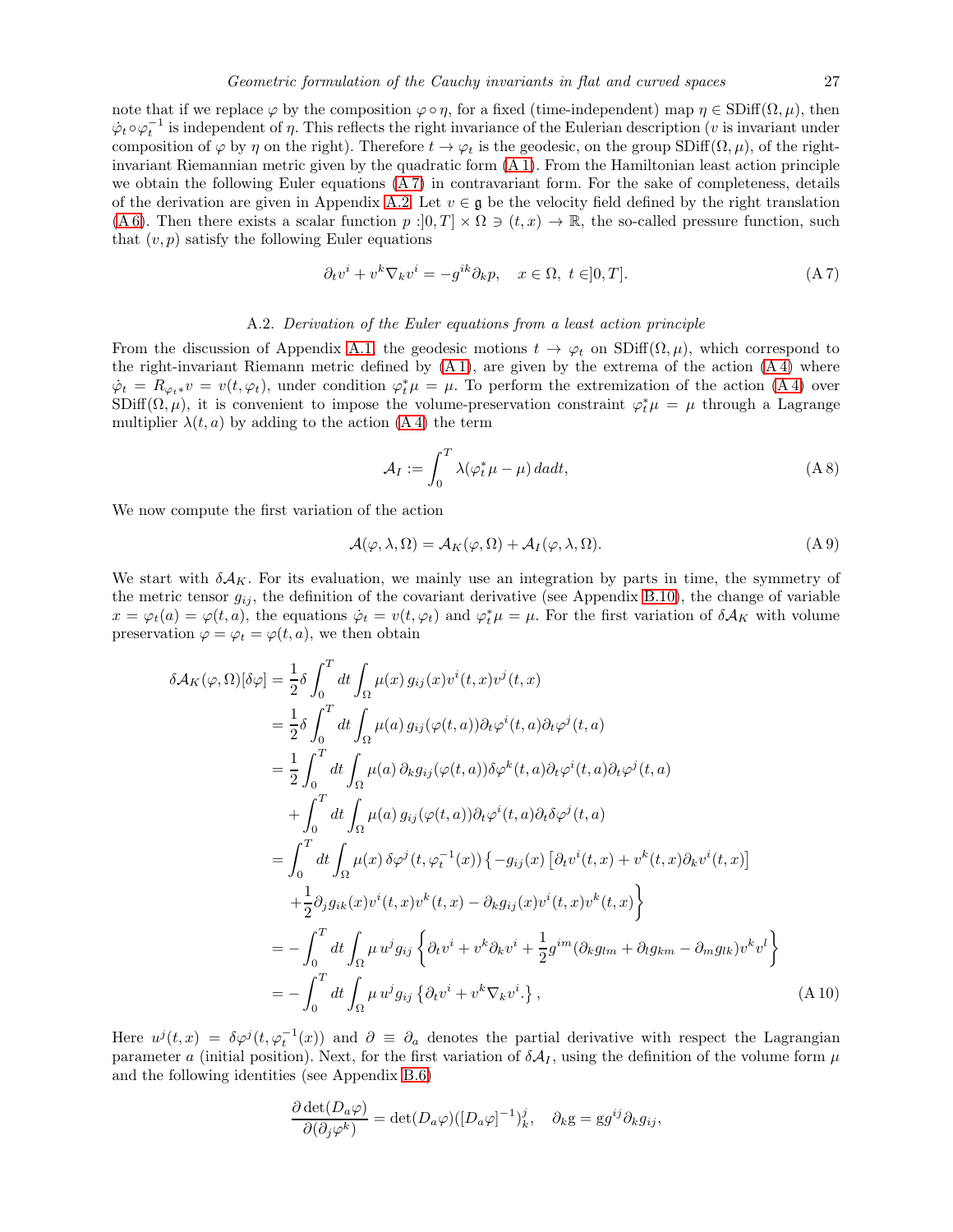note that if we replace $\varphi$ by the composition $\varphi \circ \eta$, for a fixed (time-independent) map $\eta \in \mathrm{SDiff}(\Omega, \mu)$, then $\dot{\varphi}_t \circ \varphi_t^{-1}$ is independent of $\eta$. This reflects the right invariance of the Eulerian description ($v$ is invariant under composition of $\varphi$ by $\eta$ on the right). Therefore $t \to \varphi_t$ is the geodesic, on the group $\mathrm{SDiff}(\Omega, \mu)$, of the right-invariant Riemannian metric given by the quadratic form (A 1). From the Hamiltonian least action principle we obtain the following Euler equations (A 7) in contravariant form. For the sake of completeness, details of the derivation are given in Appendix A.2. Let $v \in \mathfrak{g}$ be the velocity field defined by the right translation (A 6). Then there exists a scalar function $p : ]0, T] \times \Omega \ni (t, x) \to \mathbb{R}$, the so-called pressure function, such that $(v, p)$ satisfy the following Euler equations

$$
\partial_t v^i + v^k \nabla_k v^i = -g^{ik} \partial_k p, \quad x \in \Omega, \; t \in ]0, T]. \tag{A 7}
$$

### A.2. *Derivation of the Euler equations from a least action principle*

From the discussion of Appendix A.1, the geodesic motions $t \to \varphi_t$ on $\mathrm{SDiff}(\Omega, \mu)$, which correspond to the right-invariant Riemann metric defined by (A 1), are given by the extrema of the action (A 4) where $\dot{\varphi}_t = R_{\varphi_t *} v = v(t, \varphi_t)$, under condition $\varphi_t^* \mu = \mu$. To perform the extremization of the action (A 4) over $\mathrm{SDiff}(\Omega, \mu)$, it is convenient to impose the volume-preservation constraint $\varphi_t^* \mu = \mu$ through a Lagrange multiplier $\lambda(t, a)$ by adding to the action (A 4) the term

$$
\mathcal{A}_I := \int_0^T \lambda(\varphi_t^* \mu - \mu) \, da dt, \tag{A 8}
$$

We now compute the first variation of the action

$$
\mathcal{A}(\varphi, \lambda, \Omega) = \mathcal{A}_K(\varphi, \Omega) + \mathcal{A}_I(\varphi, \lambda, \Omega). \tag{A 9}
$$

We start with $\delta \mathcal{A}_K$. For its evaluation, we mainly use an integration by parts in time, the symmetry of the metric tensor $g_{ij}$, the definition of the covariant derivative (see Appendix B.10), the change of variable $x = \varphi_t(a) = \varphi(t, a)$, the equations $\dot{\varphi}_t = v(t, \varphi_t)$ and $\varphi_t^* \mu = \mu$. For the first variation of $\delta \mathcal{A}_K$ with volume preservation $\varphi = \varphi_t = \varphi(t, a)$, we then obtain

$$
\begin{aligned}
\delta \mathcal{A}_K(\varphi, \Omega)[\delta \varphi] &= \frac{1}{2} \delta \int_0^T dt \int_\Omega \mu(x) \, g_{ij}(x) v^i(t, x) v^j(t, x) \\
&= \frac{1}{2} \delta \int_0^T dt \int_\Omega \mu(a) \, g_{ij}(\varphi(t, a)) \partial_t \varphi^i(t, a) \partial_t \varphi^j(t, a) \\
&= \frac{1}{2} \int_0^T dt \int_\Omega \mu(a) \, \partial_k g_{ij}(\varphi(t, a)) \delta \varphi^k(t, a) \partial_t \varphi^i(t, a) \partial_t \varphi^j(t, a) \\
&\quad + \int_0^T dt \int_\Omega \mu(a) \, g_{ij}(\varphi(t, a)) \partial_t \varphi^i(t, a) \partial_t \delta \varphi^j(t, a) \\
&= \int_0^T dt \int_\Omega \mu(x) \, \delta \varphi^j(t, \varphi_t^{-1}(x)) \left\{ -g_{ij}(x) \left[ \partial_t v^i(t, x) + v^k(t, x) \partial_k v^i(t, x) \right] \right. \\
&\quad \left. + \frac{1}{2} \partial_j g_{ik}(x) v^i(t, x) v^k(t, x) - \partial_k g_{ij}(x) v^i(t, x) v^k(t, x) \right\} \\
&= -\int_0^T dt \int_\Omega \mu \, u^j g_{ij} \left\{ \partial_t v^i + v^k \partial_k v^i + \frac{1}{2} g^{im} (\partial_k g_{lm} + \partial_l g_{km} - \partial_m g_{lk}) v^k v^l \right\} \\
&= -\int_0^T dt \int_\Omega \mu \, u^j g_{ij} \left\{ \partial_t v^i + v^k \nabla_k v^i . \right\},
\end{aligned} \tag{A 10}
$$

Here $u^j(t, x) = \delta \varphi^j(t, \varphi_t^{-1}(x))$ and $\partial \equiv \partial_a$ denotes the partial derivative with respect the Lagrangian parameter $a$ (initial position). Next, for the first variation of $\delta \mathcal{A}_I$, using the definition of the volume form $\mu$ and the following identities (see Appendix B.6)

$$
\frac{\partial \det(D_a \varphi)}{\partial (\partial_j \varphi^k)} = \det(D_a \varphi) ([D_a \varphi]^{-1})^j_k, \quad \partial_k \mathrm{g} = \mathrm{g} g^{ij} \partial_k g_{ij},
$$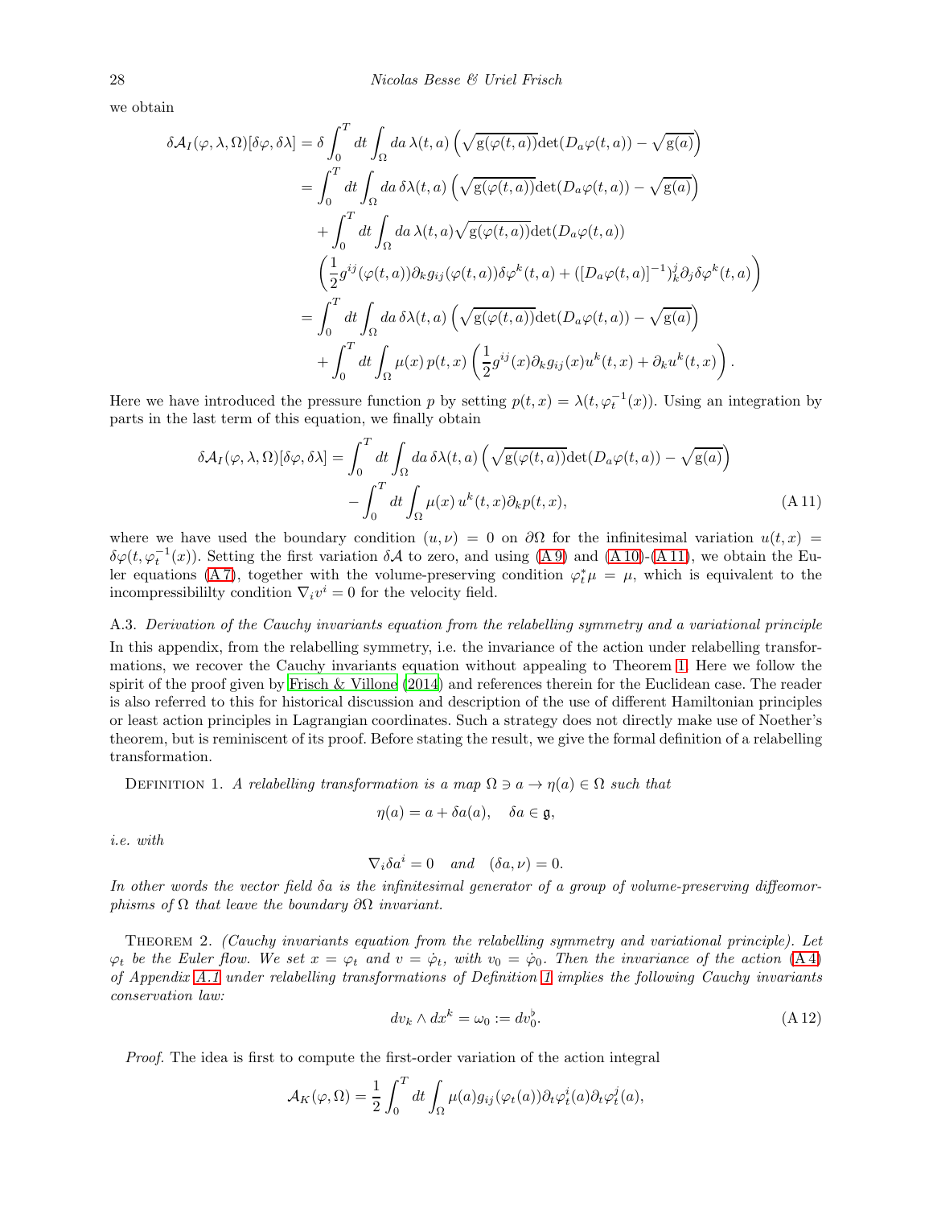we obtain

$$
\begin{aligned}
\delta\mathcal{A}_I(\varphi,\lambda,\Omega)[\delta\varphi,\delta\lambda] &= \delta\int_0^T dt\int_\Omega da\,\lambda(t,a)\left(\sqrt{\mathrm{g}(\varphi(t,a))}\det(D_a\varphi(t,a))-\sqrt{\mathrm{g}(a)}\right)\\
&= \int_0^T dt\int_\Omega da\,\delta\lambda(t,a)\left(\sqrt{\mathrm{g}(\varphi(t,a))}\det(D_a\varphi(t,a))-\sqrt{\mathrm{g}(a)}\right)\\
&\quad+\int_0^T dt\int_\Omega da\,\lambda(t,a)\sqrt{\mathrm{g}(\varphi(t,a))}\det(D_a\varphi(t,a))\\
&\quad\left(\frac{1}{2}g^{ij}(\varphi(t,a))\partial_k g_{ij}(\varphi(t,a))\delta\varphi^k(t,a)+([D_a\varphi(t,a)]^{-1})^j_k\partial_j\delta\varphi^k(t,a)\right)\\
&= \int_0^T dt\int_\Omega da\,\delta\lambda(t,a)\left(\sqrt{\mathrm{g}(\varphi(t,a))}\det(D_a\varphi(t,a))-\sqrt{\mathrm{g}(a)}\right)\\
&\quad+\int_0^T dt\int_\Omega \mu(x)\,p(t,x)\left(\frac{1}{2}g^{ij}(x)\partial_k g_{ij}(x)u^k(t,x)+\partial_k u^k(t,x)\right).
\end{aligned}
$$

Here we have introduced the pressure function $p$ by setting $p(t,x)=\lambda(t,\varphi_t^{-1}(x))$. Using an integration by parts in the last term of this equation, we finally obtain

$$
\begin{aligned}
\delta\mathcal{A}_I(\varphi,\lambda,\Omega)[\delta\varphi,\delta\lambda] &= \int_0^T dt\int_\Omega da\,\delta\lambda(t,a)\left(\sqrt{\mathrm{g}(\varphi(t,a))}\det(D_a\varphi(t,a))-\sqrt{\mathrm{g}(a)}\right)\\
&\quad-\int_0^T dt\int_\Omega \mu(x)\,u^k(t,x)\partial_k p(t,x),
\end{aligned}
\tag{A 11}
$$

where we have used the boundary condition $(u,\nu)=0$ on $\partial\Omega$ for the infinitesimal variation $u(t,x)=\delta\varphi(t,\varphi_t^{-1}(x))$. Setting the first variation $\delta\mathcal{A}$ to zero, and using (A 9) and (A 10)-(A 11), we obtain the Euler equations (A 7), together with the volume-preserving condition $\varphi_t^*\mu=\mu$, which is equivalent to the incompressibililty condition $\nabla_i v^i=0$ for the velocity field.

### A.3. *Derivation of the Cauchy invariants equation from the relabelling symmetry and a variational principle*

In this appendix, from the relabelling symmetry, i.e. the invariance of the action under relabelling transformations, we recover the Cauchy invariants equation without appealing to Theorem 1. Here we follow the spirit of the proof given by Frisch & Villone (2014) and references therein for the Euclidean case. The reader is also referred to this for historical discussion and description of the use of different Hamiltonian principles or least action principles in Lagrangian coordinates. Such a strategy does not directly make use of Noether's theorem, but is reminiscent of its proof. Before stating the result, we give the formal definition of a relabelling transformation.

Definition 1. *A relabelling transformation is a map $\Omega\ni a\to\eta(a)\in\Omega$ such that*

$$
\eta(a)=a+\delta a(a),\quad \delta a\in\mathfrak{g},
$$

*i.e. with*

$$
\nabla_i\delta a^i=0\quad\textit{and}\quad(\delta a,\nu)=0.
$$

*In other words the vector field $\delta a$ is the infinitesimal generator of a group of volume-preserving diffeomorphisms of $\Omega$ that leave the boundary $\partial\Omega$ invariant.*

Theorem 2. *(Cauchy invariants equation from the relabelling symmetry and variational principle). Let $\varphi_t$ be the Euler flow. We set $x=\varphi_t$ and $v=\dot\varphi_t$, with $v_0=\dot\varphi_0$. Then the invariance of the action (A 4) of Appendix A.1 under relabelling transformations of Definition 1 implies the following Cauchy invariants conservation law:*

$$
dv_k\wedge dx^k=\omega_0:=dv_0^\flat.
\tag{A 12}
$$

*Proof.* The idea is first to compute the first-order variation of the action integral

$$
\mathcal{A}_K(\varphi,\Omega)=\frac{1}{2}\int_0^T dt\int_\Omega \mu(a)g_{ij}(\varphi_t(a))\partial_t\varphi_t^i(a)\partial_t\varphi_t^j(a),
$$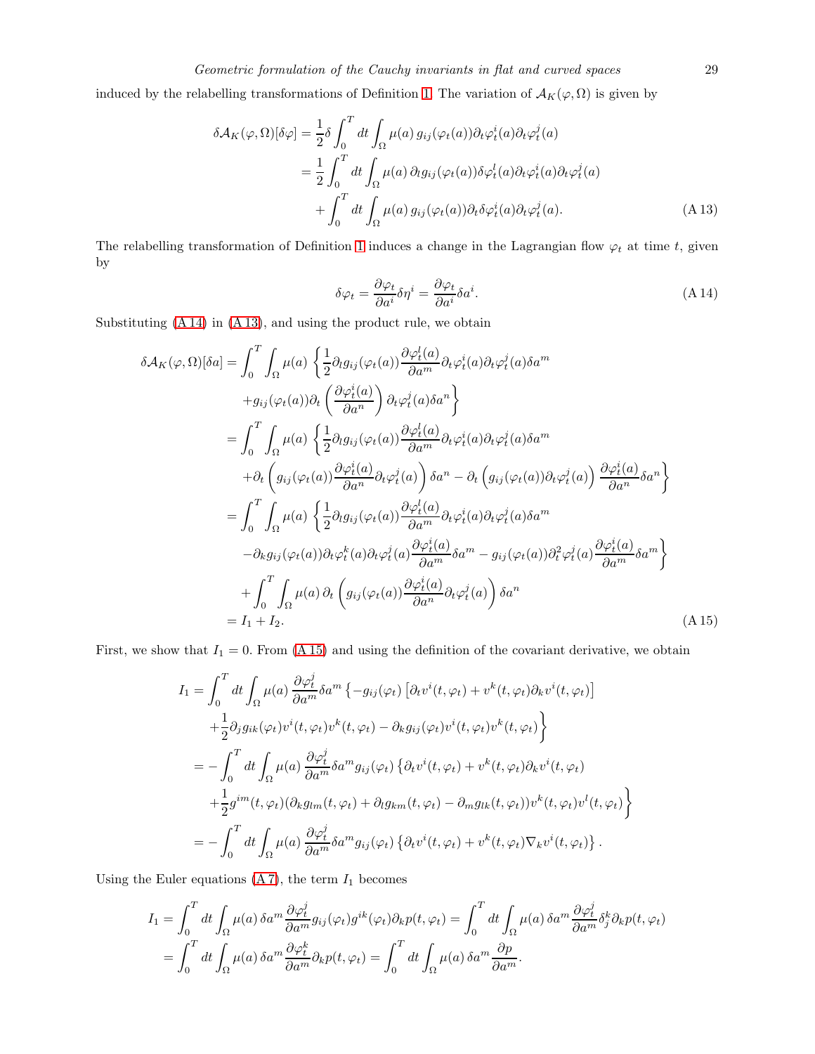induced by the relabelling transformations of Definition 1. The variation of $\mathcal{A}_K(\varphi,\Omega)$ is given by

$$
\begin{aligned}
\delta\mathcal{A}_K(\varphi,\Omega)[\delta\varphi] &= \frac{1}{2}\delta\int_0^T dt\int_\Omega \mu(a)\, g_{ij}(\varphi_t(a))\partial_t\varphi_t^i(a)\partial_t\varphi_t^j(a)\\
&= \frac{1}{2}\int_0^T dt\int_\Omega \mu(a)\,\partial_l g_{ij}(\varphi_t(a))\delta\varphi_t^l(a)\partial_t\varphi_t^i(a)\partial_t\varphi_t^j(a)\\
&\quad+\int_0^T dt\int_\Omega \mu(a)\, g_{ij}(\varphi_t(a))\partial_t\delta\varphi_t^i(a)\partial_t\varphi_t^j(a).
\end{aligned}
\tag{A 13}
$$

The relabelling transformation of Definition 1 induces a change in the Lagrangian flow $\varphi_t$ at time $t$, given by

$$
\delta\varphi_t = \frac{\partial\varphi_t}{\partial a^i}\delta\eta^i = \frac{\partial\varphi_t}{\partial a^i}\delta a^i. \tag{A 14}
$$

Substituting (A 14) in (A 13), and using the product rule, we obtain

$$
\begin{aligned}
\delta\mathcal{A}_K(\varphi,\Omega)[\delta a] &= \int_0^T\int_\Omega \mu(a)\,\Big\{\frac{1}{2}\partial_l g_{ij}(\varphi_t(a))\frac{\partial\varphi_t^l(a)}{\partial a^m}\partial_t\varphi_t^i(a)\partial_t\varphi_t^j(a)\delta a^m\\
&\quad+g_{ij}(\varphi_t(a))\partial_t\left(\frac{\partial\varphi_t^i(a)}{\partial a^n}\right)\partial_t\varphi_t^j(a)\delta a^n\Big\}\\
&= \int_0^T\int_\Omega \mu(a)\,\Big\{\frac{1}{2}\partial_l g_{ij}(\varphi_t(a))\frac{\partial\varphi_t^l(a)}{\partial a^m}\partial_t\varphi_t^i(a)\partial_t\varphi_t^j(a)\delta a^m\\
&\quad+\partial_t\left(g_{ij}(\varphi_t(a))\frac{\partial\varphi_t^i(a)}{\partial a^n}\partial_t\varphi_t^j(a)\right)\delta a^n-\partial_t\left(g_{ij}(\varphi_t(a))\partial_t\varphi_t^j(a)\right)\frac{\partial\varphi_t^i(a)}{\partial a^n}\delta a^n\Big\}\\
&= \int_0^T\int_\Omega \mu(a)\,\Big\{\frac{1}{2}\partial_l g_{ij}(\varphi_t(a))\frac{\partial\varphi_t^l(a)}{\partial a^m}\partial_t\varphi_t^i(a)\partial_t\varphi_t^j(a)\delta a^m\\
&\quad-\partial_k g_{ij}(\varphi_t(a))\partial_t\varphi_t^k(a)\partial_t\varphi_t^j(a)\frac{\partial\varphi_t^i(a)}{\partial a^m}\delta a^m-g_{ij}(\varphi_t(a))\partial_t^2\varphi_t^j(a)\frac{\partial\varphi_t^i(a)}{\partial a^m}\delta a^m\Big\}\\
&\quad+\int_0^T\int_\Omega \mu(a)\,\partial_t\left(g_{ij}(\varphi_t(a))\frac{\partial\varphi_t^i(a)}{\partial a^n}\partial_t\varphi_t^j(a)\right)\delta a^n\\
&= I_1+I_2.
\end{aligned}
\tag{A 15}
$$

First, we show that $I_1=0$. From (A 15) and using the definition of the covariant derivative, we obtain

$$
\begin{aligned}
I_1 &= \int_0^T dt\int_\Omega \mu(a)\,\frac{\partial\varphi_t^j}{\partial a^m}\delta a^m\left\{-g_{ij}(\varphi_t)\left[\partial_t v^i(t,\varphi_t)+v^k(t,\varphi_t)\partial_k v^i(t,\varphi_t)\right]\right.\\
&\quad\left.+\frac{1}{2}\partial_j g_{ik}(\varphi_t)v^i(t,\varphi_t)v^k(t,\varphi_t)-\partial_k g_{ij}(\varphi_t)v^i(t,\varphi_t)v^k(t,\varphi_t)\right\}\\
&= -\int_0^T dt\int_\Omega \mu(a)\,\frac{\partial\varphi_t^j}{\partial a^m}\delta a^m g_{ij}(\varphi_t)\left\{\partial_t v^i(t,\varphi_t)+v^k(t,\varphi_t)\partial_k v^i(t,\varphi_t)\right.\\
&\quad\left.+\frac{1}{2}g^{im}(t,\varphi_t)(\partial_k g_{lm}(t,\varphi_t)+\partial_l g_{km}(t,\varphi_t)-\partial_m g_{lk}(t,\varphi_t))v^k(t,\varphi_t)v^l(t,\varphi_t)\right\}\\
&= -\int_0^T dt\int_\Omega \mu(a)\,\frac{\partial\varphi_t^j}{\partial a^m}\delta a^m g_{ij}(\varphi_t)\left\{\partial_t v^i(t,\varphi_t)+v^k(t,\varphi_t)\nabla_k v^i(t,\varphi_t)\right\}.
\end{aligned}
$$

Using the Euler equations (A 7), the term $I_1$ becomes

$$
\begin{aligned}
I_1 &= \int_0^T dt\int_\Omega \mu(a)\,\delta a^m\frac{\partial\varphi_t^j}{\partial a^m}g_{ij}(\varphi_t)g^{ik}(\varphi_t)\partial_k p(t,\varphi_t) = \int_0^T dt\int_\Omega \mu(a)\,\delta a^m\frac{\partial\varphi_t^j}{\partial a^m}\delta_j^k\partial_k p(t,\varphi_t)\\
&= \int_0^T dt\int_\Omega \mu(a)\,\delta a^m\frac{\partial\varphi_t^k}{\partial a^m}\partial_k p(t,\varphi_t) = \int_0^T dt\int_\Omega \mu(a)\,\delta a^m\frac{\partial p}{\partial a^m}.
\end{aligned}
$$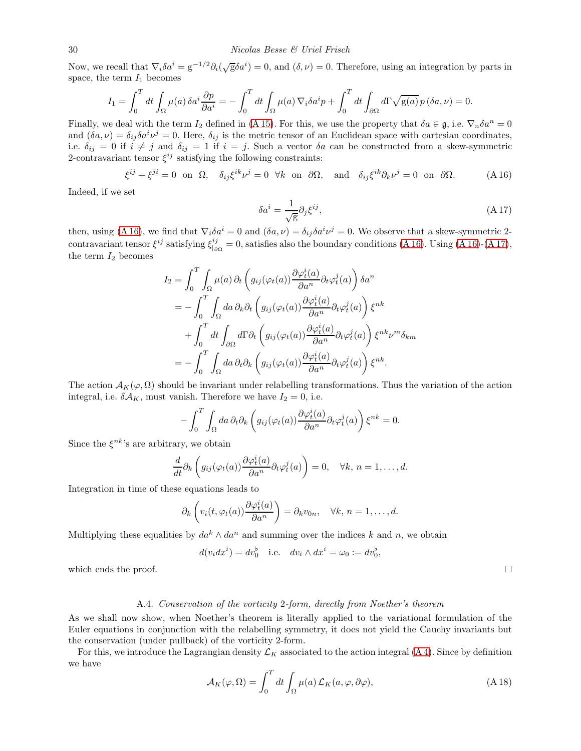Now, we recall that $\nabla_i \delta a^i = \mathrm{g}^{-1/2}\partial_i(\sqrt{\mathrm{g}}\delta a^i) = 0$, and $(\delta, \nu) = 0$. Therefore, using an integration by parts in space, the term $I_1$ becomes

$$I_1 = \int_0^T dt \int_\Omega \mu(a)\, \delta a^i \frac{\partial p}{\partial a^i} = -\int_0^T dt \int_\Omega \mu(a)\, \nabla_i \delta a^i p + \int_0^T dt \int_{\partial\Omega} d\Gamma \sqrt{\mathrm{g}(a)}\, p\, (\delta a, \nu) = 0.$$

Finally, we deal with the term $I_2$ defined in (A 15). For this, we use the property that $\delta a \in \mathfrak{g}$, i.e. $\nabla_n \delta a^n = 0$ and $(\delta a, \nu) = \delta_{ij}\delta a^i \nu^j = 0$. Here, $\delta_{ij}$ is the metric tensor of an Euclidean space with cartesian coordinates, i.e. $\delta_{ij} = 0$ if $i \neq j$ and $\delta_{ij} = 1$ if $i = j$. Such a vector $\delta a$ can be constructed from a skew-symmetric 2-contravariant tensor $\xi^{ij}$ satisfying the following constraints:

$$\xi^{ij} + \xi^{ji} = 0 \;\; \text{on} \;\; \Omega, \quad \delta_{ij}\xi^{ik}\nu^j = 0 \;\; \forall k \;\; \text{on} \;\; \partial\Omega, \quad \text{and} \quad \delta_{ij}\xi^{ik}\partial_k \nu^j = 0 \;\; \text{on} \;\; \partial\Omega. \tag{A 16}$$

Indeed, if we set

$$\delta a^i = \frac{1}{\sqrt{\mathrm{g}}}\partial_j \xi^{ij}, \tag{A 17}$$

then, using (A 16), we find that $\nabla_i \delta a^i = 0$ and $(\delta a, \nu) = \delta_{ij}\delta a^i \nu^j = 0$. We observe that a skew-symmetric 2-contravariant tensor $\xi^{ij}$ satisfying $\xi^{ij}_{|\partial\Omega} = 0$, satisfies also the boundary conditions (A 16). Using (A 16)-(A 17), the term $I_2$ becomes

$$\begin{aligned}
I_2 &= \int_0^T \int_\Omega \mu(a)\, \partial_t \left( g_{ij}(\varphi_t(a)) \frac{\partial \varphi_t^i(a)}{\partial a^n} \partial_t \varphi_t^j(a) \right) \delta a^n \\
&= -\int_0^T \int_\Omega da\, \partial_k \partial_t \left( g_{ij}(\varphi_t(a)) \frac{\partial \varphi_t^i(a)}{\partial a^n} \partial_t \varphi_t^j(a) \right) \xi^{nk} \\
&\quad + \int_0^T dt \int_{\partial\Omega} d\Gamma \partial_t \left( g_{ij}(\varphi_t(a)) \frac{\partial \varphi_t^i(a)}{\partial a^n} \partial_t \varphi_t^j(a) \right) \xi^{nk} \nu^m \delta_{km} \\
&= -\int_0^T \int_\Omega da\, \partial_t \partial_k \left( g_{ij}(\varphi_t(a)) \frac{\partial \varphi_t^i(a)}{\partial a^n} \partial_t \varphi_t^j(a) \right) \xi^{nk}.
\end{aligned}$$

The action $\mathcal{A}_K(\varphi, \Omega)$ should be invariant under relabelling transformations. Thus the variation of the action integral, i.e. $\delta\mathcal{A}_K$, must vanish. Therefore we have $I_2 = 0$, i.e.

$$-\int_0^T \int_\Omega da\, \partial_t \partial_k \left( g_{ij}(\varphi_t(a)) \frac{\partial \varphi_t^i(a)}{\partial a^n} \partial_t \varphi_t^j(a) \right) \xi^{nk} = 0.$$

Since the $\xi^{nk}$'s are arbitrary, we obtain

$$\frac{d}{dt}\partial_k \left( g_{ij}(\varphi_t(a)) \frac{\partial \varphi_t^i(a)}{\partial a^n} \partial_t \varphi_t^j(a) \right) = 0, \quad \forall k,\, n = 1, \ldots, d.$$

Integration in time of these equations leads to

$$\partial_k \left( v_i(t, \varphi_t(a)) \frac{\partial \varphi_t^i(a)}{\partial a^n} \right) = \partial_k v_{0n}, \quad \forall k,\, n = 1, \ldots, d.$$

Multiplying these equalities by $da^k \wedge da^n$ and summing over the indices $k$ and $n$, we obtain

$$d(v_i dx^i) = dv_0^\flat \quad \text{i.e.} \quad dv_i \wedge dx^i = \omega_0 := dv_0^\flat,$$

which ends the proof. $\square$

### A.4. *Conservation of the vorticity 2-form, directly from Noether's theorem*

As we shall now show, when Noether's theorem is literally applied to the variational formulation of the Euler equations in conjunction with the relabelling symmetry, it does not yield the Cauchy invariants but the conservation (under pullback) of the vorticity 2-form.

For this, we introduce the Lagrangian density $\mathcal{L}_K$ associated to the action integral (A 4). Since by definition we have

$$\mathcal{A}_K(\varphi, \Omega) = \int_0^T dt \int_\Omega \mu(a)\, \mathcal{L}_K(a, \varphi, \partial\varphi), \tag{A 18}$$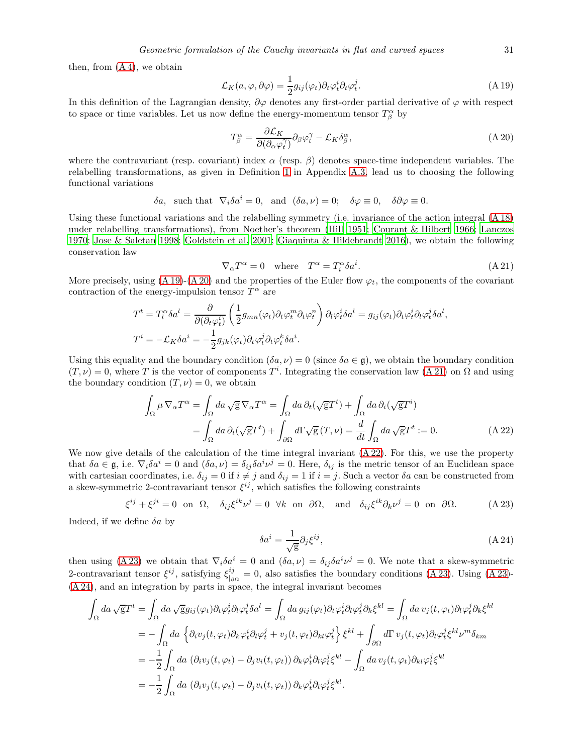then, from (A 4), we obtain

$$\mathcal{L}_K(a,\varphi,\partial\varphi) = \frac{1}{2} g_{ij}(\varphi_t)\partial_t\varphi_t^i\partial_t\varphi_t^j. \tag{A 19}$$

In this definition of the Lagrangian density, $\partial\varphi$ denotes any first-order partial derivative of $\varphi$ with respect to space or time variables. Let us now define the energy-momentum tensor $T^\alpha_\beta$ by

$$T^\alpha_\beta = \frac{\partial \mathcal{L}_K}{\partial(\partial_\alpha\varphi_t^\gamma)}\partial_\beta\varphi_t^\gamma - \mathcal{L}_K\delta^\alpha_\beta, \tag{A 20}$$

where the contravariant (resp. covariant) index $\alpha$ (resp. $\beta$) denotes space-time independent variables. The relabelling transformations, as given in Definition 1 in Appendix A.3, lead us to choosing the following functional variations

$$\delta a, \quad \text{such that} \quad \nabla_i\delta a^i = 0, \quad \text{and} \quad (\delta a,\nu) = 0; \quad \delta\varphi \equiv 0, \quad \delta\partial\varphi \equiv 0.$$

Using these functional variations and the relabelling symmetry (i.e. invariance of the action integral (A 18) under relabelling transformations), from Noether's theorem (Hill 1951; Courant & Hilbert 1966; Lanczos 1970; Jose & Saletan 1998; Goldstein et al. 2001; Giaquinta & Hildebrandt 2016), we obtain the following conservation law

$$\nabla_\alpha T^\alpha = 0 \quad \text{where} \quad T^\alpha = T^\alpha_i\delta a^i. \tag{A 21}$$

More precisely, using (A 19)-(A 20) and the properties of the Euler flow $\varphi_t$, the components of the covariant contraction of the energy-impulsion tensor $T^\alpha$ are

$$T^t = T^\alpha_l\delta a^l = \frac{\partial}{\partial(\partial_t\varphi_t^i)}\left(\frac{1}{2}g_{mn}(\varphi_t)\partial_t\varphi_t^m\partial_t\varphi_t^n\right)\partial_l\varphi_t^i\delta a^l = g_{ij}(\varphi_t)\partial_t\varphi_t^i\partial_l\varphi_t^j\delta a^l,$$
$$T^i = -\mathcal{L}_K\delta a^i = -\frac{1}{2}g_{jk}(\varphi_t)\partial_t\varphi_t^j\partial_t\varphi_t^k\delta a^i.$$

Using this equality and the boundary condition $(\delta a,\nu) = 0$ (since $\delta a \in \mathfrak{g}$), we obtain the boundary condition $(T,\nu) = 0$, where $T$ is the vector of components $T^i$. Integrating the conservation law (A 21) on $\Omega$ and using the boundary condition $(T,\nu) = 0$, we obtain

$$\begin{aligned}\int_\Omega \mu\,\nabla_\alpha T^\alpha &= \int_\Omega da\,\sqrt{\mathrm{g}}\,\nabla_\alpha T^\alpha = \int_\Omega da\,\partial_t(\sqrt{\mathrm{g}}T^t) + \int_\Omega da\,\partial_i(\sqrt{\mathrm{g}}T^i)\\ &= \int_\Omega da\,\partial_t(\sqrt{\mathrm{g}}T^t) + \int_{\partial\Omega} d\Gamma\sqrt{\mathrm{g}}\,(T,\nu) = \frac{d}{dt}\int_\Omega da\,\sqrt{\mathrm{g}}T^t := 0.\end{aligned} \tag{A 22}$$

We now give details of the calculation of the time integral invariant (A 22). For this, we use the property that $\delta a \in \mathfrak{g}$, i.e. $\nabla_i\delta a^i = 0$ and $(\delta a,\nu) = \delta_{ij}\delta a^i\nu^j = 0$. Here, $\delta_{ij}$ is the metric tensor of an Euclidean space with cartesian coordinates, i.e. $\delta_{ij} = 0$ if $i \neq j$ and $\delta_{ij} = 1$ if $i = j$. Such a vector $\delta a$ can be constructed from a skew-symmetric 2-contravariant tensor $\xi^{ij}$, which satisfies the following constraints

$$\xi^{ij} + \xi^{ji} = 0 \ \text{ on } \ \Omega, \quad \delta_{ij}\xi^{ik}\nu^j = 0 \ \ \forall k \ \text{ on } \ \partial\Omega, \quad \text{and} \quad \delta_{ij}\xi^{ik}\partial_k\nu^j = 0 \ \text{ on } \ \partial\Omega. \tag{A 23}$$

Indeed, if we define $\delta a$ by

$$\delta a^i = \frac{1}{\sqrt{\mathrm{g}}}\partial_j\xi^{ij}, \tag{A 24}$$

then using (A 23) we obtain that $\nabla_i\delta a^i = 0$ and $(\delta a,\nu) = \delta_{ij}\delta a^i\nu^j = 0$. We note that a skew-symmetric 2-contravariant tensor $\xi^{ij}$, satisfying $\xi^{ij}_{|\partial\Omega} = 0$, also satisfies the boundary conditions (A 23). Using (A 23)-(A 24), and an integration by parts in space, the integral invariant becomes

$$\begin{aligned}\int_\Omega da\,\sqrt{\mathrm{g}}T^t &= \int_\Omega da\,\sqrt{\mathrm{g}}g_{ij}(\varphi_t)\partial_t\varphi_t^i\partial_l\varphi_t^j\delta a^l = \int_\Omega da\,g_{ij}(\varphi_t)\partial_t\varphi_t^i\partial_l\varphi_t^j\partial_k\xi^{kl} = \int_\Omega da\,v_j(t,\varphi_t)\partial_l\varphi_t^j\partial_k\xi^{kl}\\ &= -\int_\Omega da\,\left\{\partial_i v_j(t,\varphi_t)\partial_k\varphi_t^i\partial_l\varphi_t^j + v_j(t,\varphi_t)\partial_{kl}\varphi_t^j\right\}\xi^{kl} + \int_{\partial\Omega} d\Gamma\,v_j(t,\varphi_t)\partial_l\varphi_t^j\xi^{kl}\nu^m\delta_{km}\\ &= -\frac{1}{2}\int_\Omega da\,\left(\partial_i v_j(t,\varphi_t) - \partial_j v_i(t,\varphi_t)\right)\partial_k\varphi_t^i\partial_l\varphi_t^j\xi^{kl} - \int_\Omega da\,v_j(t,\varphi_t)\partial_{kl}\varphi_t^j\xi^{kl}\\ &= -\frac{1}{2}\int_\Omega da\,\left(\partial_i v_j(t,\varphi_t) - \partial_j v_i(t,\varphi_t)\right)\partial_k\varphi_t^i\partial_l\varphi_t^j\xi^{kl}.\end{aligned}$$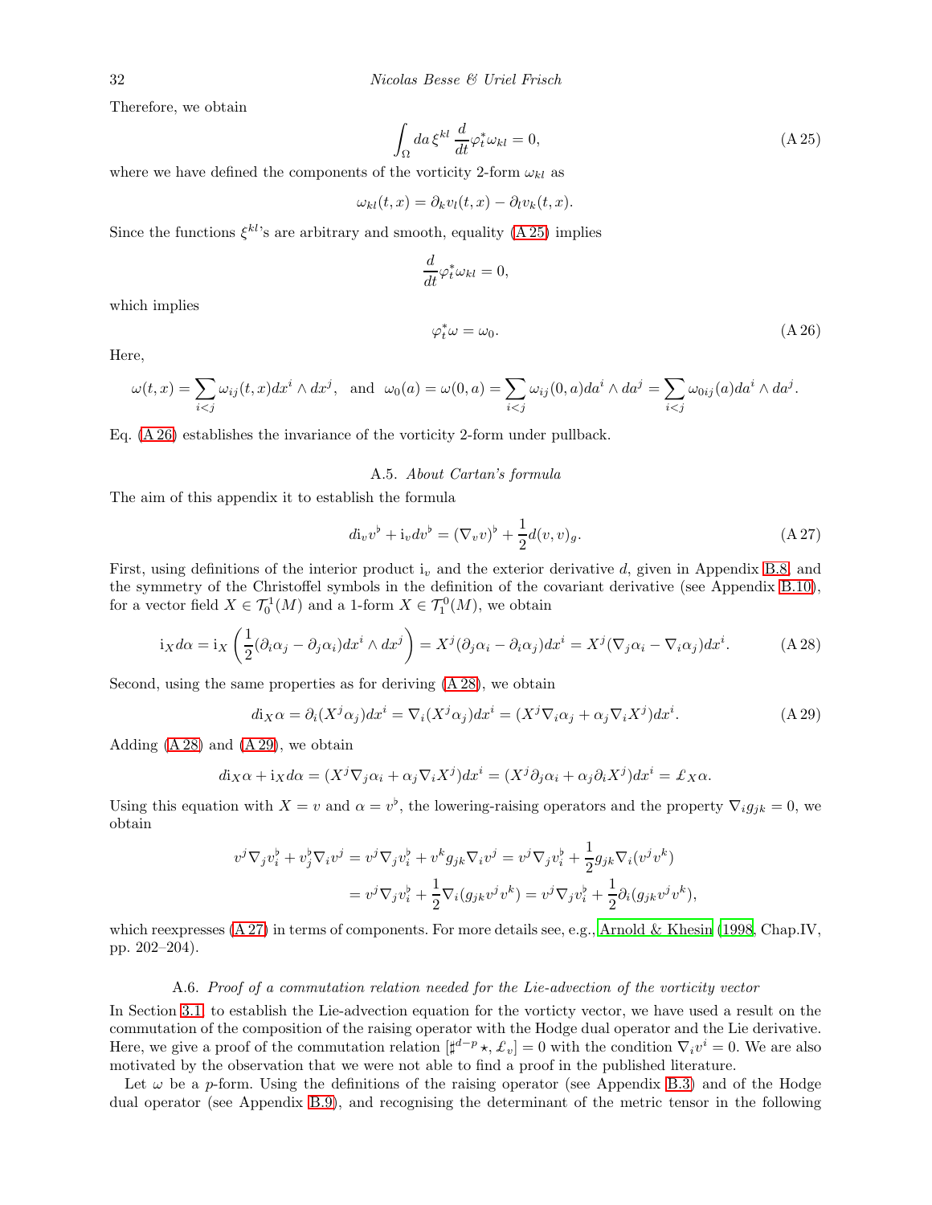Therefore, we obtain

$$\int_{\Omega} da\, \xi^{kl} \frac{d}{dt} \varphi_t^* \omega_{kl} = 0, \tag{A 25}$$

where we have defined the components of the vorticity 2-form $\omega_{kl}$ as

$$\omega_{kl}(t,x) = \partial_k v_l(t,x) - \partial_l v_k(t,x).$$

Since the functions $\xi^{kl}$'s are arbitrary and smooth, equality (A 25) implies

$$\frac{d}{dt} \varphi_t^* \omega_{kl} = 0,$$

which implies

$$\varphi_t^* \omega = \omega_0. \tag{A 26}$$

Here,

$$\omega(t,x) = \sum_{i<j} \omega_{ij}(t,x) dx^i \wedge dx^j, \quad \text{and} \quad \omega_0(a) = \omega(0,a) = \sum_{i<j} \omega_{ij}(0,a) da^i \wedge da^j = \sum_{i<j} \omega_{0ij}(a) da^i \wedge da^j.$$

Eq. (A 26) establishes the invariance of the vorticity 2-form under pullback.

### A.5. *About Cartan's formula*

The aim of this appendix it to establish the formula

$$d\mathrm{i}_v v^\flat + \mathrm{i}_v dv^\flat = (\nabla_v v)^\flat + \frac{1}{2} d(v,v)_g. \tag{A 27}$$

First, using definitions of the interior product $\mathrm{i}_v$ and the exterior derivative $d$, given in Appendix B.8, and the symmetry of the Christoffel symbols in the definition of the covariant derivative (see Appendix B.10), for a vector field $X \in \mathcal{T}_0^1(M)$ and a 1-form $X \in \mathcal{T}_1^0(M)$, we obtain

$$\mathrm{i}_X d\alpha = \mathrm{i}_X \left( \frac{1}{2} (\partial_i \alpha_j - \partial_j \alpha_i) dx^i \wedge dx^j \right) = X^j (\partial_j \alpha_i - \partial_i \alpha_j) dx^i = X^j (\nabla_j \alpha_i - \nabla_i \alpha_j) dx^i. \tag{A 28}$$

Second, using the same properties as for deriving (A 28), we obtain

$$d\mathrm{i}_X \alpha = \partial_i (X^j \alpha_j) dx^i = \nabla_i (X^j \alpha_j) dx^i = (X^j \nabla_i \alpha_j + \alpha_j \nabla_i X^j) dx^i. \tag{A 29}$$

Adding (A 28) and (A 29), we obtain

$$d\mathrm{i}_X \alpha + \mathrm{i}_X d\alpha = (X^j \nabla_j \alpha_i + \alpha_j \nabla_i X^j) dx^i = (X^j \partial_j \alpha_i + \alpha_j \partial_i X^j) dx^i = \pounds_X \alpha.$$

Using this equation with $X = v$ and $\alpha = v^\flat$, the lowering-raising operators and the property $\nabla_i g_{jk} = 0$, we obtain

$$\begin{aligned} v^j \nabla_j v_i^\flat + v_j^\flat \nabla_i v^j &= v^j \nabla_j v_i^\flat + v^k g_{jk} \nabla_i v^j = v^j \nabla_j v_i^\flat + \frac{1}{2} g_{jk} \nabla_i (v^j v^k) \\ &= v^j \nabla_j v_i^\flat + \frac{1}{2} \nabla_i (g_{jk} v^j v^k) = v^j \nabla_j v_i^\flat + \frac{1}{2} \partial_i (g_{jk} v^j v^k), \end{aligned}$$

which reexpresses (A 27) in terms of components. For more details see, e.g., Arnold & Khesin (1998, Chap.IV, pp. 202–204).

### A.6. *Proof of a commutation relation needed for the Lie-advection of the vorticity vector*

In Section 3.1, to establish the Lie-advection equation for the vorticty vector, we have used a result on the commutation of the composition of the raising operator with the Hodge dual operator and the Lie derivative. Here, we give a proof of the commutation relation $[\sharp^{d-p}\star, \pounds_v] = 0$ with the condition $\nabla_i v^i = 0$. We are also motivated by the observation that we were not able to find a proof in the published literature.

Let $\omega$ be a $p$-form. Using the definitions of the raising operator (see Appendix B.3) and of the Hodge dual operator (see Appendix B.9), and recognising the determinant of the metric tensor in the following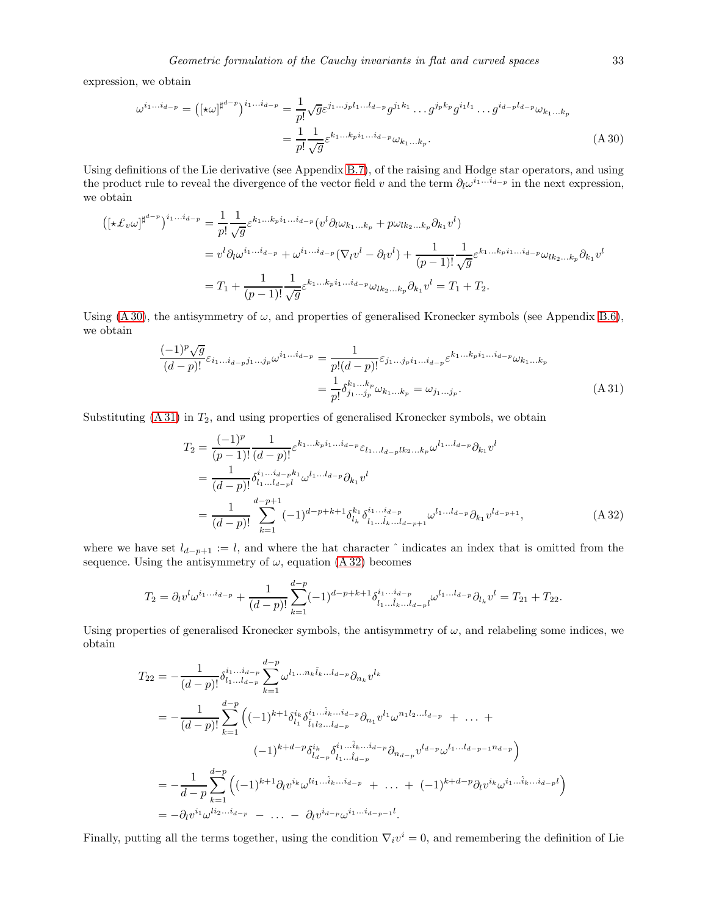expression, we obtain

$$\omega^{i_1\ldots i_{d-p}} = \left([\star\omega]^{\sharp^{d-p}}\right)^{i_1\ldots i_{d-p}} = \frac{1}{p!}\sqrt{g}\varepsilon^{j_1\ldots j_p l_1\ldots l_{d-p}} g^{j_1k_1}\ldots g^{j_pk_p} g^{i_1l_1}\ldots g^{i_{d-p}l_{d-p}}\omega_{k_1\ldots k_p}$$
$$= \frac{1}{p!}\frac{1}{\sqrt{g}}\varepsilon^{k_1\ldots k_p i_1\ldots i_{d-p}}\omega_{k_1\ldots k_p}. \tag{A 30}$$

Using definitions of the Lie derivative (see Appendix B.7), of the raising and Hodge star operators, and using the product rule to reveal the divergence of the vector field $v$ and the term $\partial_l\omega^{i_1\ldots i_{d-p}}$ in the next expression, we obtain

$$\left([\star\pounds_v\omega]^{\sharp^{d-p}}\right)^{i_1\ldots i_{d-p}} = \frac{1}{p!}\frac{1}{\sqrt{g}}\varepsilon^{k_1\ldots k_p i_1\ldots i_{d-p}}(v^l\partial_l\omega_{k_1\ldots k_p} + p\omega_{lk_2\ldots k_p}\partial_{k_1}v^l)$$
$$= v^l\partial_l\omega^{i_1\ldots i_{d-p}} + \omega^{i_1\ldots i_{d-p}}(\nabla_l v^l - \partial_l v^l) + \frac{1}{(p-1)!}\frac{1}{\sqrt{g}}\varepsilon^{k_1\ldots k_p i_1\ldots i_{d-p}}\omega_{lk_2\ldots k_p}\partial_{k_1}v^l$$
$$= T_1 + \frac{1}{(p-1)!}\frac{1}{\sqrt{g}}\varepsilon^{k_1\ldots k_p i_1\ldots i_{d-p}}\omega_{lk_2\ldots k_p}\partial_{k_1}v^l = T_1 + T_2.$$

Using (A 30), the antisymmetry of $\omega$, and properties of generalised Kronecker symbols (see Appendix B.6), we obtain

$$\frac{(-1)^p\sqrt{g}}{(d-p)!}\varepsilon_{i_1\ldots i_{d-p}j_1\ldots j_p}\omega^{i_1\ldots i_{d-p}} = \frac{1}{p!(d-p)!}\varepsilon_{j_1\ldots j_p i_1\ldots i_{d-p}}\varepsilon^{k_1\ldots k_p i_1\ldots i_{d-p}}\omega_{k_1\ldots k_p}$$
$$= \frac{1}{p!}\delta^{k_1\ldots k_p}_{j_1\ldots j_p}\omega_{k_1\ldots k_p} = \omega_{j_1\ldots j_p}. \tag{A 31}$$

Substituting (A 31) in $T_2$, and using properties of generalised Kronecker symbols, we obtain

$$T_2 = \frac{(-1)^p}{(p-1)!}\frac{1}{(d-p)!}\varepsilon^{k_1\ldots k_p i_1\ldots i_{d-p}}\varepsilon_{l_1\ldots l_{d-p}lk_2\ldots k_p}\omega^{l_1\ldots l_{d-p}}\partial_{k_1}v^l$$
$$= \frac{1}{(d-p)!}\delta^{i_1\ldots i_{d-p}k_1}_{l_1\ldots l_{d-p}l}\omega^{l_1\ldots l_{d-p}}\partial_{k_1}v^l$$
$$= \frac{1}{(d-p)!}\sum_{k=1}^{d-p+1}(-1)^{d-p+k+1}\delta^{k_1}_{l_k}\delta^{i_1\ldots i_{d-p}}_{l_1\ldots \hat{l}_k\ldots l_{d-p+1}}\omega^{l_1\ldots l_{d-p}}\partial_{k_1}v^{l_{d-p+1}}, \tag{A 32}$$

where we have set $l_{d-p+1} := l$, and where the hat character $\hat{}$ indicates an index that is omitted from the sequence. Using the antisymmetry of $\omega$, equation (A 32) becomes

$$T_2 = \partial_l v^l\omega^{i_1\ldots i_{d-p}} + \frac{1}{(d-p)!}\sum_{k=1}^{d-p}(-1)^{d-p+k+1}\delta^{i_1\ldots i_{d-p}}_{l_1\ldots\hat{l}_k\ldots l_{d-p}l}\omega^{l_1\ldots l_{d-p}}\partial_{l_k}v^l = T_{21} + T_{22}.$$

Using properties of generalised Kronecker symbols, the antisymmetry of $\omega$, and relabeling some indices, we obtain

$$T_{22} = -\frac{1}{(d-p)!}\delta^{i_1\ldots i_{d-p}}_{l_1\ldots l_{d-p}}\sum_{k=1}^{d-p}\omega^{l_1\ldots n_k\hat{l}_k\ldots l_{d-p}}\partial_{n_k}v^{l_k}$$
$$= -\frac{1}{(d-p)!}\sum_{k=1}^{d-p}\Big((-1)^{k+1}\delta^{i_k}_{l_1}\delta^{i_1\ldots\hat{i}_k\ldots i_{d-p}}_{\hat{l}_1 l_2\ldots l_{d-p}}\partial_{n_1}v^{l_1}\omega^{n_1l_2\ldots l_{d-p}} + \ldots +$$
$$(-1)^{k+d-p}\delta^{i_k}_{l_{d-p}}\delta^{i_1\ldots\hat{i}_k\ldots i_{d-p}}_{l_1\ldots\hat{l}_{d-p}}\partial_{n_{d-p}}v^{l_{d-p}}\omega^{l_1\ldots l_{d-p-1}n_{d-p}}\Big)$$
$$= -\frac{1}{d-p}\sum_{k=1}^{d-p}\Big((-1)^{k+1}\partial_l v^{i_k}\omega^{li_1\ldots\hat{i}_k\ldots i_{d-p}} + \ldots + (-1)^{k+d-p}\partial_l v^{i_k}\omega^{i_1\ldots\hat{i}_k\ldots i_{d-p}l}\Big)$$
$$= -\partial_l v^{i_1}\omega^{li_2\ldots i_{d-p}} - \ldots - \partial_l v^{i_{d-p}}\omega^{i_1\ldots i_{d-p-1}l}.$$

Finally, putting all the terms together, using the condition $\nabla_i v^i = 0$, and remembering the definition of Lie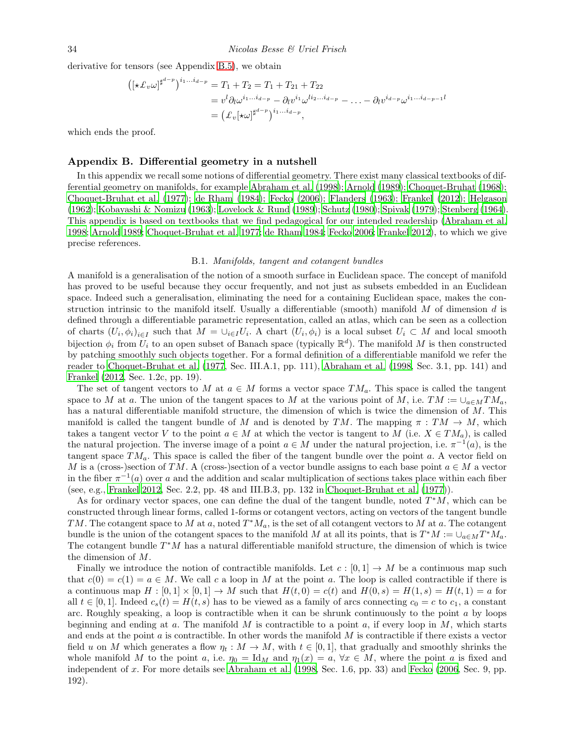derivative for tensors (see Appendix B.5), we obtain

$$
\begin{aligned}
\left([\star \pounds_v \omega]^{\sharp^{d-p}}\right)^{i_1 \ldots i_{d-p}} &= T_1 + T_2 = T_1 + T_{21} + T_{22} \\
&= v^l \partial_l \omega^{i_1 \ldots i_{d-p}} - \partial_l v^{i_1} \omega^{l i_2 \ldots i_{d-p}} - \ldots - \partial_l v^{i_{d-p}} \omega^{i_1 \ldots i_{d-p-1} l} \\
&= \left(\pounds_v [\star \omega]^{\sharp^{d-p}}\right)^{i_1 \ldots i_{d-p}},
\end{aligned}
$$

which ends the proof.

## Appendix B. Differential geometry in a nutshell

In this appendix we recall some notions of differential geometry. There exist many classical textbooks of differential geometry on manifolds, for example Abraham et al. (1998); Arnold (1989); Choquet-Bruhat (1968); Choquet-Bruhat et al. (1977); de Rham (1984); Fecko (2006); Flanders (1963); Frankel (2012); Helgason (1962); Kobayashi & Nomizu (1963); Lovelock & Rund (1989); Schutz (1980); Spivak (1979); Stenberg (1964). This appendix is based on textbooks that we find pedagogical for our intended readership (Abraham et al. 1998; Arnold 1989; Choquet-Bruhat et al. 1977; de Rham 1984; Fecko 2006; Frankel 2012), to which we give precise references.

### B.1. *Manifolds, tangent and cotangent bundles*

A manifold is a generalisation of the notion of a smooth surface in Euclidean space. The concept of manifold has proved to be useful because they occur frequently, and not just as subsets embedded in an Euclidean space. Indeed such a generalisation, eliminating the need for a containing Euclidean space, makes the construction intrinsic to the manifold itself. Usually a differentiable (smooth) manifold $M$ of dimension $d$ is defined through a differentiable parametric representation, called an atlas, which can be seen as a collection of charts $(U_i, \phi_i)_{i \in I}$ such that $M = \cup_{i \in I} U_i$. A chart $(U_i, \phi_i)$ is a local subset $U_i \subset M$ and local smooth bijection $\phi_i$ from $U_i$ to an open subset of Banach space (typically $\mathbb{R}^d$). The manifold $M$ is then constructed by patching smoothly such objects together. For a formal definition of a differentiable manifold we refer the reader to Choquet-Bruhat et al. (1977, Sec. III.A.1, pp. 111), Abraham et al. (1998, Sec. 3.1, pp. 141) and Frankel (2012, Sec. 1.2c, pp. 19).

The set of tangent vectors to $M$ at $a \in M$ forms a vector space $TM_a$. This space is called the tangent space to $M$ at $a$. The union of the tangent spaces to $M$ at the various point of $M$, i.e. $TM := \cup_{a \in M} TM_a$, has a natural differentiable manifold structure, the dimension of which is twice the dimension of $M$. This manifold is called the tangent bundle of $M$ and is denoted by $TM$. The mapping $\pi : TM \to M$, which takes a tangent vector $V$ to the point $a \in M$ at which the vector is tangent to $M$ (i.e. $X \in TM_a$), is called the natural projection. The inverse image of a point $a \in M$ under the natural projection, i.e. $\pi^{-1}(a)$, is the tangent space $TM_a$. This space is called the fiber of the tangent bundle over the point $a$. A vector field on $M$ is a (cross-)section of $TM$. A (cross-)section of a vector bundle assigns to each base point $a \in M$ a vector in the fiber $\pi^{-1}(a)$ over $a$ and the addition and scalar multiplication of sections takes place within each fiber (see, e.g., Frankel 2012, Sec. 2.2, pp. 48 and III.B.3, pp. 132 in Choquet-Bruhat et al. (1977)).

As for ordinary vector spaces, one can define the dual of the tangent bundle, noted $T^*M$, which can be constructed through linear forms, called 1-forms or cotangent vectors, acting on vectors of the tangent bundle $TM$. The cotangent space to $M$ at $a$, noted $T^*M_a$, is the set of all cotangent vectors to $M$ at $a$. The cotangent bundle is the union of the cotangent spaces to the manifold $M$ at all its points, that is $T^*M := \cup_{a \in M} T^*M_a$. The cotangent bundle $T^*M$ has a natural differentiable manifold structure, the dimension of which is twice the dimension of $M$.

Finally we introduce the notion of contractible manifolds. Let $c : [0,1] \to M$ be a continuous map such that $c(0) = c(1) = a \in M$. We call $c$ a loop in $M$ at the point $a$. The loop is called contractible if there is a continuous map $H : [0,1] \times [0,1] \to M$ such that $H(t,0) = c(t)$ and $H(0,s) = H(1,s) = H(t,1) = a$ for all $t \in [0,1]$. Indeed $c_s(t) = H(t,s)$ has to be viewed as a family of arcs connecting $c_0 = c$ to $c_1$, a constant arc. Roughly speaking, a loop is contractible when it can be shrunk continuously to the point $a$ by loops beginning and ending at $a$. The manifold $M$ is contractible to a point $a$, if every loop in $M$, which starts and ends at the point $a$ is contractible. In other words the manifold $M$ is contractible if there exists a vector field $u$ on $M$ which generates a flow $\eta_t : M \to M$, with $t \in [0,1]$, that gradually and smoothly shrinks the whole manifold $M$ to the point $a$, i.e. $\eta_0 = \mathrm{Id}_M$ and $\eta_1(x) = a$, $\forall x \in M$, where the point $a$ is fixed and independent of $x$. For more details see Abraham et al. (1998, Sec. 1.6, pp. 33) and Fecko (2006, Sec. 9, pp. 192).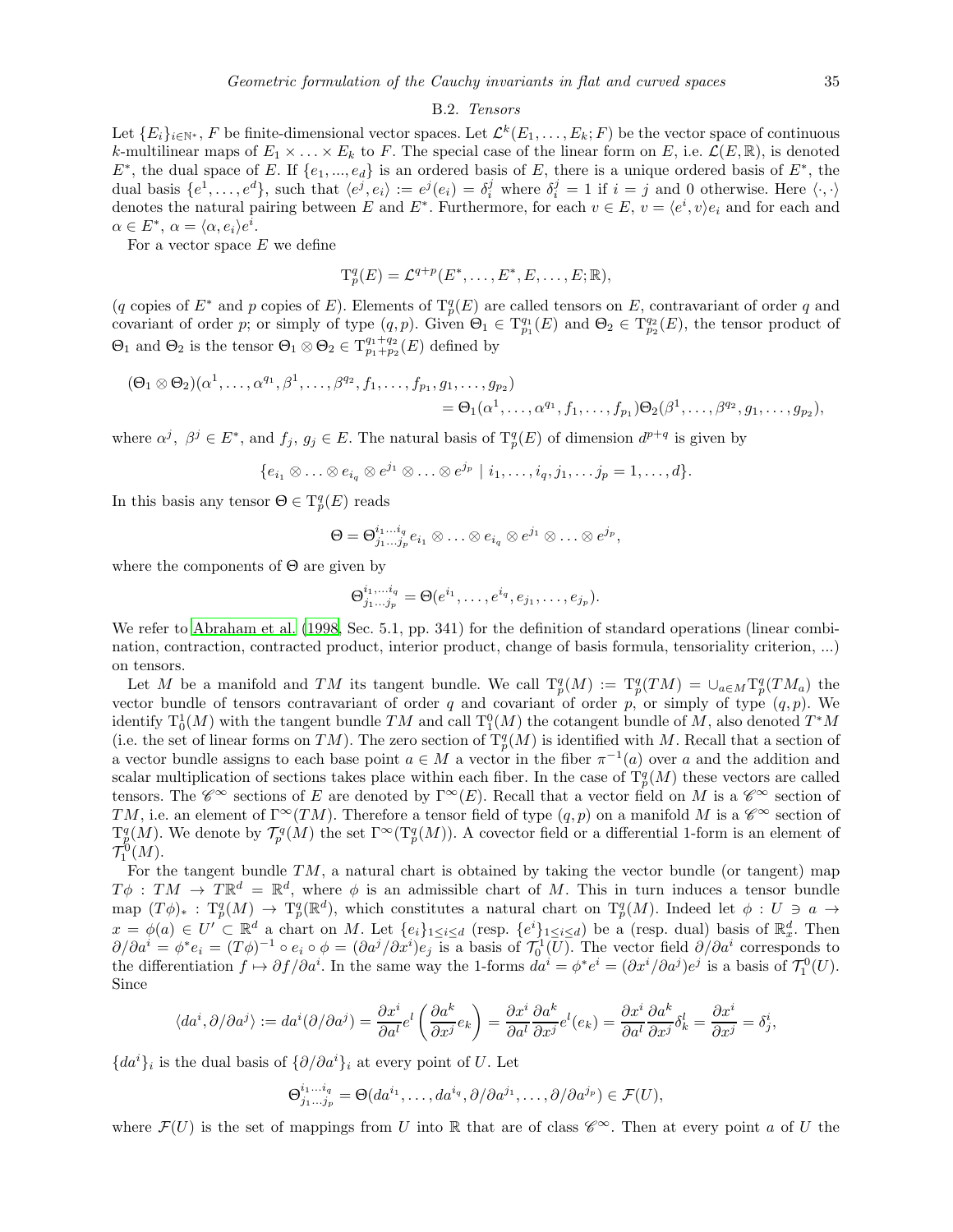### B.2. *Tensors*

Let $\{E_i\}_{i\in\mathbb{N}^*}$, $F$ be finite-dimensional vector spaces. Let $\mathcal{L}^k(E_1,\ldots,E_k;F)$ be the vector space of continuous $k$-multilinear maps of $E_1\times\ldots\times E_k$ to $F$. The special case of the linear form on $E$, i.e. $\mathcal{L}(E,\mathbb{R})$, is denoted $E^*$, the dual space of $E$. If $\{e_1,...,e_d\}$ is an ordered basis of $E$, there is a unique ordered basis of $E^*$, the dual basis $\{e^1,\ldots,e^d\}$, such that $\langle e^j,e_i\rangle := e^j(e_i) = \delta_i^j$ where $\delta_i^j = 1$ if $i=j$ and 0 otherwise. Here $\langle\cdot,\cdot\rangle$ denotes the natural pairing between $E$ and $E^*$. Furthermore, for each $v\in E$, $v=\langle e^i,v\rangle e_i$ and for each and $\alpha\in E^*$, $\alpha=\langle\alpha,e_i\rangle e^i$.

For a vector space $E$ we define

$$\mathrm{T}^q_p(E) = \mathcal{L}^{q+p}(E^*,\ldots,E^*,E,\ldots,E;\mathbb{R}),$$

($q$ copies of $E^*$ and $p$ copies of $E$). Elements of $\mathrm{T}^q_p(E)$ are called tensors on $E$, contravariant of order $q$ and covariant of order $p$; or simply of type $(q,p)$. Given $\Theta_1\in\mathrm{T}^{q_1}_{p_1}(E)$ and $\Theta_2\in\mathrm{T}^{q_2}_{p_2}(E)$, the tensor product of $\Theta_1$ and $\Theta_2$ is the tensor $\Theta_1\otimes\Theta_2\in\mathrm{T}^{q_1+q_2}_{p_1+p_2}(E)$ defined by

$$\begin{aligned}(\Theta_1\otimes\Theta_2)(\alpha^1,\ldots,\alpha^{q_1},\beta^1,\ldots,\beta^{q_2},f_1,\ldots,f_{p_1},g_1,\ldots,g_{p_2})\\ =\Theta_1(\alpha^1,\ldots,\alpha^{q_1},f_1,\ldots,f_{p_1})\Theta_2(\beta^1,\ldots,\beta^{q_2},g_1,\ldots,g_{p_2}),\end{aligned}$$

where $\alpha^j,\ \beta^j\in E^*$, and $f_j,\ g_j\in E$. The natural basis of $\mathrm{T}^q_p(E)$ of dimension $d^{p+q}$ is given by

$$\{e_{i_1}\otimes\ldots\otimes e_{i_q}\otimes e^{j_1}\otimes\ldots\otimes e^{j_p}\mid i_1,\ldots,i_q,j_1,\ldots j_p=1,\ldots,d\}.$$

In this basis any tensor $\Theta\in\mathrm{T}^q_p(E)$ reads

$$\Theta=\Theta^{i_1\ldots i_q}_{j_1\ldots j_p}e_{i_1}\otimes\ldots\otimes e_{i_q}\otimes e^{j_1}\otimes\ldots\otimes e^{j_p},$$

where the components of $\Theta$ are given by

$$\Theta^{i_1,\ldots i_q}_{j_1\ldots j_p}=\Theta(e^{i_1},\ldots,e^{i_q},e_{j_1},\ldots,e_{j_p}).$$

We refer to Abraham et al. (1998, Sec. 5.1, pp. 341) for the definition of standard operations (linear combination, contraction, contracted product, interior product, change of basis formula, tensoriality criterion, ...) on tensors.

Let $M$ be a manifold and $TM$ its tangent bundle. We call $\mathrm{T}^q_p(M) := \mathrm{T}^q_p(TM) = \cup_{a\in M}\mathrm{T}^q_p(TM_a)$ the vector bundle of tensors contravariant of order $q$ and covariant of order $p$, or simply of type $(q,p)$. We identify $\mathrm{T}^1_0(M)$ with the tangent bundle $TM$ and call $\mathrm{T}^0_1(M)$ the cotangent bundle of $M$, also denoted $T^*M$ (i.e. the set of linear forms on $TM$). The zero section of $\mathrm{T}^q_p(M)$ is identified with $M$. Recall that a section of a vector bundle assigns to each base point $a\in M$ a vector in the fiber $\pi^{-1}(a)$ over $a$ and the addition and scalar multiplication of sections takes place within each fiber. In the case of $\mathrm{T}^q_p(M)$ these vectors are called tensors. The $\mathscr{C}^\infty$ sections of $E$ are denoted by $\Gamma^\infty(E)$. Recall that a vector field on $M$ is a $\mathscr{C}^\infty$ section of $TM$, i.e. an element of $\Gamma^\infty(TM)$. Therefore a tensor field of type $(q,p)$ on a manifold $M$ is a $\mathscr{C}^\infty$ section of $\mathrm{T}^q_p(M)$. We denote by $\mathcal{T}^q_p(M)$ the set $\Gamma^\infty(\mathrm{T}^q_p(M))$. A covector field or a differential 1-form is an element of $\mathcal{T}^0_1(M)$.

For the tangent bundle $TM$, a natural chart is obtained by taking the vector bundle (or tangent) map $T\phi : TM\to T\mathbb{R}^d=\mathbb{R}^d$, where $\phi$ is an admissible chart of $M$. This in turn induces a tensor bundle map $(T\phi)_* : \mathrm{T}^q_p(M)\to\mathrm{T}^q_p(\mathbb{R}^d)$, which constitutes a natural chart on $\mathrm{T}^q_p(M)$. Indeed let $\phi : U\ni a\to x=\phi(a)\in U'\subset\mathbb{R}^d$ a chart on $M$. Let $\{e_i\}_{1\leq i\leq d}$ (resp. $\{e^i\}_{1\leq i\leq d}$) be a (resp. dual) basis of $\mathbb{R}^d_x$. Then $\partial/\partial a^i=\phi^*e_i=(T\phi)^{-1}\circ e_i\circ\phi=(\partial a^j/\partial x^i)e_j$ is a basis of $\mathcal{T}^1_0(U)$. The vector field $\partial/\partial a^i$ corresponds to the differentiation $f\mapsto\partial f/\partial a^i$. In the same way the 1-forms $da^i=\phi^*e^i=(\partial x^i/\partial a^j)e^j$ is a basis of $\mathcal{T}^0_1(U)$. Since

$$\langle da^i,\partial/\partial a^j\rangle := da^i(\partial/\partial a^j)=\frac{\partial x^i}{\partial a^l}e^l\left(\frac{\partial a^k}{\partial x^j}e_k\right)=\frac{\partial x^i}{\partial a^l}\frac{\partial a^k}{\partial x^j}e^l(e_k)=\frac{\partial x^i}{\partial a^l}\frac{\partial a^k}{\partial x^j}\delta^l_k=\frac{\partial x^i}{\partial x^j}=\delta^i_j,$$

$\{da^i\}_i$ is the dual basis of $\{\partial/\partial a^i\}_i$ at every point of $U$. Let

$$\Theta^{i_1\ldots i_q}_{j_1\ldots j_p}=\Theta(da^{i_1},\ldots,da^{i_q},\partial/\partial a^{j_1},\ldots,\partial/\partial a^{j_p})\in\mathcal{F}(U),$$

where $\mathcal{F}(U)$ is the set of mappings from $U$ into $\mathbb{R}$ that are of class $\mathscr{C}^\infty$. Then at every point $a$ of $U$ the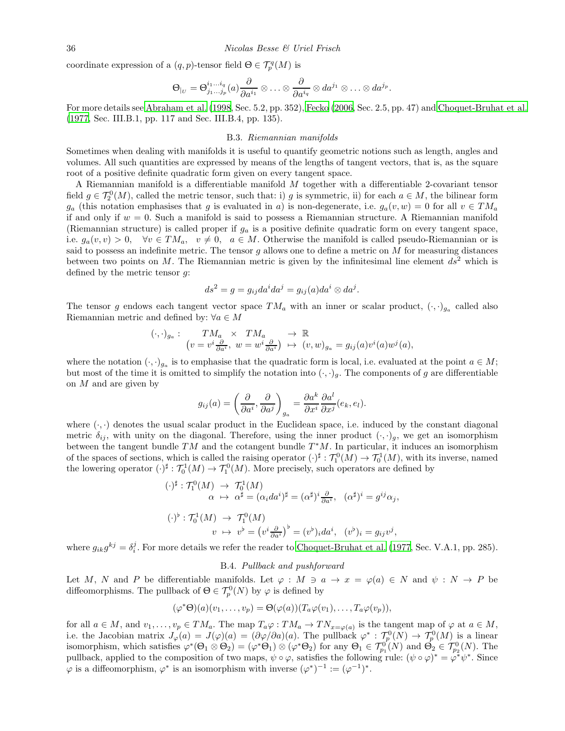coordinate expression of a $(q,p)$-tensor field $\Theta \in \mathcal{T}^q_p(M)$ is

$$\Theta_{|U} = \Theta^{i_1\ldots i_q}_{j_1\ldots j_p}(a)\frac{\partial}{\partial a^{i_1}} \otimes \ldots \otimes \frac{\partial}{\partial a^{i_q}} \otimes da^{j_1} \otimes \ldots \otimes da^{j_p}.$$

For more details see Abraham et al. (1998, Sec. 5.2, pp. 352), Fecko (2006, Sec. 2.5, pp. 47) and Choquet-Bruhat et al. (1977, Sec. III.B.1, pp. 117 and Sec. III.B.4, pp. 135).

### B.3. *Riemannian manifolds*

Sometimes when dealing with manifolds it is useful to quantify geometric notions such as length, angles and volumes. All such quantities are expressed by means of the lengths of tangent vectors, that is, as the square root of a positive definite quadratic form given on every tangent space.

A Riemannian manifold is a differentiable manifold $M$ together with a differentiable 2-covariant tensor field $g \in \mathcal{T}^0_2(M)$, called the metric tensor, such that: i) $g$ is symmetric, ii) for each $a \in M$, the bilinear form $g_a$ (this notation emphasises that $g$ is evaluated in $a$) is non-degenerate, i.e. $g_a(v,w) = 0$ for all $v \in TM_a$ if and only if $w = 0$. Such a manifold is said to possess a Riemannian structure. A Riemannian manifold (Riemannian structure) is called proper if $g_a$ is a positive definite quadratic form on every tangent space, i.e. $g_a(v,v) > 0, \quad \forall v \in TM_a, \quad v \neq 0, \quad a \in M$. Otherwise the manifold is called pseudo-Riemannian or is said to possess an indefinite metric. The tensor $g$ allows one to define a metric on $M$ for measuring distances between two points on $M$. The Riemannian metric is given by the infinitesimal line element $ds^2$ which is defined by the metric tensor $g$:

$$ds^2 = g = g_{ij}da^i da^j = g_{ij}(a)da^i \otimes da^j.$$

The tensor $g$ endows each tangent vector space $TM_a$ with an inner or scalar product, $(\cdot,\cdot)_{g_a}$ called also Riemannian metric and defined by: $\forall a \in M$

$$\begin{array}{rccl} (\cdot,\cdot)_{g_a}: & TM_a \times TM_a & \to & \mathbb{R} \\ & \left(v = v^i\frac{\partial}{\partial a^i},\ w = w^i\frac{\partial}{\partial a^i}\right) & \mapsto & (v,w)_{g_a} = g_{ij}(a)v^i(a)w^j(a), \end{array}$$

where the notation $(\cdot,\cdot)_{g_a}$ is to emphasise that the quadratic form is local, i.e. evaluated at the point $a \in M$; but most of the time it is omitted to simplify the notation into $(\cdot,\cdot)_g$. The components of $g$ are differentiable on $M$ and are given by

$$g_{ij}(a) = \left(\frac{\partial}{\partial a^i}, \frac{\partial}{\partial a^j}\right)_{g_a} = \frac{\partial a^k}{\partial x^i}\frac{\partial a^l}{\partial x^j}(e_k, e_l).$$

where $(\cdot,\cdot)$ denotes the usual scalar product in the Euclidean space, i.e. induced by the constant diagonal metric $\delta_{ij}$, with unity on the diagonal. Therefore, using the inner product $(\cdot,\cdot)_g$, we get an isomorphism between the tangent bundle $TM$ and the cotangent bundle $T^*M$. In particular, it induces an isomorphism of the spaces of sections, which is called the raising operator $(\cdot)^\sharp : \mathcal{T}^0_1(M) \to \mathcal{T}^1_0(M)$, with its inverse, named the lowering operator $(\cdot)^\sharp : \mathcal{T}^1_0(M) \to \mathcal{T}^0_1(M)$. More precisely, such operators are defined by

$$\begin{array}{rcl} (\cdot)^\sharp : \mathcal{T}^0_1(M) & \to & \mathcal{T}^1_0(M) \\ \alpha & \mapsto & \alpha^\sharp = (\alpha_i da^i)^\sharp = (\alpha^\sharp)^i \frac{\partial}{\partial a^i}, \quad (\alpha^\sharp)^i = g^{ij}\alpha_j, \end{array}$$

$$\begin{array}{rcl} (\cdot)^\flat : \mathcal{T}^1_0(M) & \to & \mathcal{T}^0_1(M) \\ v & \mapsto & v^\flat = \left(v^i\frac{\partial}{\partial a^i}\right)^\flat = (v^\flat)_i da^i, \quad (v^\flat)_i = g_{ij}v^j, \end{array}$$

where $g_{ik}g^{kj} = \delta^j_i$. For more details we refer the reader to Choquet-Bruhat et al. (1977, Sec. V.A.1, pp. 285).

### B.4. *Pullback and pushforward*

Let $M$, $N$ and $P$ be differentiable manifolds. Let $\varphi : M \ni a \to x = \varphi(a) \in N$ and $\psi : N \to P$ be diffeomorphisms. The pullback of $\Theta \in \mathcal{T}^0_p(N)$ by $\varphi$ is defined by

$$(\varphi^*\Theta)(a)(v_1,\ldots,v_p) = \Theta(\varphi(a))(T_a\varphi(v_1),\ldots,T_a\varphi(v_p)),$$

for all $a \in M$, and $v_1,\ldots,v_p \in TM_a$. The map $T_a\varphi : TM_a \to TN_{x=\varphi(a)}$ is the tangent map of $\varphi$ at $a \in M$, i.e. the Jacobian matrix $J_\varphi(a) = J(\varphi)(a) = (\partial\varphi/\partial a)(a)$. The pullback $\varphi^* : \mathcal{T}^0_p(N) \to \mathcal{T}^0_p(M)$ is a linear isomorphism, which satisfies $\varphi^*(\Theta_1 \otimes \Theta_2) = (\varphi^*\Theta_1) \otimes (\varphi^*\Theta_2)$ for any $\Theta_1 \in \mathcal{T}^0_{p_1}(N)$ and $\Theta_2 \in \mathcal{T}^0_{p_2}(N)$. The pullback, applied to the composition of two maps, $\psi \circ \varphi$, satisfies the following rule: $(\psi \circ \varphi)^* = \varphi^*\psi^*$. Since $\varphi$ is a diffeomorphism, $\varphi^*$ is an isomorphism with inverse $(\varphi^*)^{-1} := (\varphi^{-1})^*$.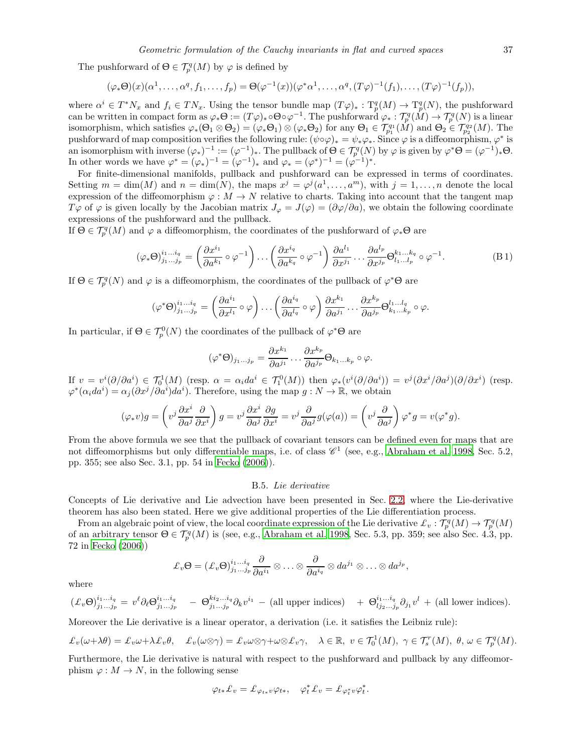The pushforward of $\Theta \in \mathcal{T}_p^q(M)$ by $\varphi$ is defined by

$$(\varphi_*\Theta)(x)(\alpha^1,\ldots,\alpha^q,f_1,\ldots,f_p) = \Theta(\varphi^{-1}(x))(\varphi^*\alpha^1,\ldots,\alpha^q,(T\varphi)^{-1}(f_1),\ldots,(T\varphi)^{-1}(f_p)),$$

where $\alpha^i \in T^*N_x$ and $f_i \in TN_x$. Using the tensor bundle map $(T\varphi)_* : \mathrm{T}_p^q(M) \to \mathrm{T}_p^q(N)$, the pushforward can be written in compact form as $\varphi_*\Theta := (T\varphi)_* \circ \Theta \circ \varphi^{-1}$. The pushforward $\varphi_* : \mathcal{T}_p^q(M) \to \mathcal{T}_p^q(N)$ is a linear isomorphism, which satisfies $\varphi_*(\Theta_1 \otimes \Theta_2) = (\varphi_*\Theta_1) \otimes (\varphi_*\Theta_2)$ for any $\Theta_1 \in \mathcal{T}_{p_1}^{q_1}(M)$ and $\Theta_2 \in \mathcal{T}_{p_2}^{q_2}(M)$. The pushforward of map composition verifies the following rule: $(\psi\circ\varphi)_* = \psi_*\varphi_*$. Since $\varphi$ is a diffeomorphism, $\varphi^*$ is an isomorphism with inverse $(\varphi_*)^{-1} := (\varphi^{-1})_*$. The pullback of $\Theta \in \mathcal{T}_p^q(N)$ by $\varphi$ is given by $\varphi^*\Theta = (\varphi^{-1})_*\Theta$. In other words we have $\varphi^* = (\varphi_*)^{-1} = (\varphi^{-1})_*$ and $\varphi_* = (\varphi^*)^{-1} = (\varphi^{-1})^*$.

For finite-dimensional manifolds, pullback and pushforward can be expressed in terms of coordinates. Setting $m = \dim(M)$ and $n = \dim(N)$, the maps $x^j = \varphi^j(a^1,\ldots,a^m)$, with $j = 1,\ldots,n$ denote the local expression of the diffeomorphism $\varphi : M \to N$ relative to charts. Taking into account that the tangent map $T\varphi$ of $\varphi$ is given locally by the Jacobian matrix $J_\varphi = J(\varphi) = (\partial\varphi/\partial a)$, we obtain the following coordinate expressions of the pushforward and the pullback.

If $\Theta \in \mathcal{T}_p^q(M)$ and $\varphi$ a diffeomorphism, the coordinates of the pushforward of $\varphi_*\Theta$ are

$$(\varphi_*\Theta)^{i_1\ldots i_q}_{j_1\ldots j_p} = \left(\frac{\partial x^{i_1}}{\partial a^{k_1}}\circ\varphi^{-1}\right)\ldots\left(\frac{\partial x^{i_q}}{\partial a^{k_q}}\circ\varphi^{-1}\right)\frac{\partial a^{l_1}}{\partial x^{j_1}}\ldots\frac{\partial a^{l_p}}{\partial x^{j_p}}\Theta^{k_1\ldots k_q}_{l_1\ldots l_p}\circ\varphi^{-1}. \tag{B 1}$$

If $\Theta \in \mathcal{T}_p^q(N)$ and $\varphi$ is a diffeomorphism, the coordinates of the pullback of $\varphi^*\Theta$ are

$$(\varphi^*\Theta)^{i_1\ldots i_q}_{j_1\ldots j_p} = \left(\frac{\partial a^{i_1}}{\partial x^{l_1}}\circ\varphi\right)\ldots\left(\frac{\partial a^{i_q}}{\partial x^{l_q}}\circ\varphi\right)\frac{\partial x^{k_1}}{\partial a^{j_1}}\ldots\frac{\partial x^{k_p}}{\partial a^{j_p}}\Theta^{l_1\ldots l_q}_{k_1\ldots k_p}\circ\varphi.$$

In particular, if $\Theta \in \mathcal{T}_p^0(N)$ the coordinates of the pullback of $\varphi^*\Theta$ are

$$(\varphi^*\Theta)_{j_1\ldots j_p} = \frac{\partial x^{k_1}}{\partial a^{j_1}}\ldots\frac{\partial x^{k_p}}{\partial a^{j_p}}\Theta_{k_1\ldots k_p}\circ\varphi.$$

If $v = v^i(\partial/\partial a^i) \in \mathcal{T}_0^1(M)$ (resp. $\alpha = \alpha_i da^i \in \mathcal{T}_1^0(M)$) then $\varphi_*(v^i(\partial/\partial a^i)) = v^j(\partial x^i/\partial a^j)(\partial/\partial x^i)$ (resp. $\varphi^*(\alpha_i da^i) = \alpha_j(\partial x^j/\partial a^i)da^i$). Therefore, using the map $g : N \to \mathbb{R}$, we obtain

$$(\varphi_* v)g = \left(v^j\frac{\partial x^i}{\partial a^j}\frac{\partial}{\partial x^i}\right)g = v^j\frac{\partial x^i}{\partial a^j}\frac{\partial g}{\partial x^i} = v^j\frac{\partial}{\partial a^j}g(\varphi(a)) = \left(v^j\frac{\partial}{\partial a^j}\right)\varphi^* g = v(\varphi^* g).$$

From the above formula we see that the pullback of covariant tensors can be defined even for maps that are not diffeomorphisms but only differentiable maps, i.e. of class $\mathscr{C}^1$ (see, e.g., Abraham et al. 1998, Sec. 5.2, pp. 355; see also Sec. 3.1, pp. 54 in Fecko (2006)).

## B.5. *Lie derivative*

Concepts of Lie derivative and Lie advection have been presented in Sec. 2.2, where the Lie-derivative theorem has also been stated. Here we give additional properties of the Lie differentiation process.

From an algebraic point of view, the local coordinate expression of the Lie derivative $\pounds_v : \mathcal{T}_p^q(M) \to \mathcal{T}_p^q(M)$ of an arbitrary tensor $\Theta \in \mathcal{T}_p^q(M)$ is (see, e.g., Abraham et al. 1998, Sec. 5.3, pp. 359; see also Sec. 4.3, pp. 72 in Fecko (2006))

$$\pounds_v\Theta = (\pounds_v\Theta)^{i_1\ldots i_q}_{j_1\ldots j_p}\frac{\partial}{\partial a^{i_1}}\otimes\ldots\otimes\frac{\partial}{\partial a^{i_q}}\otimes da^{j_1}\otimes\ldots\otimes da^{j_p},$$

where

$$(\pounds_v\Theta)^{i_1\ldots i_q}_{j_1\ldots j_p} = v^\ell\partial_\ell\Theta^{i_1\ldots i_q}_{j_1\ldots j_p} \quad - \; \Theta^{ki_2\ldots i_q}_{j_1\ldots j_p}\partial_k v^{i_1} \; - \text{(all upper indices)} \quad + \; \Theta^{i_1\ldots i_q}_{lj_2\ldots j_p}\partial_{j_1}v^l \; + \text{(all lower indices)}.$$

Moreover the Lie derivative is a linear operator, a derivation (i.e. it satisfies the Leibniz rule):

$$\pounds_v(\omega+\lambda\theta) = \pounds_v\omega+\lambda\pounds_v\theta, \quad \pounds_v(\omega\otimes\gamma) = \pounds_v\omega\otimes\gamma+\omega\otimes\pounds_v\gamma, \quad \lambda\in\mathbb{R},\ v\in\mathcal{T}_0^1(M),\ \gamma\in\mathcal{T}_s^r(M),\ \theta,\,\omega\in\mathcal{T}_p^q(M).$$

Furthermore, the Lie derivative is natural with respect to the pushforward and pullback by any diffeomorphism $\varphi : M \to N$, in the following sense

$$\varphi_{t*}\pounds_v = \pounds_{\varphi_{t*}v}\varphi_{t*}, \quad \varphi_t^*\pounds_v = \pounds_{\varphi_t^* v}\varphi_t^*.$$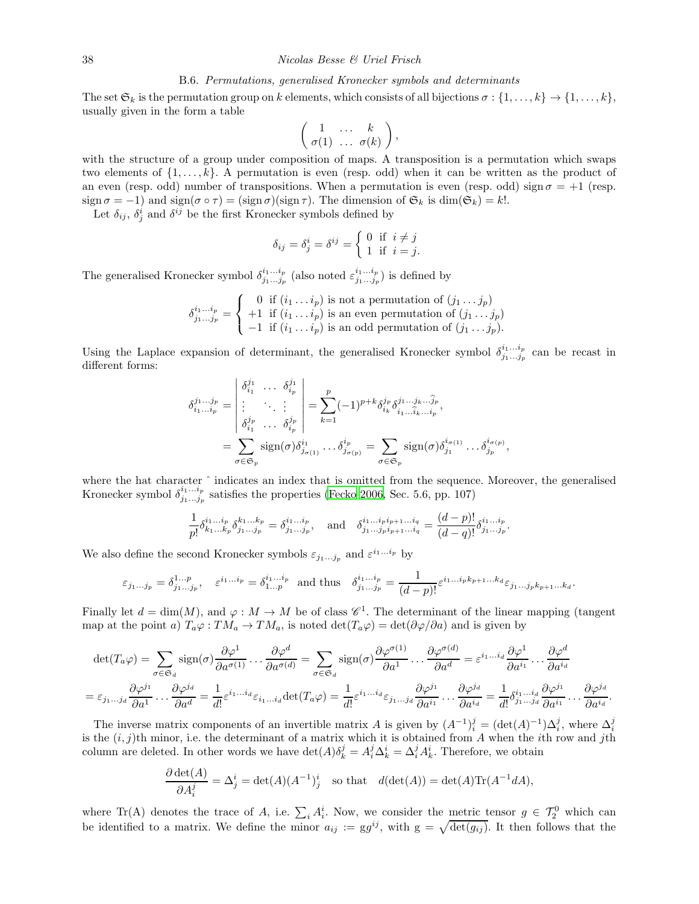### B.6. *Permutations, generalised Kronecker symbols and determinants*

The set $\mathfrak{S}_k$ is the permutation group on $k$ elements, which consists of all bijections $\sigma : \{1,\dots,k\} \to \{1,\dots,k\}$, usually given in the form a table

$$\left( \begin{array}{ccc} 1 & \dots & k \\ \sigma(1) & \dots & \sigma(k) \end{array} \right),$$

with the structure of a group under composition of maps. A transposition is a permutation which swaps two elements of $\{1,\dots,k\}$. A permutation is even (resp. odd) when it can be written as the product of an even (resp. odd) number of transpositions. When a permutation is even (resp. odd) $\operatorname{sign}\sigma = +1$ (resp. $\operatorname{sign}\sigma = -1$) and $\operatorname{sign}(\sigma\circ\tau) = (\operatorname{sign}\sigma)(\operatorname{sign}\tau)$. The dimension of $\mathfrak{S}_k$ is $\dim(\mathfrak{S}_k) = k!$.

Let $\delta_{ij}$, $\delta^i_j$ and $\delta^{ij}$ be the first Kronecker symbols defined by

$$\delta_{ij} = \delta^i_j = \delta^{ij} = \left\{ \begin{array}{l} 0 \ \text{ if } \ i \neq j \\ 1 \ \text{ if } \ i = j. \end{array} \right.$$

The generalised Kronecker symbol $\delta^{i_1\dots i_p}_{j_1\dots j_p}$ (also noted $\varepsilon^{i_1\dots i_p}_{j_1\dots j_p}$) is defined by

$$\delta^{i_1\dots i_p}_{j_1\dots j_p} = \left\{ \begin{array}{rl} 0 & \text{if } (i_1\dots i_p) \text{ is not a permutation of } (j_1\dots j_p) \\ +1 & \text{if } (i_1\dots i_p) \text{ is an even permutation of } (j_1\dots j_p) \\ -1 & \text{if } (i_1\dots i_p) \text{ is an odd permutation of } (j_1\dots j_p). \end{array} \right.$$

Using the Laplace expansion of determinant, the generalised Kronecker symbol $\delta^{i_1\dots i_p}_{j_1\dots j_p}$ can be recast in different forms:

$$\begin{aligned} \delta^{j_1\dots j_p}_{i_1\dots i_p} &= \left| \begin{array}{ccc} \delta^{j_1}_{i_1} & \dots & \delta^{j_1}_{i_p} \\ \vdots & \ddots & \vdots \\ \delta^{j_p}_{i_1} & \dots & \delta^{j_p}_{i_p} \end{array} \right| = \sum_{k=1}^{p} (-1)^{p+k} \delta^{j_p}_{i_k} \delta^{j_1\dots j_k \dots \widehat{j}_p}_{i_1\dots \widehat{i}_k \dots i_p}, \\ &= \sum_{\sigma\in\mathfrak{S}_p} \operatorname{sign}(\sigma) \delta^{i_1}_{j_{\sigma(1)}} \dots \delta^{i_p}_{j_{\sigma(p)}} = \sum_{\sigma\in\mathfrak{S}_p} \operatorname{sign}(\sigma) \delta^{i_{\sigma(1)}}_{j_1} \dots \delta^{i_{\sigma(p)}}_{j_p}, \end{aligned}$$

where the hat character $\hat{}$ indicates an index that is omitted from the sequence. Moreover, the generalised Kronecker symbol $\delta^{i_1\dots i_p}_{j_1\dots j_p}$ satisfies the properties (Fecko 2006, Sec. 5.6, pp. 107)

$$\frac{1}{p!} \delta^{i_1\dots i_p}_{k_1\dots k_p} \delta^{k_1\dots k_p}_{j_1\dots j_p} = \delta^{i_1\dots i_p}_{j_1\dots j_p}, \quad \text{and} \quad \delta^{i_1\dots i_p i_{p+1}\dots i_q}_{j_1\dots j_p i_{p+1}\dots i_q} = \frac{(d-p)!}{(d-q)!} \delta^{i_1\dots i_p}_{j_1\dots j_p}.$$

We also define the second Kronecker symbols $\varepsilon_{j_1\dots j_p}$ and $\varepsilon^{i_1\dots i_p}$ by

$$\varepsilon_{j_1\dots j_p} = \delta^{1\dots p}_{j_1\dots j_p}, \quad \varepsilon^{i_1\dots i_p} = \delta^{i_1\dots i_p}_{1\dots p} \ \text{ and thus } \ \delta^{i_1\dots i_p}_{j_1\dots j_p} = \frac{1}{(d-p)!} \varepsilon^{i_1\dots i_p k_{p+1}\dots k_d} \varepsilon_{j_1\dots j_p k_{p+1}\dots k_d}.$$

Finally let $d = \dim(M)$, and $\varphi : M \to M$ be of class $\mathscr{C}^1$. The determinant of the linear mapping (tangent map at the point $a$) $T_a\varphi : TM_a \to TM_a$, is noted $\det(T_a\varphi) = \det(\partial\varphi/\partial a)$ and is given by

$$\begin{aligned} \det(T_a\varphi) &= \sum_{\sigma\in\mathfrak{S}_d} \operatorname{sign}(\sigma) \frac{\partial\varphi^1}{\partial a^{\sigma(1)}} \dots \frac{\partial\varphi^d}{\partial a^{\sigma(d)}} = \sum_{\sigma\in\mathfrak{S}_d} \operatorname{sign}(\sigma) \frac{\partial\varphi^{\sigma(1)}}{\partial a^1} \dots \frac{\partial\varphi^{\sigma(d)}}{\partial a^d} = \varepsilon^{i_1\dots i_d} \frac{\partial\varphi^1}{\partial a^{i_1}} \dots \frac{\partial\varphi^d}{\partial a^{i_d}} \\ &= \varepsilon_{j_1\dots j_d} \frac{\partial\varphi^{j_1}}{\partial a^1} \dots \frac{\partial\varphi^{j_d}}{\partial a^d} = \frac{1}{d!} \varepsilon^{i_1\dots i_d} \varepsilon_{i_1\dots i_d} \det(T_a\varphi) = \frac{1}{d!} \varepsilon^{i_1\dots i_d} \varepsilon_{j_1\dots j_d} \frac{\partial\varphi^{j_1}}{\partial a^{i_1}} \dots \frac{\partial\varphi^{j_d}}{\partial a^{i_d}} = \frac{1}{d!} \delta^{i_1\dots i_d}_{j_1\dots j_d} \frac{\partial\varphi^{j_1}}{\partial a^{i_1}} \dots \frac{\partial\varphi^{j_d}}{\partial a^{i_d}}. \end{aligned}$$

The inverse matrix components of an invertible matrix $A$ is given by $(A^{-1})^j_i = (\det(A)^{-1})\Delta^j_i$, where $\Delta^j_i$ is the $(i,j)$th minor, i.e. the determinant of a matrix which it is obtained from $A$ when the $i$th row and $j$th column are deleted. In other words we have $\det(A)\delta^j_k = A^j_i \Delta^i_k = \Delta^j_i A^i_k$. Therefore, we obtain

$$\frac{\partial \det(A)}{\partial A^j_i} = \Delta^i_j = \det(A)(A^{-1})^i_j \quad \text{so that} \quad d(\det(A)) = \det(A)\operatorname{Tr}(A^{-1}dA),$$

where Tr(A) denotes the trace of $A$, i.e. $\sum_i A^i_i$. Now, we consider the metric tensor $g \in \mathcal{T}^0_2$ which can be identified to a matrix. We define the minor $a_{ij} := \mathrm{g} g^{ij}$, with $\mathrm{g} = \sqrt{\det(g_{ij})}$. It then follows that the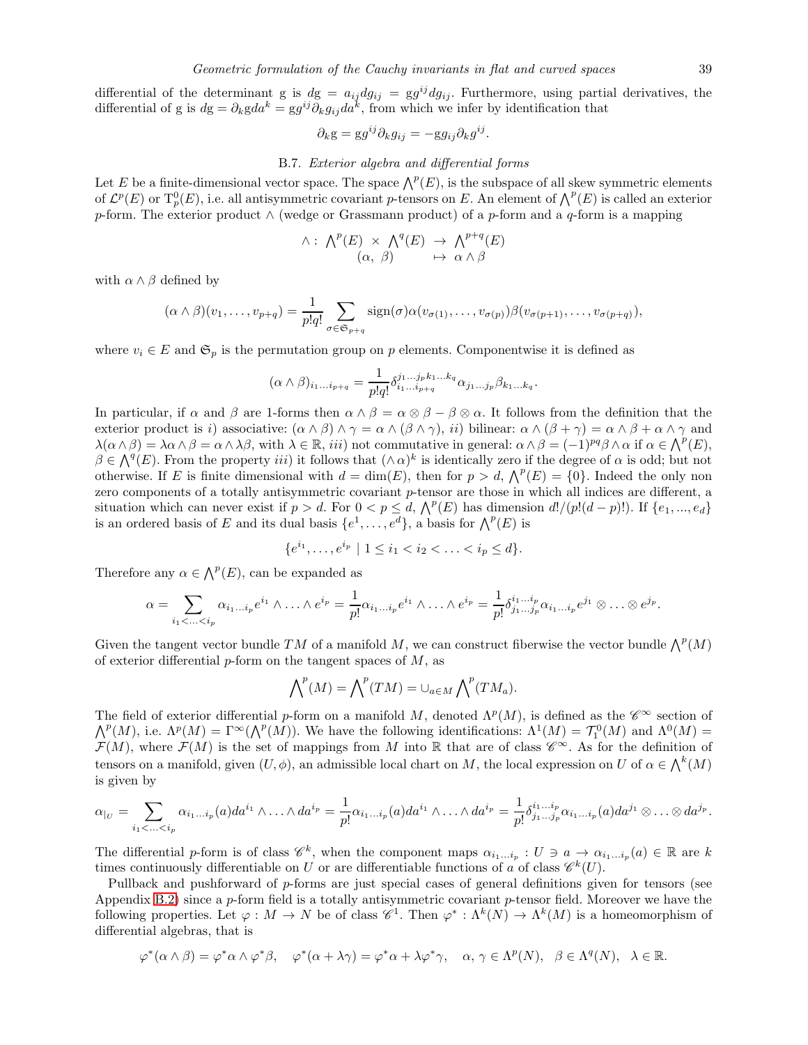differential of the determinant g is $d\mathrm{g} = a_{ij}dg_{ij} = \mathrm{g}g^{ij}dg_{ij}$. Furthermore, using partial derivatives, the differential of g is $d\mathrm{g} = \partial_k \mathrm{g} da^k = \mathrm{g}g^{ij}\partial_k g_{ij} da^k$, from which we infer by identification that

$$\partial_k \mathrm{g} = \mathrm{g}g^{ij}\partial_k g_{ij} = -\mathrm{g}g_{ij}\partial_k g^{ij}.$$

### B.7. *Exterior algebra and differential forms*

Let $E$ be a finite-dimensional vector space. The space $\bigwedge^p(E)$, is the subspace of all skew symmetric elements of $\mathcal{L}^p(E)$ or $\mathrm{T}^0_p(E)$, i.e. all antisymmetric covariant $p$-tensors on $E$. An element of $\bigwedge^p(E)$ is called an exterior $p$-form. The exterior product $\wedge$ (wedge or Grassmann product) of a $p$-form and a $q$-form is a mapping

$$\begin{array}{rccc} \wedge : & \bigwedge^p(E) \times \bigwedge^q(E) & \to & \bigwedge^{p+q}(E) \\ & (\alpha,\ \beta) & \mapsto & \alpha \wedge \beta \end{array}$$

with $\alpha \wedge \beta$ defined by

$$(\alpha \wedge \beta)(v_1, \ldots, v_{p+q}) = \frac{1}{p!q!} \sum_{\sigma \in \mathfrak{S}_{p+q}} \mathrm{sign}(\sigma) \alpha(v_{\sigma(1)}, \ldots, v_{\sigma(p)}) \beta(v_{\sigma(p+1)}, \ldots, v_{\sigma(p+q)}),$$

where $v_i \in E$ and $\mathfrak{S}_p$ is the permutation group on $p$ elements. Componentwise it is defined as

$$(\alpha \wedge \beta)_{i_1 \ldots i_{p+q}} = \frac{1}{p!q!} \delta^{j_1 \ldots j_p k_1 \ldots k_q}_{i_1 \ldots i_{p+q}} \alpha_{j_1 \ldots j_p} \beta_{k_1 \ldots k_q}.$$

In particular, if $\alpha$ and $\beta$ are 1-forms then $\alpha \wedge \beta = \alpha \otimes \beta - \beta \otimes \alpha$. It follows from the definition that the exterior product is *i*) associative: $(\alpha \wedge \beta) \wedge \gamma = \alpha \wedge (\beta \wedge \gamma)$, *ii*) bilinear: $\alpha \wedge (\beta + \gamma) = \alpha \wedge \beta + \alpha \wedge \gamma$ and $\lambda(\alpha \wedge \beta) = \lambda\alpha \wedge \beta = \alpha \wedge \lambda\beta$, with $\lambda \in \mathbb{R}$, *iii*) not commutative in general: $\alpha \wedge \beta = (-1)^{pq} \beta \wedge \alpha$ if $\alpha \in \bigwedge^p(E)$, $\beta \in \bigwedge^q(E)$. From the property *iii*) it follows that $(\wedge \alpha)^k$ is identically zero if the degree of $\alpha$ is odd; but not otherwise. If $E$ is finite dimensional with $d = \dim(E)$, then for $p > d$, $\bigwedge^p(E) = \{0\}$. Indeed the only non zero components of a totally antisymmetric covariant $p$-tensor are those in which all indices are different, a situation which can never exist if $p > d$. For $0 < p \leq d$, $\bigwedge^p(E)$ has dimension $d!/(p!(d-p)!)$. If $\{e_1, ..., e_d\}$ is an ordered basis of $E$ and its dual basis $\{e^1, \ldots, e^d\}$, a basis for $\bigwedge^p(E)$ is

$$\{e^{i_1}, \ldots, e^{i_p} \mid 1 \leq i_1 < i_2 < \ldots < i_p \leq d\}.$$

Therefore any $\alpha \in \bigwedge^p(E)$, can be expanded as

$$\alpha = \sum_{i_1 < \ldots < i_p} \alpha_{i_1 \ldots i_p} e^{i_1} \wedge \ldots \wedge e^{i_p} = \frac{1}{p!} \alpha_{i_1 \ldots i_p} e^{i_1} \wedge \ldots \wedge e^{i_p} = \frac{1}{p!} \delta^{i_1 \ldots i_p}_{j_1 \ldots j_p} \alpha_{i_1 \ldots i_p} e^{j_1} \otimes \ldots \otimes e^{j_p}.$$

Given the tangent vector bundle $TM$ of a manifold $M$, we can construct fiberwise the vector bundle $\bigwedge^p(M)$ of exterior differential $p$-form on the tangent spaces of $M$, as

$$\bigwedge^p(M) = \bigwedge^p(TM) = \cup_{a \in M} \bigwedge^p(TM_a).$$

The field of exterior differential $p$-form on a manifold $M$, denoted $\Lambda^p(M)$, is defined as the $\mathscr{C}^\infty$ section of $\bigwedge^p(M)$, i.e. $\Lambda^p(M) = \Gamma^\infty(\bigwedge^p(M))$. We have the following identifications: $\Lambda^1(M) = \mathcal{T}^0_1(M)$ and $\Lambda^0(M) = \mathcal{F}(M)$, where $\mathcal{F}(M)$ is the set of mappings from $M$ into $\mathbb{R}$ that are of class $\mathscr{C}^\infty$. As for the definition of tensors on a manifold, given $(U, \phi)$, an admissible local chart on $M$, the local expression on $U$ of $\alpha \in \bigwedge^k(M)$ is given by

$$\alpha_{|U} = \sum_{i_1 < \ldots < i_p} \alpha_{i_1 \ldots i_p}(a) da^{i_1} \wedge \ldots \wedge da^{i_p} = \frac{1}{p!} \alpha_{i_1 \ldots i_p}(a) da^{i_1} \wedge \ldots \wedge da^{i_p} = \frac{1}{p!} \delta^{i_1 \ldots i_p}_{j_1 \ldots j_p} \alpha_{i_1 \ldots i_p}(a) da^{j_1} \otimes \ldots \otimes da^{j_p}.$$

The differential $p$-form is of class $\mathscr{C}^k$, when the component maps $\alpha_{i_1 \ldots i_p} : U \ni a \to \alpha_{i_1 \ldots i_p}(a) \in \mathbb{R}$ are $k$ times continuously differentiable on $U$ or are differentiable functions of $a$ of class $\mathscr{C}^k(U)$.

Pullback and pushforward of $p$-forms are just special cases of general definitions given for tensors (see Appendix B.2) since a $p$-form field is a totally antisymmetric covariant $p$-tensor field. Moreover we have the following properties. Let $\varphi : M \to N$ be of class $\mathscr{C}^1$. Then $\varphi^* : \Lambda^k(N) \to \Lambda^k(M)$ is a homeomorphism of differential algebras, that is

$$\varphi^*(\alpha \wedge \beta) = \varphi^*\alpha \wedge \varphi^*\beta, \quad \varphi^*(\alpha + \lambda\gamma) = \varphi^*\alpha + \lambda\varphi^*\gamma, \quad \alpha,\, \gamma \in \Lambda^p(N), \quad \beta \in \Lambda^q(N), \quad \lambda \in \mathbb{R}.$$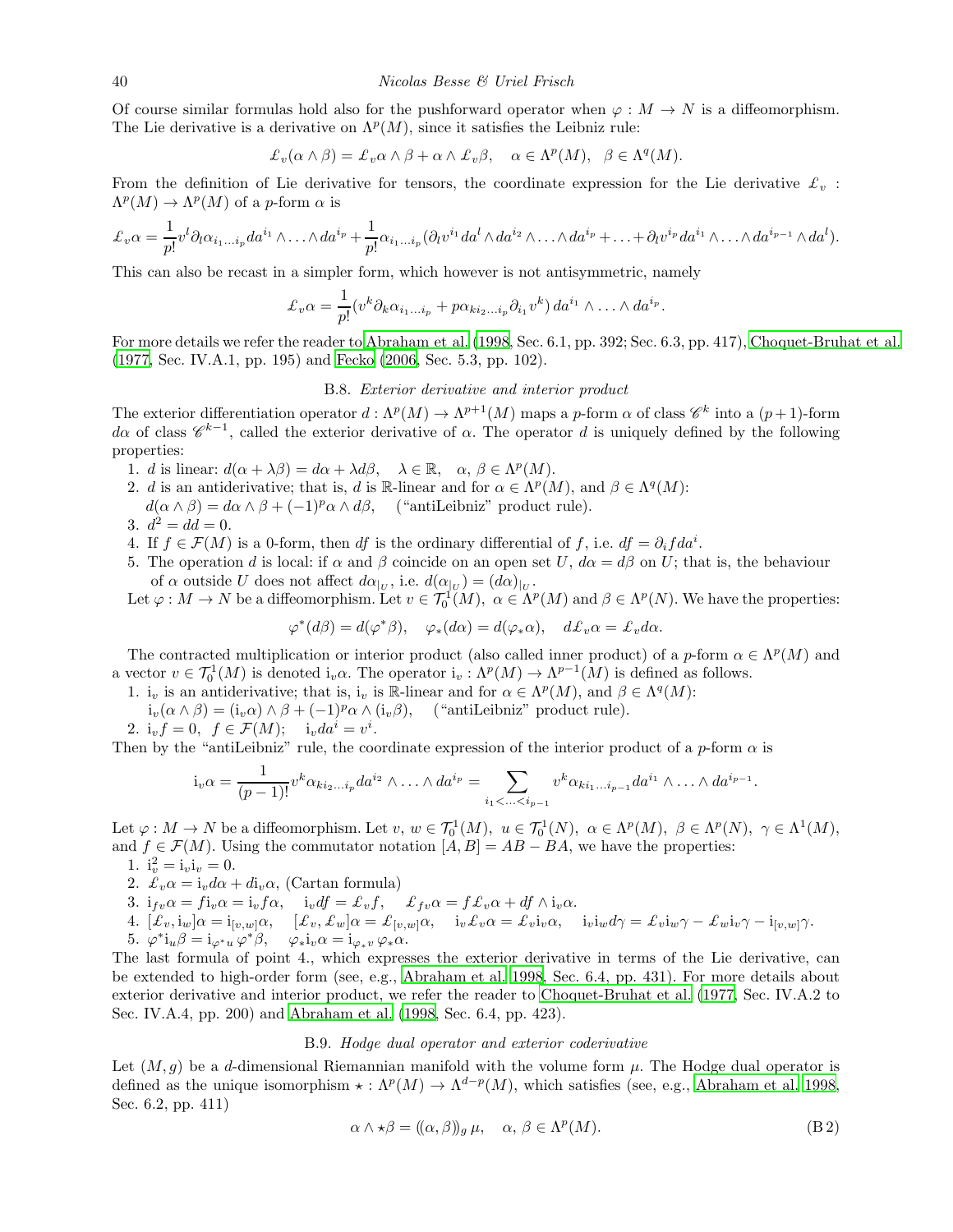Of course similar formulas hold also for the pushforward operator when $\varphi : M \to N$ is a diffeomorphism. The Lie derivative is a derivative on $\Lambda^p(M)$, since it satisfies the Leibniz rule:

$$\pounds_v(\alpha \wedge \beta) = \pounds_v \alpha \wedge \beta + \alpha \wedge \pounds_v \beta, \quad \alpha \in \Lambda^p(M), \quad \beta \in \Lambda^q(M).$$

From the definition of Lie derivative for tensors, the coordinate expression for the Lie derivative $\pounds_v : \Lambda^p(M) \to \Lambda^p(M)$ of a $p$-form $\alpha$ is

$$\pounds_v \alpha = \frac{1}{p!} v^l \partial_l \alpha_{i_1 \ldots i_p} da^{i_1} \wedge \ldots \wedge da^{i_p} + \frac{1}{p!} \alpha_{i_1 \ldots i_p} (\partial_l v^{i_1} da^l \wedge da^{i_2} \wedge \ldots \wedge da^{i_p} + \ldots + \partial_l v^{i_p} da^{i_1} \wedge \ldots \wedge da^{i_{p-1}} \wedge da^l).$$

This can also be recast in a simpler form, which however is not antisymmetric, namely

$$\pounds_v \alpha = \frac{1}{p!} (v^k \partial_k \alpha_{i_1 \ldots i_p} + p \alpha_{k i_2 \ldots i_p} \partial_{i_1} v^k) \, da^{i_1} \wedge \ldots \wedge da^{i_p}.$$

For more details we refer the reader to Abraham et al. (1998, Sec. 6.1, pp. 392; Sec. 6.3, pp. 417), Choquet-Bruhat et al. (1977, Sec. IV.A.1, pp. 195) and Fecko (2006, Sec. 5.3, pp. 102).

### B.8. *Exterior derivative and interior product*

The exterior differentiation operator $d : \Lambda^p(M) \to \Lambda^{p+1}(M)$ maps a $p$-form $\alpha$ of class $\mathscr{C}^k$ into a $(p+1)$-form $d\alpha$ of class $\mathscr{C}^{k-1}$, called the exterior derivative of $\alpha$. The operator $d$ is uniquely defined by the following properties:

1. $d$ is linear: $d(\alpha + \lambda \beta) = d\alpha + \lambda d\beta, \quad \lambda \in \mathbb{R}, \quad \alpha, \, \beta \in \Lambda^p(M)$.
2. $d$ is an antiderivative; that is, $d$ is $\mathbb{R}$-linear and for $\alpha \in \Lambda^p(M)$, and $\beta \in \Lambda^q(M)$:
   $d(\alpha \wedge \beta) = d\alpha \wedge \beta + (-1)^p \alpha \wedge d\beta$, ("antiLeibniz" product rule).
3. $d^2 = dd = 0$.
4. If $f \in \mathcal{F}(M)$ is a 0-form, then $df$ is the ordinary differential of $f$, i.e. $df = \partial_i f da^i$.
5. The operation $d$ is local: if $\alpha$ and $\beta$ coincide on an open set $U$, $d\alpha = d\beta$ on $U$; that is, the behaviour of $\alpha$ outside $U$ does not affect $d\alpha_{|_U}$, i.e. $d(\alpha_{|_U}) = (d\alpha)_{|_U}$.

Let $\varphi : M \to N$ be a diffeomorphism. Let $v \in \mathcal{T}^1_0(M)$, $\alpha \in \Lambda^p(M)$ and $\beta \in \Lambda^p(N)$. We have the properties:

$$\varphi^*(d\beta) = d(\varphi^* \beta), \quad \varphi_*(d\alpha) = d(\varphi_* \alpha), \quad d\pounds_v \alpha = \pounds_v d\alpha.$$

The contracted multiplication or interior product (also called inner product) of a $p$-form $\alpha \in \Lambda^p(M)$ and a vector $v \in \mathcal{T}^1_0(M)$ is denoted $\mathrm{i}_v \alpha$. The operator $\mathrm{i}_v : \Lambda^p(M) \to \Lambda^{p-1}(M)$ is defined as follows.

1. $\mathrm{i}_v$ is an antiderivative; that is, $\mathrm{i}_v$ is $\mathbb{R}$-linear and for $\alpha \in \Lambda^p(M)$, and $\beta \in \Lambda^q(M)$:
   $\mathrm{i}_v(\alpha \wedge \beta) = (\mathrm{i}_v \alpha) \wedge \beta + (-1)^p \alpha \wedge (\mathrm{i}_v \beta)$, ("antiLeibniz" product rule).
2. $\mathrm{i}_v f = 0, \;\; f \in \mathcal{F}(M); \quad \mathrm{i}_v da^i = v^i$.

Then by the "antiLeibniz" rule, the coordinate expression of the interior product of a $p$-form $\alpha$ is

$$\mathrm{i}_v \alpha = \frac{1}{(p-1)!} v^k \alpha_{k i_2 \ldots i_p} da^{i_2} \wedge \ldots \wedge da^{i_p} = \sum_{i_1 < \ldots < i_{p-1}} v^k \alpha_{k i_1 \ldots i_{p-1}} da^{i_1} \wedge \ldots \wedge da^{i_{p-1}}.$$

Let $\varphi : M \to N$ be a diffeomorphism. Let $v, \, w \in \mathcal{T}^1_0(M)$, $u \in \mathcal{T}^1_0(N)$, $\alpha \in \Lambda^p(M)$, $\beta \in \Lambda^p(N)$, $\gamma \in \Lambda^1(M)$, and $f \in \mathcal{F}(M)$. Using the commutator notation $[A, B] = AB - BA$, we have the properties:

1. $\mathrm{i}_v^2 = \mathrm{i}_v \mathrm{i}_v = 0$.
2. $\pounds_v \alpha = \mathrm{i}_v d\alpha + d\mathrm{i}_v \alpha$, (Cartan formula)
3. $\mathrm{i}_{fv} \alpha = f \mathrm{i}_v \alpha = \mathrm{i}_v f \alpha, \quad \mathrm{i}_v df = \pounds_v f, \quad \pounds_{fv} \alpha = f \pounds_v \alpha + df \wedge \mathrm{i}_v \alpha$.
4. $[\pounds_v, \mathrm{i}_w] \alpha = \mathrm{i}_{[v,w]} \alpha, \quad [\pounds_v, \pounds_w] \alpha = \pounds_{[v,w]} \alpha, \quad \mathrm{i}_v \pounds_v \alpha = \pounds_v \mathrm{i}_v \alpha, \quad \mathrm{i}_v \mathrm{i}_w d\gamma = \pounds_v \mathrm{i}_w \gamma - \pounds_w \mathrm{i}_v \gamma - \mathrm{i}_{[v,w]} \gamma$.
5. $\varphi^* \mathrm{i}_u \beta = \mathrm{i}_{\varphi^* u} \varphi^* \beta, \quad \varphi_* \mathrm{i}_v \alpha = \mathrm{i}_{\varphi_* v} \varphi_* \alpha$.

The last formula of point 4., which expresses the exterior derivative in terms of the Lie derivative, can be extended to high-order form (see, e.g., Abraham et al. 1998, Sec. 6.4, pp. 431). For more details about exterior derivative and interior product, we refer the reader to Choquet-Bruhat et al. (1977, Sec. IV.A.2 to Sec. IV.A.4, pp. 200) and Abraham et al. (1998, Sec. 6.4, pp. 423).

### B.9. *Hodge dual operator and exterior coderivative*

Let $(M, g)$ be a $d$-dimensional Riemannian manifold with the volume form $\mu$. The Hodge dual operator is defined as the unique isomorphism $\star : \Lambda^p(M) \to \Lambda^{d-p}(M)$, which satisfies (see, e.g., Abraham et al. 1998, Sec. 6.2, pp. 411)

$$\alpha \wedge \star \beta = (\!(\alpha, \beta)\!)_g \, \mu, \quad \alpha, \, \beta \in \Lambda^p(M). \tag{B 2}$$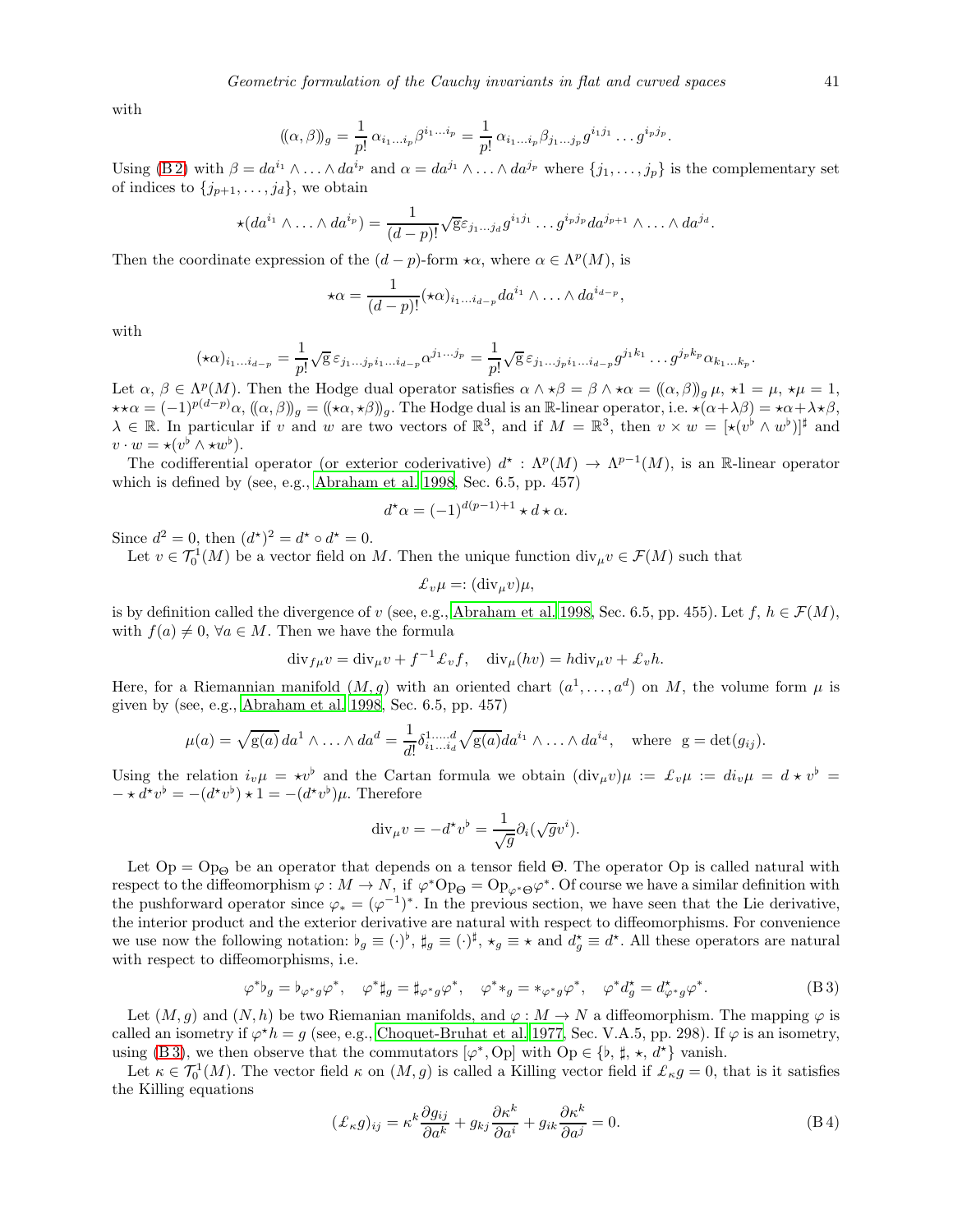with

$$(\!(\alpha,\beta)\!)_g = \frac{1}{p!}\,\alpha_{i_1\ldots i_p}\beta^{i_1\ldots i_p} = \frac{1}{p!}\,\alpha_{i_1\ldots i_p}\beta_{j_1\ldots j_p}g^{i_1j_1}\ldots g^{i_pj_p}.$$

Using (B 2) with $\beta = da^{i_1}\wedge\ldots\wedge da^{i_p}$ and $\alpha = da^{j_1}\wedge\ldots\wedge da^{j_p}$ where $\{j_1,\ldots,j_p\}$ is the complementary set of indices to $\{j_{p+1},\ldots,j_d\}$, we obtain

$$\star(da^{i_1}\wedge\ldots\wedge da^{i_p}) = \frac{1}{(d-p)!}\sqrt{\mathrm{g}}\varepsilon_{j_1\ldots j_d}g^{i_1j_1}\ldots g^{i_pj_p}da^{j_{p+1}}\wedge\ldots\wedge da^{j_d}.$$

Then the coordinate expression of the $(d-p)$-form $\star\alpha$, where $\alpha\in\Lambda^p(M)$, is

$$\star\alpha = \frac{1}{(d-p)!}(\star\alpha)_{i_1\ldots i_{d-p}}da^{i_1}\wedge\ldots\wedge da^{i_{d-p}},$$

with

$$(\star\alpha)_{i_1\ldots i_{d-p}} = \frac{1}{p!}\sqrt{\mathrm{g}}\,\varepsilon_{j_1\ldots j_p i_1\ldots i_{d-p}}\alpha^{j_1\ldots j_p} = \frac{1}{p!}\sqrt{\mathrm{g}}\,\varepsilon_{j_1\ldots j_p i_1\ldots i_{d-p}}g^{j_1k_1}\ldots g^{j_pk_p}\alpha_{k_1\ldots k_p}.$$

Let $\alpha,\,\beta\in\Lambda^p(M)$. Then the Hodge dual operator satisfies $\alpha\wedge\star\beta = \beta\wedge\star\alpha = (\!(\alpha,\beta)\!)_g\,\mu$, $\star 1 = \mu$, $\star\mu = 1$, $\star\star\alpha = (-1)^{p(d-p)}\alpha$, $(\!(\alpha,\beta)\!)_g = (\!(\star\alpha,\star\beta)\!)_g$. The Hodge dual is an $\mathbb{R}$-linear operator, i.e. $\star(\alpha+\lambda\beta) = \star\alpha+\lambda\star\beta$, $\lambda\in\mathbb{R}$. In particular if $v$ and $w$ are two vectors of $\mathbb{R}^3$, and if $M=\mathbb{R}^3$, then $v\times w = [\star(v^\flat\wedge w^\flat)]^\sharp$ and $v\cdot w = \star(v^\flat\wedge\star w^\flat)$.

The codifferential operator (or exterior coderivative) $d^\star:\Lambda^p(M)\to\Lambda^{p-1}(M)$, is an $\mathbb{R}$-linear operator which is defined by (see, e.g., Abraham et al. 1998, Sec. 6.5, pp. 457)

$$d^\star\alpha = (-1)^{d(p-1)+1}\star d\star\alpha.$$

Since $d^2=0$, then $(d^\star)^2 = d^\star\circ d^\star = 0$.

Let $v\in\mathcal{T}^1_0(M)$ be a vector field on $M$. Then the unique function $\mathrm{div}_\mu v\in\mathcal{F}(M)$ such that

$$\pounds_v\mu =: (\mathrm{div}_\mu v)\mu,$$

is by definition called the divergence of $v$ (see, e.g., Abraham et al. 1998, Sec. 6.5, pp. 455). Let $f,\,h\in\mathcal{F}(M)$, with $f(a)\neq 0$, $\forall a\in M$. Then we have the formula

$$\mathrm{div}_{f\mu}v = \mathrm{div}_\mu v + f^{-1}\pounds_v f,\quad \mathrm{div}_\mu(hv) = h\,\mathrm{div}_\mu v + \pounds_v h.$$

Here, for a Riemannian manifold $(M,g)$ with an oriented chart $(a^1,\ldots,a^d)$ on $M$, the volume form $\mu$ is given by (see, e.g., Abraham et al. 1998, Sec. 6.5, pp. 457)

$$\mu(a) = \sqrt{\mathrm{g}(a)}\,da^1\wedge\ldots\wedge da^d = \frac{1}{d!}\delta^{1,\ldots,d}_{i_1\ldots i_d}\sqrt{\mathrm{g}(a)}da^{i_1}\wedge\ldots\wedge da^{i_d},\quad\text{where}\ \ \mathrm{g}=\det(g_{ij}).$$

Using the relation $i_v\mu = \star v^\flat$ and the Cartan formula we obtain $(\mathrm{div}_\mu v)\mu := \pounds_v\mu := di_v\mu = d\star v^\flat = -\star d^\star v^\flat = -(d^\star v^\flat)\star 1 = -(d^\star v^\flat)\mu$. Therefore

$$\mathrm{div}_\mu v = -d^\star v^\flat = \frac{1}{\sqrt{g}}\partial_i(\sqrt{g}v^i).$$

Let $\mathrm{Op}=\mathrm{Op}_\Theta$ be an operator that depends on a tensor field $\Theta$. The operator Op is called natural with respect to the diffeomorphism $\varphi:M\to N$, if $\varphi^*\mathrm{Op}_\Theta = \mathrm{Op}_{\varphi^*\Theta}\varphi^*$. Of course we have a similar definition with the pushforward operator since $\varphi_* = (\varphi^{-1})^*$. In the previous section, we have seen that the Lie derivative, the interior product and the exterior derivative are natural with respect to diffeomorphisms. For convenience we use now the following notation: $\flat_g\equiv(\cdot)^\flat$, $\sharp_g\equiv(\cdot)^\sharp$, $\star_g\equiv\star$ and $d^\star_g\equiv d^\star$. All these operators are natural with respect to diffeomorphisms, i.e.

$$\varphi^*\flat_g = \flat_{\varphi^*g}\varphi^*,\quad \varphi^*\sharp_g = \sharp_{\varphi^*g}\varphi^*,\quad \varphi^*\star_g = \star_{\varphi^*g}\varphi^*,\quad \varphi^*d^\star_g = d^\star_{\varphi^*g}\varphi^*. \tag{B 3}$$

Let $(M,g)$ and $(N,h)$ be two Riemanian manifolds, and $\varphi:M\to N$ a diffeomorphism. The mapping $\varphi$ is called an isometry if $\varphi^\star h = g$ (see, e.g., Choquet-Bruhat et al. 1977, Sec. V.A.5, pp. 298). If $\varphi$ is an isometry, using (B 3), we then observe that the commutators $[\varphi^*,\mathrm{Op}]$ with $\mathrm{Op}\in\{\flat,\,\sharp,\,\star,\,d^\star\}$ vanish.

Let $\kappa\in\mathcal{T}^1_0(M)$. The vector field $\kappa$ on $(M,g)$ is called a Killing vector field if $\pounds_\kappa g = 0$, that is it satisfies the Killing equations

$$(\pounds_\kappa g)_{ij} = \kappa^k\frac{\partial g_{ij}}{\partial a^k} + g_{kj}\frac{\partial\kappa^k}{\partial a^i} + g_{ik}\frac{\partial\kappa^k}{\partial a^j} = 0. \tag{B 4}$$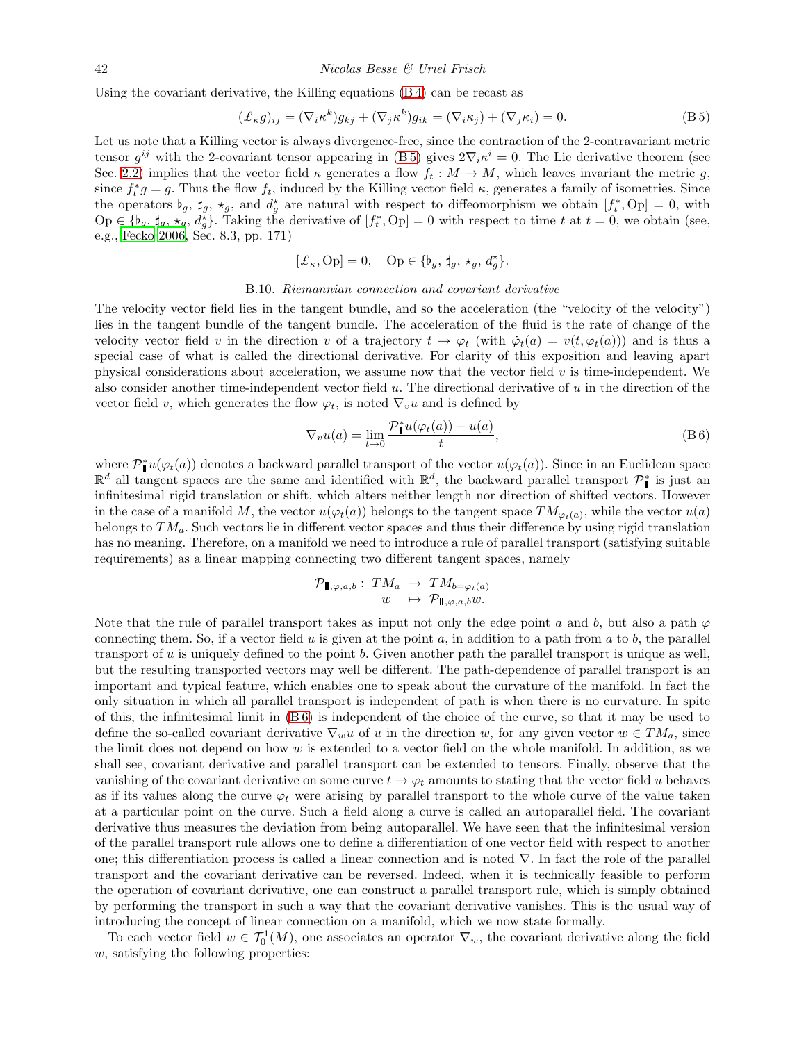Using the covariant derivative, the Killing equations (B 4) can be recast as

$$(\pounds_\kappa g)_{ij} = (\nabla_i \kappa^k) g_{kj} + (\nabla_j \kappa^k) g_{ik} = (\nabla_i \kappa_j) + (\nabla_j \kappa_i) = 0. \tag{B 5}$$

Let us note that a Killing vector is always divergence-free, since the contraction of the 2-contravariant metric tensor $g^{ij}$ with the 2-covariant tensor appearing in (B 5) gives $2\nabla_i \kappa^i = 0$. The Lie derivative theorem (see Sec. 2.2) implies that the vector field $\kappa$ generates a flow $f_t : M \to M$, which leaves invariant the metric $g$, since $f_t^* g = g$. Thus the flow $f_t$, induced by the Killing vector field $\kappa$, generates a family of isometries. Since the operators $\flat_g$, $\sharp_g$, $\star_g$, and $d_g^\star$ are natural with respect to diffeomorphism we obtain $[f_t^*, \mathrm{Op}] = 0$, with $\mathrm{Op} \in \{\flat_g, \sharp_g, \star_g, d_g^\star\}$. Taking the derivative of $[f_t^*, \mathrm{Op}] = 0$ with respect to time $t$ at $t = 0$, we obtain (see, e.g., Fecko 2006, Sec. 8.3, pp. 171)

$$[\pounds_\kappa, \mathrm{Op}] = 0, \quad \mathrm{Op} \in \{\flat_g, \sharp_g, \star_g, d_g^\star\}.$$

### B.10. *Riemannian connection and covariant derivative*

The velocity vector field lies in the tangent bundle, and so the acceleration (the "velocity of the velocity") lies in the tangent bundle of the tangent bundle. The acceleration of the fluid is the rate of change of the velocity vector field $v$ in the direction $v$ of a trajectory $t \to \varphi_t$ (with $\dot{\varphi}_t(a) = v(t, \varphi_t(a))$) and is thus a special case of what is called the directional derivative. For clarity of this exposition and leaving apart physical considerations about acceleration, we assume now that the vector field $v$ is time-independent. We also consider another time-independent vector field $u$. The directional derivative of $u$ in the direction of the vector field $v$, which generates the flow $\varphi_t$, is noted $\nabla_v u$ and is defined by

$$\nabla_v u(a) = \lim_{t \to 0} \frac{\mathcal{P}_{\shortparallel}^* u(\varphi_t(a)) - u(a)}{t}, \tag{B 6}$$

where $\mathcal{P}_{\shortparallel}^* u(\varphi_t(a))$ denotes a backward parallel transport of the vector $u(\varphi_t(a))$. Since in an Euclidean space $\mathbb{R}^d$ all tangent spaces are the same and identified with $\mathbb{R}^d$, the backward parallel transport $\mathcal{P}_{\shortparallel}^*$ is just an infinitesimal rigid translation or shift, which alters neither length nor direction of shifted vectors. However in the case of a manifold $M$, the vector $u(\varphi_t(a))$ belongs to the tangent space $TM_{\varphi_t(a)}$, while the vector $u(a)$ belongs to $TM_a$. Such vectors lie in different vector spaces and thus their difference by using rigid translation has no meaning. Therefore, on a manifold we need to introduce a rule of parallel transport (satisfying suitable requirements) as a linear mapping connecting two different tangent spaces, namely

$$\begin{aligned} \mathcal{P}_{\shortparallel,\varphi,a,b} : \; TM_a &\to TM_{b=\varphi_t(a)} \\ w &\mapsto \mathcal{P}_{\shortparallel,\varphi,a,b} w. \end{aligned}$$

Note that the rule of parallel transport takes as input not only the edge point $a$ and $b$, but also a path $\varphi$ connecting them. So, if a vector field $u$ is given at the point $a$, in addition to a path from $a$ to $b$, the parallel transport of $u$ is uniquely defined to the point $b$. Given another path the parallel transport is unique as well, but the resulting transported vectors may well be different. The path-dependence of parallel transport is an important and typical feature, which enables one to speak about the curvature of the manifold. In fact the only situation in which all parallel transport is independent of path is when there is no curvature. In spite of this, the infinitesimal limit in (B 6) is independent of the choice of the curve, so that it may be used to define the so-called covariant derivative $\nabla_w u$ of $u$ in the direction $w$, for any given vector $w \in TM_a$, since the limit does not depend on how $w$ is extended to a vector field on the whole manifold. In addition, as we shall see, covariant derivative and parallel transport can be extended to tensors. Finally, observe that the vanishing of the covariant derivative on some curve $t \to \varphi_t$ amounts to stating that the vector field $u$ behaves as if its values along the curve $\varphi_t$ were arising by parallel transport to the whole curve of the value taken at a particular point on the curve. Such a field along a curve is called an autoparallel field. The covariant derivative thus measures the deviation from being autoparallel. We have seen that the infinitesimal version of the parallel transport rule allows one to define a differentiation of one vector field with respect to another one; this differentiation process is called a linear connection and is noted $\nabla$. In fact the role of the parallel transport and the covariant derivative can be reversed. Indeed, when it is technically feasible to perform the operation of covariant derivative, one can construct a parallel transport rule, which is simply obtained by performing the transport in such a way that the covariant derivative vanishes. This is the usual way of introducing the concept of linear connection on a manifold, which we now state formally.

To each vector field $w \in \mathcal{T}_0^1(M)$, one associates an operator $\nabla_w$, the covariant derivative along the field $w$, satisfying the following properties: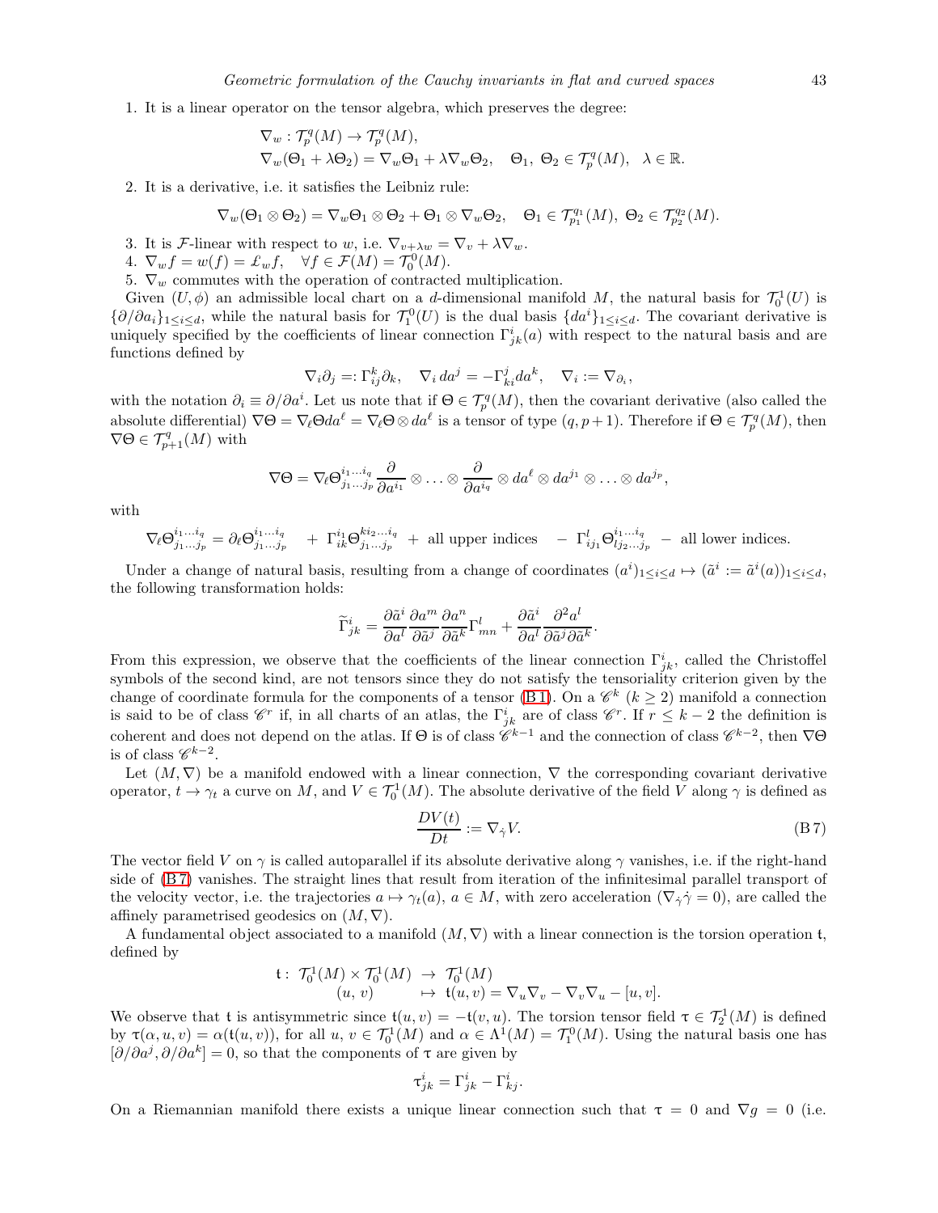1. It is a linear operator on the tensor algebra, which preserves the degree:

$$\nabla_w : \mathcal{T}_p^q(M) \to \mathcal{T}_p^q(M),$$
$$\nabla_w(\Theta_1 + \lambda\Theta_2) = \nabla_w\Theta_1 + \lambda\nabla_w\Theta_2, \quad \Theta_1,\ \Theta_2 \in \mathcal{T}_p^q(M), \quad \lambda \in \mathbb{R}.$$

2. It is a derivative, i.e. it satisfies the Leibniz rule:

$$\nabla_w(\Theta_1 \otimes \Theta_2) = \nabla_w\Theta_1 \otimes \Theta_2 + \Theta_1 \otimes \nabla_w\Theta_2, \quad \Theta_1 \in \mathcal{T}_{p_1}^{q_1}(M),\ \Theta_2 \in \mathcal{T}_{p_2}^{q_2}(M).$$

3. It is $\mathcal{F}$-linear with respect to $w$, i.e. $\nabla_{v+\lambda w} = \nabla_v + \lambda\nabla_w$.
4. $\nabla_w f = w(f) = \pounds_w f, \quad \forall f \in \mathcal{F}(M) = \mathcal{T}_0^0(M)$.
5. $\nabla_w$ commutes with the operation of contracted multiplication.

Given $(U, \phi)$ an admissible local chart on a $d$-dimensional manifold $M$, the natural basis for $\mathcal{T}_0^1(U)$ is $\{\partial/\partial a_i\}_{1\le i\le d}$, while the natural basis for $\mathcal{T}_1^0(U)$ is the dual basis $\{da^i\}_{1\le i\le d}$. The covariant derivative is uniquely specified by the coefficients of linear connection $\Gamma^i_{jk}(a)$ with respect to the natural basis and are functions defined by

$$\nabla_i \partial_j =: \Gamma^k_{ij}\partial_k, \quad \nabla_i\, da^j = -\Gamma^j_{ki} da^k, \quad \nabla_i := \nabla_{\partial_i},$$

with the notation $\partial_i \equiv \partial/\partial a^i$. Let us note that if $\Theta \in \mathcal{T}_p^q(M)$, then the covariant derivative (also called the absolute differential) $\nabla\Theta = \nabla_\ell\Theta da^\ell = \nabla_\ell\Theta \otimes da^\ell$ is a tensor of type $(q, p+1)$. Therefore if $\Theta \in \mathcal{T}_p^q(M)$, then $\nabla\Theta \in \mathcal{T}_{p+1}^q(M)$ with

$$\nabla\Theta = \nabla_\ell \Theta^{i_1\ldots i_q}_{j_1\ldots j_p} \frac{\partial}{\partial a^{i_1}} \otimes \ldots \otimes \frac{\partial}{\partial a^{i_q}} \otimes da^\ell \otimes da^{j_1} \otimes \ldots \otimes da^{j_p},$$

with

$$\nabla_\ell \Theta^{i_1\ldots i_q}_{j_1\ldots j_p} = \partial_\ell \Theta^{i_1\ldots i_q}_{j_1\ldots j_p} \quad + \ \Gamma^{i_1}_{ik}\Theta^{ki_2\ldots i_q}_{j_1\ldots j_p} \ + \ \text{all upper indices} \quad - \ \Gamma^l_{ij_1}\Theta^{i_1\ldots i_q}_{lj_2\ldots j_p} \ - \ \text{all lower indices}.$$

Under a change of natural basis, resulting from a change of coordinates $(a^i)_{1\le i\le d} \mapsto (\tilde{a}^i := \tilde{a}^i(a))_{1\le i\le d}$, the following transformation holds:

$$\widetilde{\Gamma}^i_{jk} = \frac{\partial\tilde{a}^i}{\partial a^l}\frac{\partial a^m}{\partial\tilde{a}^j}\frac{\partial a^n}{\partial\tilde{a}^k}\Gamma^l_{mn} + \frac{\partial\tilde{a}^i}{\partial a^l}\frac{\partial^2 a^l}{\partial\tilde{a}^j\partial\tilde{a}^k}.$$

From this expression, we observe that the coefficients of the linear connection $\Gamma^i_{jk}$, called the Christoffel symbols of the second kind, are not tensors since they do not satisfy the tensoriality criterion given by the change of coordinate formula for the components of a tensor (B 1). On a $\mathscr{C}^k$ $(k \ge 2)$ manifold a connection is said to be of class $\mathscr{C}^r$ if, in all charts of an atlas, the $\Gamma^i_{jk}$ are of class $\mathscr{C}^r$. If $r \le k-2$ the definition is coherent and does not depend on the atlas. If $\Theta$ is of class $\mathscr{C}^{k-1}$ and the connection of class $\mathscr{C}^{k-2}$, then $\nabla\Theta$ is of class $\mathscr{C}^{k-2}$.

Let $(M, \nabla)$ be a manifold endowed with a linear connection, $\nabla$ the corresponding covariant derivative operator, $t \to \gamma_t$ a curve on $M$, and $V \in \mathcal{T}_0^1(M)$. The absolute derivative of the field $V$ along $\gamma$ is defined as

$$\frac{DV(t)}{Dt} := \nabla_{\dot{\gamma}} V. \tag{B 7}$$

The vector field $V$ on $\gamma$ is called autoparallel if its absolute derivative along $\gamma$ vanishes, i.e. if the right-hand side of (B 7) vanishes. The straight lines that result from iteration of the infinitesimal parallel transport of the velocity vector, i.e. the trajectories $a \mapsto \gamma_t(a)$, $a \in M$, with zero acceleration $(\nabla_{\dot{\gamma}}\dot{\gamma} = 0)$, are called the affinely parametrised geodesics on $(M, \nabla)$.

A fundamental object associated to a manifold $(M, \nabla)$ with a linear connection is the torsion operation $\mathfrak{t}$, defined by

$$\begin{array}{rccl} \mathfrak{t}: & \mathcal{T}_0^1(M) \times \mathcal{T}_0^1(M) & \to & \mathcal{T}_0^1(M) \\ & (u, v) & \mapsto & \mathfrak{t}(u, v) = \nabla_u\nabla_v - \nabla_v\nabla_u - [u, v]. \end{array}$$

We observe that $\mathfrak{t}$ is antisymmetric since $\mathfrak{t}(u, v) = -\mathfrak{t}(v, u)$. The torsion tensor field $\tau \in \mathcal{T}_2^1(M)$ is defined by $\tau(\alpha, u, v) = \alpha(\mathfrak{t}(u, v))$, for all $u$, $v \in \mathcal{T}_0^1(M)$ and $\alpha \in \Lambda^1(M) = \mathcal{T}_1^0(M)$. Using the natural basis one has $[\partial/\partial a^j, \partial/\partial a^k] = 0$, so that the components of $\tau$ are given by

$$\tau^i_{jk} = \Gamma^i_{jk} - \Gamma^i_{kj}.$$

On a Riemannian manifold there exists a unique linear connection such that $\tau = 0$ and $\nabla g = 0$ (i.e.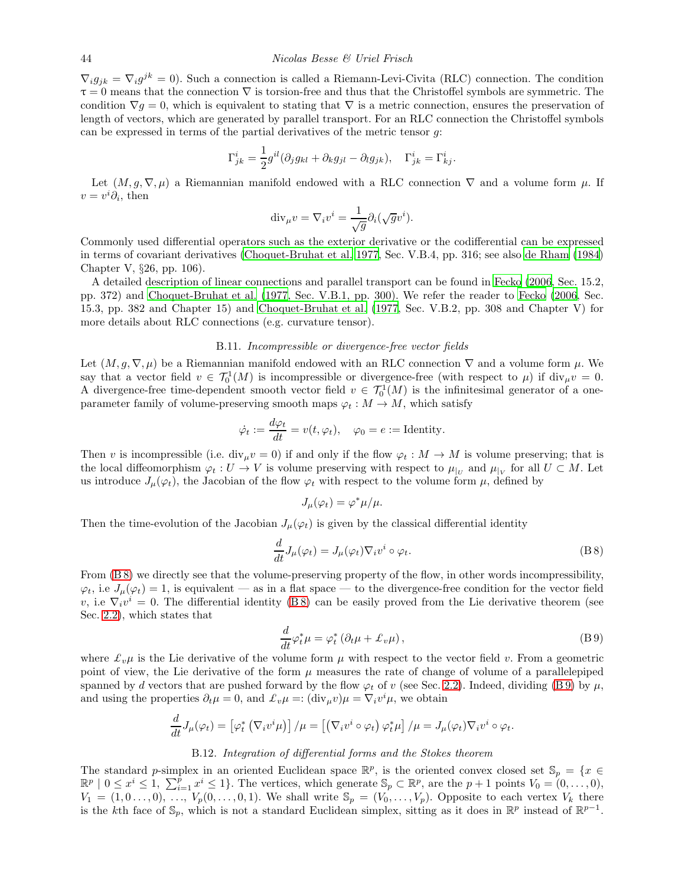$\nabla_i g_{jk} = \nabla_i g^{jk} = 0$). Such a connection is called a Riemann-Levi-Civita (RLC) connection. The condition $\tau = 0$ means that the connection $\nabla$ is torsion-free and thus that the Christoffel symbols are symmetric. The condition $\nabla g = 0$, which is equivalent to stating that $\nabla$ is a metric connection, ensures the preservation of length of vectors, which are generated by parallel transport. For an RLC connection the Christoffel symbols can be expressed in terms of the partial derivatives of the metric tensor $g$:

$$\Gamma^i_{jk} = \frac{1}{2} g^{il}(\partial_j g_{kl} + \partial_k g_{jl} - \partial_l g_{jk}), \quad \Gamma^i_{jk} = \Gamma^i_{kj}.$$

Let $(M, g, \nabla, \mu)$ a Riemannian manifold endowed with a RLC connection $\nabla$ and a volume form $\mu$. If $v = v^i \partial_i$, then

$$\mathrm{div}_\mu v = \nabla_i v^i = \frac{1}{\sqrt{g}} \partial_i (\sqrt{g} v^i).$$

Commonly used differential operators such as the exterior derivative or the codifferential can be expressed in terms of covariant derivatives (Choquet-Bruhat et al. 1977, Sec. V.B.4, pp. 316; see also de Rham (1984) Chapter V, §26, pp. 106).

A detailed description of linear connections and parallel transport can be found in Fecko (2006, Sec. 15.2, pp. 372) and Choquet-Bruhat et al. (1977, Sec. V.B.1, pp. 300). We refer the reader to Fecko (2006, Sec. 15.3, pp. 382 and Chapter 15) and Choquet-Bruhat et al. (1977, Sec. V.B.2, pp. 308 and Chapter V) for more details about RLC connections (e.g. curvature tensor).

### B.11. *Incompressible or divergence-free vector fields*

Let $(M, g, \nabla, \mu)$ be a Riemannian manifold endowed with an RLC connection $\nabla$ and a volume form $\mu$. We say that a vector field $v \in \mathcal{T}^1_0(M)$ is incompressible or divergence-free (with respect to $\mu$) if $\mathrm{div}_\mu v = 0$. A divergence-free time-dependent smooth vector field $v \in \mathcal{T}^1_0(M)$ is the infinitesimal generator of a one-parameter family of volume-preserving smooth maps $\varphi_t : M \to M$, which satisfy

$$\dot{\varphi}_t := \frac{d\varphi_t}{dt} = v(t, \varphi_t), \quad \varphi_0 = e := \text{Identity}.$$

Then $v$ is incompressible (i.e. $\mathrm{div}_\mu v = 0$) if and only if the flow $\varphi_t : M \to M$ is volume preserving; that is the local diffeomorphism $\varphi_t : U \to V$ is volume preserving with respect to $\mu_{|_U}$ and $\mu_{|_V}$ for all $U \subset M$. Let us introduce $J_\mu(\varphi_t)$, the Jacobian of the flow $\varphi_t$ with respect to the volume form $\mu$, defined by

$$J_\mu(\varphi_t) = \varphi^* \mu / \mu.$$

Then the time-evolution of the Jacobian $J_\mu(\varphi_t)$ is given by the classical differential identity

$$\frac{d}{dt} J_\mu(\varphi_t) = J_\mu(\varphi_t) \nabla_i v^i \circ \varphi_t. \tag{B 8}$$

From (B 8) we directly see that the volume-preserving property of the flow, in other words incompressibility, $\varphi_t$, i.e $J_\mu(\varphi_t) = 1$, is equivalent — as in a flat space — to the divergence-free condition for the vector field $v$, i.e $\nabla_i v^i = 0$. The differential identity (B 8) can be easily proved from the Lie derivative theorem (see Sec. 2.2), which states that

$$\frac{d}{dt} \varphi_t^* \mu = \varphi_t^* \left( \partial_t \mu + \pounds_v \mu \right), \tag{B 9}$$

where $\pounds_v \mu$ is the Lie derivative of the volume form $\mu$ with respect to the vector field $v$. From a geometric point of view, the Lie derivative of the form $\mu$ measures the rate of change of volume of a parallelepiped spanned by $d$ vectors that are pushed forward by the flow $\varphi_t$ of $v$ (see Sec. 2.2). Indeed, dividing (B 9) by $\mu$, and using the properties $\partial_t \mu = 0$, and $\pounds_v \mu =: (\mathrm{div}_\mu v)\mu = \nabla_i v^i \mu$, we obtain

$$\frac{d}{dt} J_\mu(\varphi_t) = \left[ \varphi_t^* \left( \nabla_i v^i \mu \right) \right] / \mu = \left[ \left( \nabla_i v^i \circ \varphi_t \right) \varphi_t^* \mu \right] / \mu = J_\mu(\varphi_t) \nabla_i v^i \circ \varphi_t.$$

### B.12. *Integration of differential forms and the Stokes theorem*

The standard $p$-simplex in an oriented Euclidean space $\mathbb{R}^p$, is the oriented convex closed set $\mathbb{S}_p = \{x \in \mathbb{R}^p \mid 0 \leq x^i \leq 1, \sum_{i=1}^p x^i \leq 1\}$. The vertices, which generate $\mathbb{S}_p \subset \mathbb{R}^p$, are the $p+1$ points $V_0 = (0, \ldots, 0)$, $V_1 = (1, 0 \ldots, 0)$, …, $V_p(0, \ldots, 0, 1)$. We shall write $\mathbb{S}_p = (V_0, \ldots, V_p)$. Opposite to each vertex $V_k$ there is the $k$th face of $\mathbb{S}_p$, which is not a standard Euclidean simplex, sitting as it does in $\mathbb{R}^p$ instead of $\mathbb{R}^{p-1}$.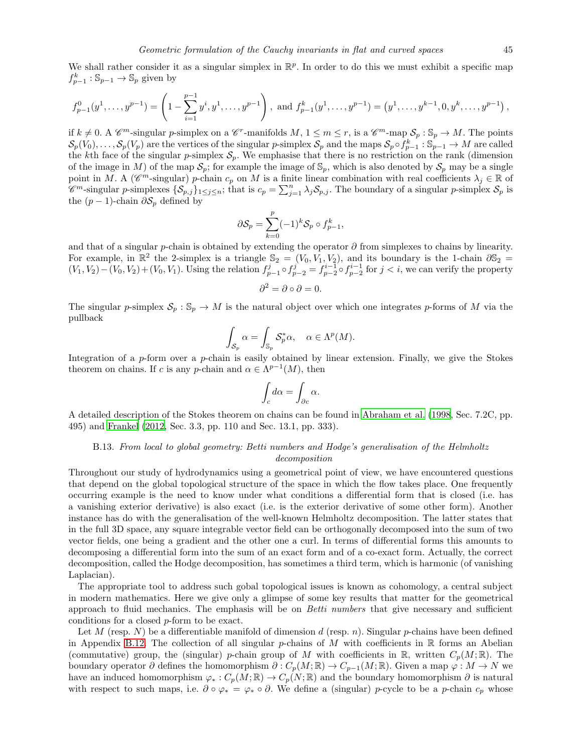We shall rather consider it as a singular simplex in $\mathbb{R}^p$. In order to do this we must exhibit a specific map $f^k_{p-1} : \mathbb{S}_{p-1} \to \mathbb{S}_p$ given by

$$f^0_{p-1}(y^1, \ldots, y^{p-1}) = \left(1 - \sum_{i=1}^{p-1} y^i, y^1, \ldots, y^{p-1}\right), \text{ and } f^k_{p-1}(y^1, \ldots, y^{p-1}) = \left(y^1, \ldots, y^{k-1}, 0, y^k, \ldots, y^{p-1}\right),$$

if $k \neq 0$. A $\mathscr{C}^m$-singular $p$-simplex on a $\mathscr{C}^r$-manifolds $M$, $1 \leq m \leq r$, is a $\mathscr{C}^m$-map $\mathcal{S}_p : \mathbb{S}_p \to M$. The points $\mathcal{S}_p(V_0), \ldots, \mathcal{S}_p(V_p)$ are the vertices of the singular $p$-simplex $\mathcal{S}_p$ and the maps $\mathcal{S}_p \circ f^k_{p-1} : \mathbb{S}_{p-1} \to M$ are called the $k$th face of the singular $p$-simplex $\mathcal{S}_p$. We emphasise that there is no restriction on the rank (dimension of the image in $M$) of the map $\mathcal{S}_p$; for example the image of $\mathbb{S}_p$, which is also denoted by $\mathcal{S}_p$ may be a single point in $M$. A ($\mathscr{C}^m$-singular) $p$-chain $c_p$ on $M$ is a finite linear combination with real coefficients $\lambda_j \in \mathbb{R}$ of $\mathscr{C}^m$-singular $p$-simplexes $\{\mathcal{S}_{p,j}\}_{1 \leq j \leq n}$; that is $c_p = \sum_{j=1}^n \lambda_j \mathcal{S}_{p,j}$. The boundary of a singular $p$-simplex $\mathcal{S}_p$ is the $(p-1)$-chain $\partial \mathcal{S}_p$ defined by

$$\partial \mathcal{S}_p = \sum_{k=0}^{p} (-1)^k \mathcal{S}_p \circ f^k_{p-1},$$

and that of a singular $p$-chain is obtained by extending the operator $\partial$ from simplexes to chains by linearity. For example, in $\mathbb{R}^2$ the 2-simplex is a triangle $\mathbb{S}_2 = (V_0, V_1, V_2)$, and its boundary is the 1-chain $\partial \mathbb{S}_2 = (V_1, V_2) - (V_0, V_2) + (V_0, V_1)$. Using the relation $f^j_{p-1} \circ f^j_{p-2} = f^{i-1}_{p-2} \circ f^{i-1}_{p-2}$ for $j < i$, we can verify the property

$$\partial^2 = \partial \circ \partial = 0.$$

The singular $p$-simplex $\mathcal{S}_p : \mathbb{S}_p \to M$ is the natural object over which one integrates $p$-forms of $M$ via the pullback

$$\int_{\mathcal{S}_p} \alpha = \int_{\mathbb{S}_p} \mathcal{S}_p^* \alpha, \quad \alpha \in \Lambda^p(M).$$

Integration of a $p$-form over a $p$-chain is easily obtained by linear extension. Finally, we give the Stokes theorem on chains. If $c$ is any $p$-chain and $\alpha \in \Lambda^{p-1}(M)$, then

$$\int_c d\alpha = \int_{\partial c} \alpha.$$

A detailed description of the Stokes theorem on chains can be found in Abraham et al. (1998, Sec. 7.2C, pp. 495) and Frankel (2012, Sec. 3.3, pp. 110 and Sec. 13.1, pp. 333).

### B.13. *From local to global geometry: Betti numbers and Hodge's generalisation of the Helmholtz decomposition*

Throughout our study of hydrodynamics using a geometrical point of view, we have encountered questions that depend on the global topological structure of the space in which the flow takes place. One frequently occurring example is the need to know under what conditions a differential form that is closed (i.e. has a vanishing exterior derivative) is also exact (i.e. is the exterior derivative of some other form). Another instance has do with the generalisation of the well-known Helmholtz decomposition. The latter states that in the full 3D space, any square integrable vector field can be orthogonally decomposed into the sum of two vector fields, one being a gradient and the other one a curl. In terms of differential forms this amounts to decomposing a differential form into the sum of an exact form and of a co-exact form. Actually, the correct decomposition, called the Hodge decomposition, has sometimes a third term, which is harmonic (of vanishing Laplacian).

The appropriate tool to address such gobal topological issues is known as cohomology, a central subject in modern mathematics. Here we give only a glimpse of some key results that matter for the geometrical approach to fluid mechanics. The emphasis will be on *Betti numbers* that give necessary and sufficient conditions for a closed $p$-form to be exact.

Let $M$ (resp. $N$) be a differentiable manifold of dimension $d$ (resp. $n$). Singular $p$-chains have been defined in Appendix B.12. The collection of all singular $p$-chains of $M$ with coefficients in $\mathbb{R}$ forms an Abelian (commutative) group, the (singular) $p$-chain group of $M$ with coefficients in $\mathbb{R}$, written $C_p(M; \mathbb{R})$. The boundary operator $\partial$ defines the homomorphism $\partial : C_p(M; \mathbb{R}) \to C_{p-1}(M; \mathbb{R})$. Given a map $\varphi : M \to N$ we have an induced homomorphism $\varphi_* : C_p(M; \mathbb{R}) \to C_p(N; \mathbb{R})$ and the boundary homomorphism $\partial$ is natural with respect to such maps, i.e. $\partial \circ \varphi_* = \varphi_* \circ \partial$. We define a (singular) $p$-cycle to be a $p$-chain $c_p$ whose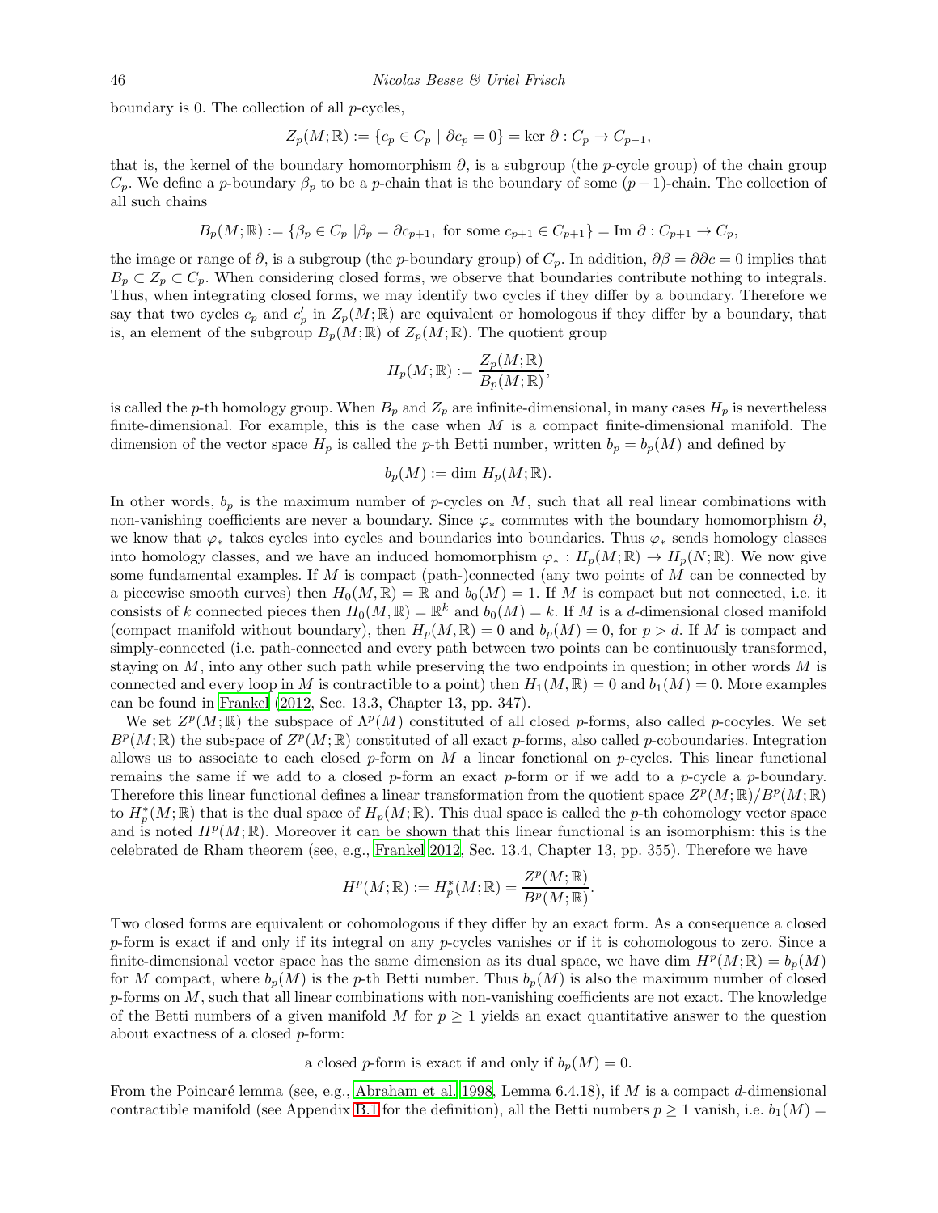boundary is 0. The collection of all $p$-cycles,

$$Z_p(M;\mathbb{R}) := \{c_p \in C_p \mid \partial c_p = 0\} = \ker\, \partial : C_p \to C_{p-1},$$

that is, the kernel of the boundary homomorphism $\partial$, is a subgroup (the $p$-cycle group) of the chain group $C_p$. We define a $p$-boundary $\beta_p$ to be a $p$-chain that is the boundary of some $(p+1)$-chain. The collection of all such chains

$$B_p(M;\mathbb{R}) := \{\beta_p \in C_p \mid \beta_p = \partial c_{p+1}, \text{ for some } c_{p+1} \in C_{p+1}\} = \text{Im}\, \partial : C_{p+1} \to C_p,$$

the image or range of $\partial$, is a subgroup (the $p$-boundary group) of $C_p$. In addition, $\partial\beta = \partial\partial c = 0$ implies that $B_p \subset Z_p \subset C_p$. When considering closed forms, we observe that boundaries contribute nothing to integrals. Thus, when integrating closed forms, we may identify two cycles if they differ by a boundary. Therefore we say that two cycles $c_p$ and $c_p'$ in $Z_p(M;\mathbb{R})$ are equivalent or homologous if they differ by a boundary, that is, an element of the subgroup $B_p(M;\mathbb{R})$ of $Z_p(M;\mathbb{R})$. The quotient group

$$H_p(M;\mathbb{R}) := \frac{Z_p(M;\mathbb{R})}{B_p(M;\mathbb{R})},$$

is called the $p$-th homology group. When $B_p$ and $Z_p$ are infinite-dimensional, in many cases $H_p$ is nevertheless finite-dimensional. For example, this is the case when $M$ is a compact finite-dimensional manifold. The dimension of the vector space $H_p$ is called the $p$-th Betti number, written $b_p = b_p(M)$ and defined by

$$b_p(M) := \dim\, H_p(M;\mathbb{R}).$$

In other words, $b_p$ is the maximum number of $p$-cycles on $M$, such that all real linear combinations with non-vanishing coefficients are never a boundary. Since $\varphi_*$ commutes with the boundary homomorphism $\partial$, we know that $\varphi_*$ takes cycles into cycles and boundaries into boundaries. Thus $\varphi_*$ sends homology classes into homology classes, and we have an induced homomorphism $\varphi_* : H_p(M;\mathbb{R}) \to H_p(N;\mathbb{R})$. We now give some fundamental examples. If $M$ is compact (path-)connected (any two points of $M$ can be connected by a piecewise smooth curves) then $H_0(M,\mathbb{R}) = \mathbb{R}$ and $b_0(M) = 1$. If $M$ is compact but not connected, i.e. it consists of $k$ connected pieces then $H_0(M,\mathbb{R}) = \mathbb{R}^k$ and $b_0(M) = k$. If $M$ is a $d$-dimensional closed manifold (compact manifold without boundary), then $H_p(M,\mathbb{R}) = 0$ and $b_p(M) = 0$, for $p > d$. If $M$ is compact and simply-connected (i.e. path-connected and every path between two points can be continuously transformed, staying on $M$, into any other such path while preserving the two endpoints in question; in other words $M$ is connected and every loop in $M$ is contractible to a point) then $H_1(M,\mathbb{R}) = 0$ and $b_1(M) = 0$. More examples can be found in Frankel (2012, Sec. 13.3, Chapter 13, pp. 347).

We set $Z^p(M;\mathbb{R})$ the subspace of $\Lambda^p(M)$ constituted of all closed $p$-forms, also called $p$-cocyles. We set $B^p(M;\mathbb{R})$ the subspace of $Z^p(M;\mathbb{R})$ constituted of all exact $p$-forms, also called $p$-coboundaries. Integration allows us to associate to each closed $p$-form on $M$ a linear fonctional on $p$-cycles. This linear functional remains the same if we add to a closed $p$-form an exact $p$-form or if we add to a $p$-cycle a $p$-boundary. Therefore this linear functional defines a linear transformation from the quotient space $Z^p(M;\mathbb{R})/B^p(M;\mathbb{R})$ to $H_p^*(M;\mathbb{R})$ that is the dual space of $H_p(M;\mathbb{R})$. This dual space is called the $p$-th cohomology vector space and is noted $H^p(M;\mathbb{R})$. Moreover it can be shown that this linear functional is an isomorphism: this is the celebrated de Rham theorem (see, e.g., Frankel 2012, Sec. 13.4, Chapter 13, pp. 355). Therefore we have

$$H^p(M;\mathbb{R}) := H_p^*(M;\mathbb{R}) = \frac{Z^p(M;\mathbb{R})}{B^p(M;\mathbb{R})}.$$

Two closed forms are equivalent or cohomologous if they differ by an exact form. As a consequence a closed $p$-form is exact if and only if its integral on any $p$-cycles vanishes or if it is cohomologous to zero. Since a finite-dimensional vector space has the same dimension as its dual space, we have $\dim\, H^p(M;\mathbb{R}) = b_p(M)$ for $M$ compact, where $b_p(M)$ is the $p$-th Betti number. Thus $b_p(M)$ is also the maximum number of closed $p$-forms on $M$, such that all linear combinations with non-vanishing coefficients are not exact. The knowledge of the Betti numbers of a given manifold $M$ for $p \geq 1$ yields an exact quantitative answer to the question about exactness of a closed $p$-form:

a closed $p$-form is exact if and only if $b_p(M) = 0$.

From the Poincaré lemma (see, e.g., Abraham et al. 1998, Lemma 6.4.18), if $M$ is a compact $d$-dimensional contractible manifold (see Appendix B.1 for the definition), all the Betti numbers $p \geq 1$ vanish, i.e. $b_1(M) =$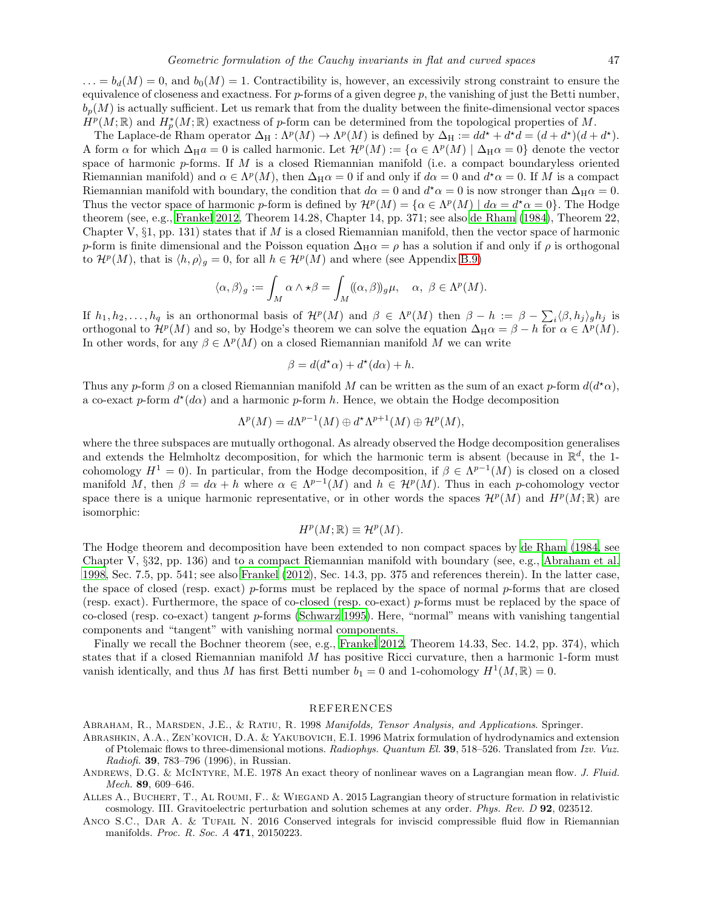$\ldots = b_d(M) = 0$, and $b_0(M) = 1$. Contractibility is, however, an excessivily strong constraint to ensure the equivalence of closeness and exactness. For $p$-forms of a given degree $p$, the vanishing of just the Betti number, $b_p(M)$ is actually sufficient. Let us remark that from the duality between the finite-dimensional vector spaces $H^p(M;\mathbb{R})$ and $H_p^*(M;\mathbb{R})$ exactness of $p$-form can be determined from the topological properties of $M$.

The Laplace-de Rham operator $\Delta_{\rm H} : \Lambda^p(M) \to \Lambda^p(M)$ is defined by $\Delta_{\rm H} := dd^\star + d^\star d = (d + d^\star)(d + d^\star)$. A form $\alpha$ for which $\Delta_{\rm H} a = 0$ is called harmonic. Let $\mathcal{H}^p(M) := \{\alpha \in \Lambda^p(M) \mid \Delta_{\rm H}\alpha = 0\}$ denote the vector space of harmonic $p$-forms. If $M$ is a closed Riemannian manifold (i.e. a compact boundaryless oriented Riemannian manifold) and $\alpha \in \Lambda^p(M)$, then $\Delta_{\rm H}\alpha = 0$ if and only if $d\alpha = 0$ and $d^\star\alpha = 0$. If $M$ is a compact Riemannian manifold with boundary, the condition that $d\alpha = 0$ and $d^\star\alpha = 0$ is now stronger than $\Delta_{\rm H}\alpha = 0$. Thus the vector space of harmonic $p$-form is defined by $\mathcal{H}^p(M) = \{\alpha \in \Lambda^p(M) \mid d\alpha = d^\star\alpha = 0\}$. The Hodge theorem (see, e.g., Frankel 2012, Theorem 14.28, Chapter 14, pp. 371; see also de Rham (1984), Theorem 22, Chapter V, §1, pp. 131) states that if $M$ is a closed Riemannian manifold, then the vector space of harmonic $p$-form is finite dimensional and the Poisson equation $\Delta_{\rm H}\alpha = \rho$ has a solution if and only if $\rho$ is orthogonal to $\mathcal{H}^p(M)$, that is $\langle h, \rho\rangle_g = 0$, for all $h \in \mathcal{H}^p(M)$ and where (see Appendix B.9)

$$\langle \alpha, \beta\rangle_g := \int_M \alpha \wedge \star\beta = \int_M (\!(\alpha, \beta)\!)_g \mu, \quad \alpha,\ \beta \in \Lambda^p(M).$$

If $h_1, h_2, \ldots, h_q$ is an orthonormal basis of $\mathcal{H}^p(M)$ and $\beta \in \Lambda^p(M)$ then $\beta - h := \beta - \sum_i \langle \beta, h_j\rangle_g h_j$ is orthogonal to $\mathcal{H}^p(M)$ and so, by Hodge's theorem we can solve the equation $\Delta_{\rm H}\alpha = \beta - h$ for $\alpha \in \Lambda^p(M)$. In other words, for any $\beta \in \Lambda^p(M)$ on a closed Riemannian manifold $M$ we can write

$$\beta = d(d^\star\alpha) + d^\star(d\alpha) + h.$$

Thus any $p$-form $\beta$ on a closed Riemannian manifold $M$ can be written as the sum of an exact $p$-form $d(d^\star\alpha)$, a co-exact $p$-form $d^\star(d\alpha)$ and a harmonic $p$-form $h$. Hence, we obtain the Hodge decomposition

$$\Lambda^p(M) = d\Lambda^{p-1}(M) \oplus d^\star\Lambda^{p+1}(M) \oplus \mathcal{H}^p(M),$$

where the three subspaces are mutually orthogonal. As already observed the Hodge decomposition generalises and extends the Helmholtz decomposition, for which the harmonic term is absent (because in $\mathbb{R}^d$, the 1-cohomology $H^1 = 0$). In particular, from the Hodge decomposition, if $\beta \in \Lambda^{p-1}(M)$ is closed on a closed manifold $M$, then $\beta = d\alpha + h$ where $\alpha \in \Lambda^{p-1}(M)$ and $h \in \mathcal{H}^p(M)$. Thus in each $p$-cohomology vector space there is a unique harmonic representative, or in other words the spaces $\mathcal{H}^p(M)$ and $H^p(M;\mathbb{R})$ are isomorphic:

$$H^p(M;\mathbb{R}) \equiv \mathcal{H}^p(M).$$

The Hodge theorem and decomposition have been extended to non compact spaces by de Rham (1984, see Chapter V, §32, pp. 136) and to a compact Riemannian manifold with boundary (see, e.g., Abraham et al. 1998, Sec. 7.5, pp. 541; see also Frankel (2012), Sec. 14.3, pp. 375 and references therein). In the latter case, the space of closed (resp. exact) $p$-forms must be replaced by the space of normal $p$-forms that are closed (resp. exact). Furthermore, the space of co-closed (resp. co-exact) $p$-forms must be replaced by the space of co-closed (resp. co-exact) tangent $p$-forms (Schwarz 1995). Here, "normal" means with vanishing tangential components and "tangent" with vanishing normal components.

Finally we recall the Bochner theorem (see, e.g., Frankel 2012, Theorem 14.33, Sec. 14.2, pp. 374), which states that if a closed Riemannian manifold $M$ has positive Ricci curvature, then a harmonic 1-form must vanish identically, and thus $M$ has first Betti number $b_1 = 0$ and 1-cohomology $H^1(M,\mathbb{R}) = 0$.

## REFERENCES

Abraham, R., Marsden, J.E., & Ratiu, R. 1998 *Manifolds, Tensor Analysis, and Applications*. Springer.

Abrashkin, A.A., Zen'kovich, D.A. & Yakubovich, E.I. 1996 Matrix formulation of hydrodynamics and extension of Ptolemaic flows to three-dimensional motions. *Radiophys. Quantum El.* **39**, 518–526. Translated from *Izv. Vuz. Radiofi.* **39**, 783–796 (1996), in Russian.

Andrews, D.G. & McIntyre, M.E. 1978 An exact theory of nonlinear waves on a Lagrangian mean flow. *J. Fluid. Mech.* **89**, 609–646.

Alles A., Buchert, T., Al Roumi, F.. & Wiegand A. 2015 Lagrangian theory of structure formation in relativistic cosmology. III. Gravitoelectric perturbation and solution schemes at any order. *Phys. Rev. D* **92**, 023512.

Anco S.C., Dar A. & Tufail N. 2016 Conserved integrals for inviscid compressible fluid flow in Riemannian manifolds. *Proc. R. Soc. A* **471**, 20150223.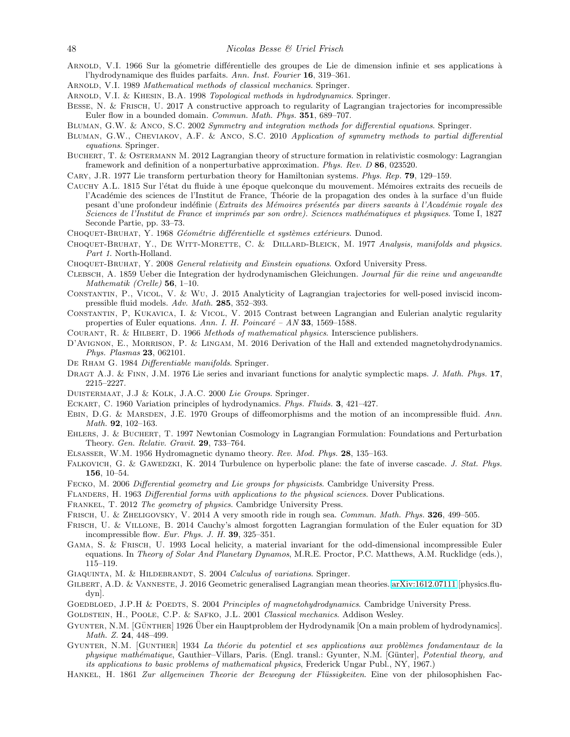Arnold, V.I. 1966 Sur la géometrie différentielle des groupes de Lie de dimension infinie et ses applications à l'hydrodynamique des fluides parfaits. *Ann. Inst. Fourier* **16**, 319–361.

Arnold, V.I. 1989 *Mathematical methods of classical mechanics*. Springer.

Arnold, V.I. & Khesin, B.A. 1998 *Topological methods in hydrodynamics*. Springer.

Besse, N. & Frisch, U. 2017 A constructive approach to regularity of Lagrangian trajectories for incompressible Euler flow in a bounded domain. *Commun. Math. Phys.* **351**, 689–707.

Bluman, G.W. & Anco, S.C. 2002 *Symmetry and integration methods for differential equations*. Springer.

Bluman, G.W., Cheviakov, A.F. & Anco, S.C. 2010 *Application of symmetry methods to partial differential equations*. Springer.

Buchert, T. & Ostermann M. 2012 Lagrangian theory of structure formation in relativistic cosmology: Lagrangian framework and definition of a nonperturbative approximation. *Phys. Rev. D* **86**, 023520.

Cary, J.R. 1977 Lie transform perturbation theory for Hamiltonian systems. *Phys. Rep.* **79**, 129–159.

Cauchy A.L. 1815 Sur l'état du fluide à une époque quelconque du mouvement. Mémoires extraits des recueils de l'Académie des sciences de l'Institut de France, Théorie de la propagation des ondes à la surface d'un fluide pesant d'une profondeur indéfinie (*Extraits des Mémoires présentés par divers savants à l'Académie royale des Sciences de l'Institut de France et imprimés par son ordre). Sciences mathématiques et physiques*. Tome I, 1827 Seconde Partie, pp. 33–73.

Choquet-Bruhat, Y. 1968 *Géométrie différentielle et systèmes extérieurs*. Dunod.

Choquet-Bruhat, Y., De Witt-Morette, C. & Dillard-Bleick, M. 1977 *Analysis, manifolds and physics. Part 1*. North-Holland.

Choquet-Bruhat, Y. 2008 *General relativity and Einstein equations*. Oxford University Press.

Clebsch, A. 1859 Ueber die Integration der hydrodynamischen Gleichungen. *Journal für die reine und angewandte Mathematik (Crelle)* **56**, 1–10.

Constantin, P., Vicol, V. & Wu, J. 2015 Analyticity of Lagrangian trajectories for well-posed inviscid incompressible fluid models. *Adv. Math.* **285**, 352–393.

Constantin, P, Kukavica, I. & Vicol, V. 2015 Contrast between Lagrangian and Eulerian analytic regularity properties of Euler equations. *Ann. I. H. Poincaré – AN* **33**, 1569–1588.

Courant, R. & Hilbert, D. 1966 *Methods of mathematical physics*. Interscience publishers.

D'Avignon, E., Morrison, P. & Lingam, M. 2016 Derivation of the Hall and extended magnetohydrodynamics. *Phys. Plasmas* **23**, 062101.

De Rham G. 1984 *Differentiable manifolds*. Springer.

Dragt A.J. & Finn, J.M. 1976 Lie series and invariant functions for analytic symplectic maps. *J. Math. Phys.* **17**, 2215–2227.

Duistermaat, J.J & Kolk, J.A.C. 2000 *Lie Groups*. Springer.

Eckart, C. 1960 Variation principles of hydrodynamics. *Phys. Fluids.* **3**, 421–427.

Ebin, D.G. & Marsden, J.E. 1970 Groups of diffeomorphisms and the motion of an incompressible fluid. *Ann. Math.* **92**, 102–163.

Ehlers, J. & Buchert, T. 1997 Newtonian Cosmology in Lagrangian Formulation: Foundations and Perturbation Theory. *Gen. Relativ. Gravit.* **29**, 733–764.

Elsasser, W.M. 1956 Hydromagnetic dynamo theory. *Rev. Mod. Phys.* **28**, 135–163.

Falkovich, G. & Gawedzki, K. 2014 Turbulence on hyperbolic plane: the fate of inverse cascade. *J. Stat. Phys.* **156**, 10–54.

Fecko, M. 2006 *Differential geometry and Lie groups for physicists*. Cambridge University Press.

Flanders, H. 1963 *Differential forms with applications to the physical sciences*. Dover Publications.

Frankel, T. 2012 *The geometry of physics*. Cambridge University Press.

Frisch, U. & Zheligovsky, V. 2014 A very smooth ride in rough sea. *Commun. Math. Phys.* **326**, 499–505.

Frisch, U. & Villone, B. 2014 Cauchy's almost forgotten Lagrangian formulation of the Euler equation for 3D incompressible flow. *Eur. Phys. J. H.* **39**, 325–351.

Gama, S. & Frisch, U. 1993 Local helicity, a material invariant for the odd-dimensional incompressible Euler equations. In *Theory of Solar And Planetary Dynamos*, M.R.E. Proctor, P.C. Matthews, A.M. Rucklidge (eds.), 115–119.

Giaquinta, M. & Hildebrandt, S. 2004 *Calculus of variations*. Springer.

Gilbert, A.D. & Vanneste, J. 2016 Geometric generalised Lagrangian mean theories. arXiv:1612.07111 [physics.flu-dyn].

Goedbloed, J.P.H & Poedts, S. 2004 *Principles of magnetohydrodynamics*. Cambridge University Press.

Goldstein, H., Poole, C.P. & Safko, J.L. 2001 *Classical mechanics*. Addison Wesley.

Gyunter, N.M. [Günther] 1926 Über ein Hauptproblem der Hydrodynamik [On a main problem of hydrodynamics]. *Math. Z.* **24**, 448–499.

Gyunter, N.M. [Gunther] 1934 *La théorie du potentiel et ses applications aux problèmes fondamentaux de la physique mathématique*, Gauthier–Villars, Paris. (Engl. transl.: Gyunter, N.M. [Günter], *Potential theory, and its applications to basic problems of mathematical physics*, Frederick Ungar Publ., NY, 1967.)

Hankel, H. 1861 *Zur allgemeinen Theorie der Bewegung der Flüssigkeiten*. Eine von der philosophishen Fac-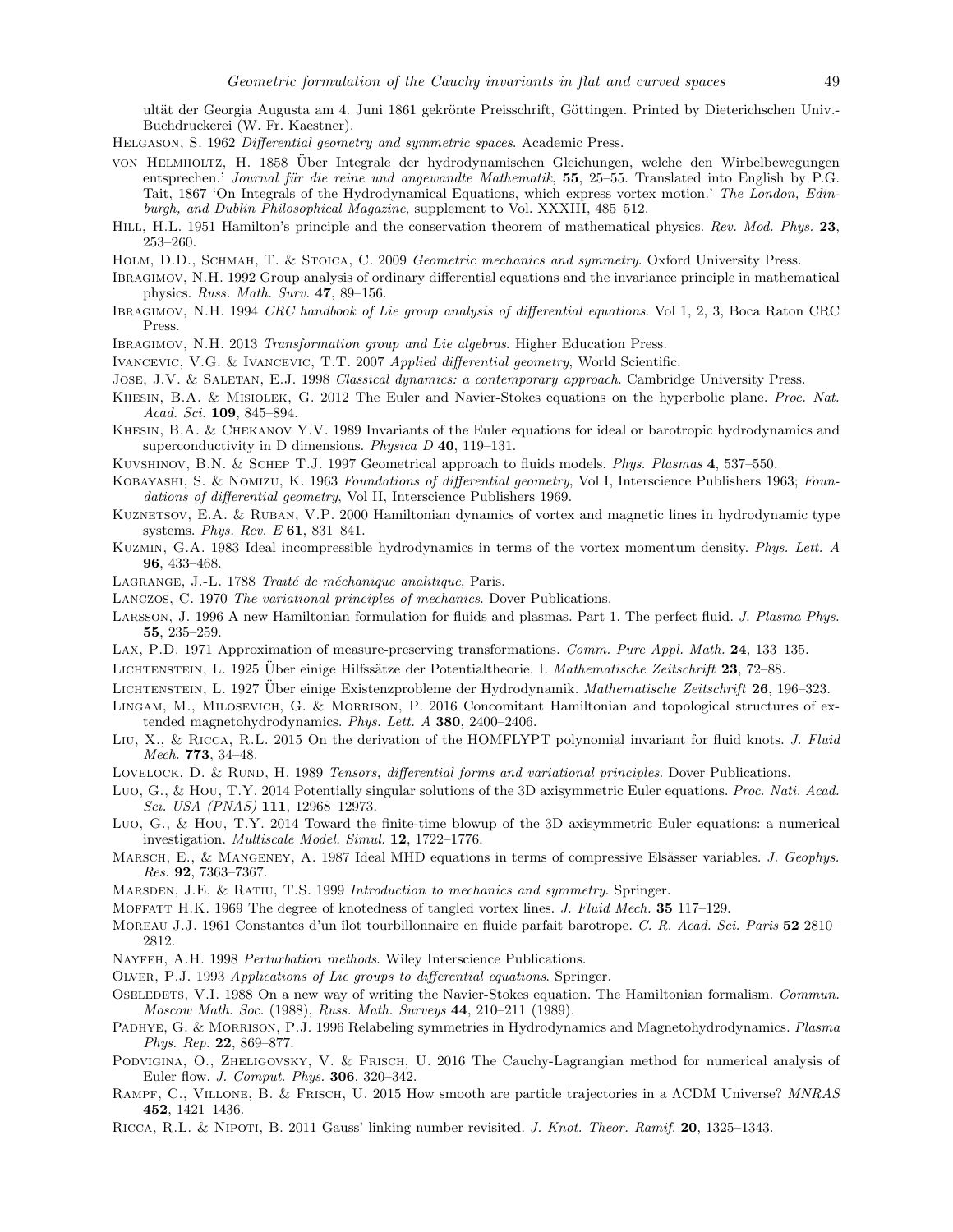ultät der Georgia Augusta am 4. Juni 1861 gekrönte Preisschrift, Göttingen. Printed by Dieterichschen Univ.-Buchdruckerei (W. Fr. Kaestner).

Helgason, S. 1962 *Differential geometry and symmetric spaces*. Academic Press.

von Helmholtz, H. 1858 Über Integrale der hydrodynamischen Gleichungen, welche den Wirbelbewegungen entsprechen.' *Journal für die reine und angewandte Mathematik*, **55**, 25–55. Translated into English by P.G. Tait, 1867 'On Integrals of the Hydrodynamical Equations, which express vortex motion.' *The London, Edinburgh, and Dublin Philosophical Magazine*, supplement to Vol. XXXIII, 485–512.

Hill, H.L. 1951 Hamilton's principle and the conservation theorem of mathematical physics. *Rev. Mod. Phys.* **23**, 253–260.

Holm, D.D., Schmah, T. & Stoica, C. 2009 *Geometric mechanics and symmetry*. Oxford University Press.

Ibragimov, N.H. 1992 Group analysis of ordinary differential equations and the invariance principle in mathematical physics. *Russ. Math. Surv.* **47**, 89–156.

Ibragimov, N.H. 1994 *CRC handbook of Lie group analysis of differential equations*. Vol 1, 2, 3, Boca Raton CRC Press.

Ibragimov, N.H. 2013 *Transformation group and Lie algebras*. Higher Education Press.

Ivancevic, V.G. & Ivancevic, T.T. 2007 *Applied differential geometry*, World Scientific.

Jose, J.V. & Saletan, E.J. 1998 *Classical dynamics: a contemporary approach*. Cambridge University Press.

Khesin, B.A. & Misiolek, G. 2012 The Euler and Navier-Stokes equations on the hyperbolic plane. *Proc. Nat. Acad. Sci.* **109**, 845–894.

Khesin, B.A. & Chekanov Y.V. 1989 Invariants of the Euler equations for ideal or barotropic hydrodynamics and superconductivity in D dimensions. *Physica D* **40**, 119–131.

Kuvshinov, B.N. & Schep T.J. 1997 Geometrical approach to fluids models. *Phys. Plasmas* **4**, 537–550.

Kobayashi, S. & Nomizu, K. 1963 *Foundations of differential geometry*, Vol I, Interscience Publishers 1963; *Foundations of differential geometry*, Vol II, Interscience Publishers 1969.

Kuznetsov, E.A. & Ruban, V.P. 2000 Hamiltonian dynamics of vortex and magnetic lines in hydrodynamic type systems. *Phys. Rev. E* **61**, 831–841.

Kuzmin, G.A. 1983 Ideal incompressible hydrodynamics in terms of the vortex momentum density. *Phys. Lett. A* **96**, 433–468.

Lagrange, J.-L. 1788 *Traité de méchanique analitique*, Paris.

Lanczos, C. 1970 *The variational principles of mechanics*. Dover Publications.

Larsson, J. 1996 A new Hamiltonian formulation for fluids and plasmas. Part 1. The perfect fluid. *J. Plasma Phys.* **55**, 235–259.

Lax, P.D. 1971 Approximation of measure-preserving transformations. *Comm. Pure Appl. Math.* **24**, 133–135.

Lichtenstein, L. 1925 Über einige Hilfssätze der Potentialtheorie. I. *Mathematische Zeitschrift* **23**, 72–88.

Lichtenstein, L. 1927 Über einige Existenzprobleme der Hydrodynamik. *Mathematische Zeitschrift* **26**, 196–323.

Lingam, M., Milosevich, G. & Morrison, P. 2016 Concomitant Hamiltonian and topological structures of extended magnetohydrodynamics. *Phys. Lett. A* **380**, 2400–2406.

Liu, X., & Ricca, R.L. 2015 On the derivation of the HOMFLYPT polynomial invariant for fluid knots. *J. Fluid Mech.* **773**, 34–48.

Lovelock, D. & Rund, H. 1989 *Tensors, differential forms and variational principles*. Dover Publications.

Luo, G., & Hou, T.Y. 2014 Potentially singular solutions of the 3D axisymmetric Euler equations. *Proc. Nati. Acad. Sci. USA (PNAS)* **111**, 12968–12973.

Luo, G., & Hou, T.Y. 2014 Toward the finite-time blowup of the 3D axisymmetric Euler equations: a numerical investigation. *Multiscale Model. Simul.* **12**, 1722–1776.

Marsch, E., & Mangeney, A. 1987 Ideal MHD equations in terms of compressive Elsässer variables. *J. Geophys. Res.* **92**, 7363–7367.

Marsden, J.E. & Ratiu, T.S. 1999 *Introduction to mechanics and symmetry*. Springer.

Moffatt H.K. 1969 The degree of knotedness of tangled vortex lines. *J. Fluid Mech.* **35** 117–129.

Moreau J.J. 1961 Constantes d'un îlot tourbillonnaire en fluide parfait barotrope. *C. R. Acad. Sci. Paris* **52** 2810–2812.

Nayfeh, A.H. 1998 *Perturbation methods*. Wiley Interscience Publications.

Olver, P.J. 1993 *Applications of Lie groups to differential equations*. Springer.

Oseledets, V.I. 1988 On a new way of writing the Navier-Stokes equation. The Hamiltonian formalism. *Commun. Moscow Math. Soc.* (1988), *Russ. Math. Surveys* **44**, 210–211 (1989).

Padhye, G. & Morrison, P.J. 1996 Relabeling symmetries in Hydrodynamics and Magnetohydrodynamics. *Plasma Phys. Rep.* **22**, 869–877.

Podvigina, O., Zheligovsky, V. & Frisch, U. 2016 The Cauchy-Lagrangian method for numerical analysis of Euler flow. *J. Comput. Phys.* **306**, 320–342.

Rampf, C., Villone, B. & Frisch, U. 2015 How smooth are particle trajectories in a ΛCDM Universe? *MNRAS* **452**, 1421–1436.

Ricca, R.L. & Nipoti, B. 2011 Gauss' linking number revisited. *J. Knot. Theor. Ramif.* **20**, 1325–1343.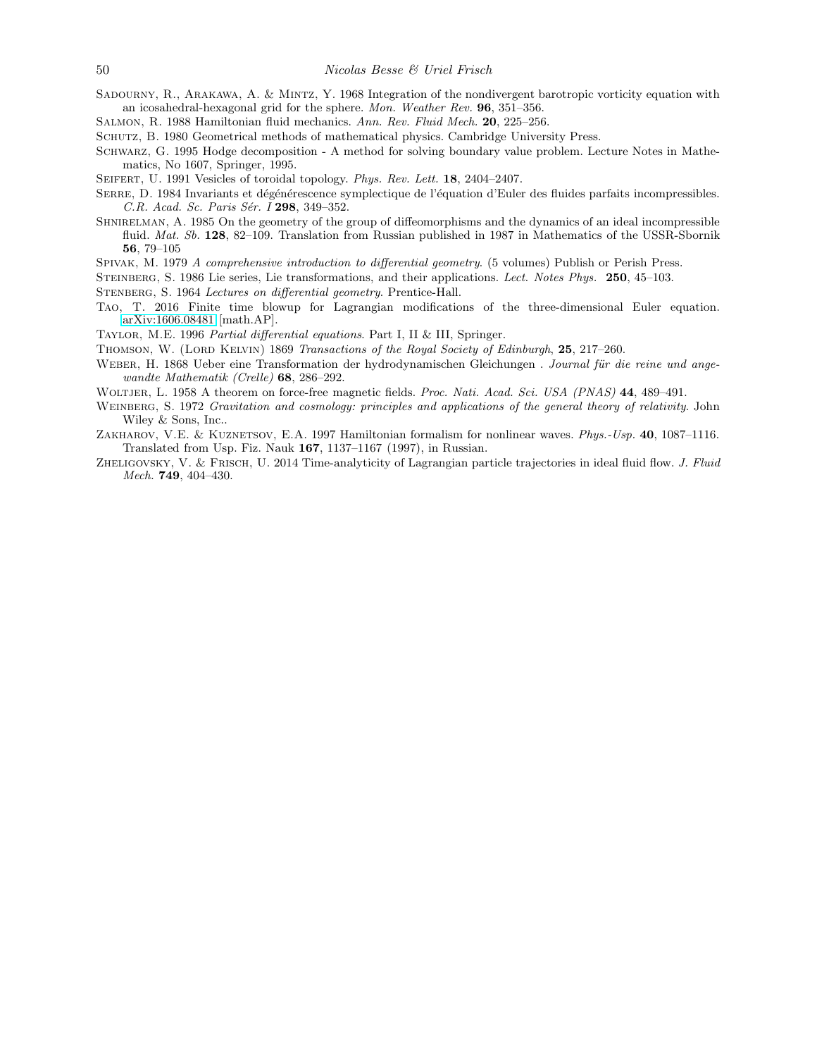Sadourny, R., Arakawa, A. & Mintz, Y. 1968 Integration of the nondivergent barotropic vorticity equation with an icosahedral-hexagonal grid for the sphere. *Mon. Weather Rev.* **96**, 351–356.

Salmon, R. 1988 Hamiltonian fluid mechanics. *Ann. Rev. Fluid Mech.* **20**, 225–256.

Schutz, B. 1980 Geometrical methods of mathematical physics. Cambridge University Press.

Schwarz, G. 1995 Hodge decomposition - A method for solving boundary value problem. Lecture Notes in Mathematics, No 1607, Springer, 1995.

Seifert, U. 1991 Vesicles of toroidal topology. *Phys. Rev. Lett.* **18**, 2404–2407.

Serre, D. 1984 Invariants et dégénérescence symplectique de l'équation d'Euler des fluides parfaits incompressibles. *C.R. Acad. Sc. Paris Sér. I* **298**, 349–352.

Shnirelman, A. 1985 On the geometry of the group of diffeomorphisms and the dynamics of an ideal incompressible fluid. *Mat. Sb.* **128**, 82–109. Translation from Russian published in 1987 in Mathematics of the USSR-Sbornik **56**, 79–105

Spivak, M. 1979 *A comprehensive introduction to differential geometry*. (5 volumes) Publish or Perish Press.

Steinberg, S. 1986 Lie series, Lie transformations, and their applications. *Lect. Notes Phys.* **250**, 45–103.

Stenberg, S. 1964 *Lectures on differential geometry*. Prentice-Hall.

Tao, T. 2016 Finite time blowup for Lagrangian modifications of the three-dimensional Euler equation. arXiv:1606.08481 [math.AP].

Taylor, M.E. 1996 *Partial differential equations*. Part I, II & III, Springer.

Thomson, W. (Lord Kelvin) 1869 *Transactions of the Royal Society of Edinburgh*, **25**, 217–260.

Weber, H. 1868 Ueber eine Transformation der hydrodynamischen Gleichungen . *Journal für die reine und angewandte Mathematik (Crelle)* **68**, 286–292.

Woltjer, L. 1958 A theorem on force-free magnetic fields. *Proc. Nati. Acad. Sci. USA (PNAS)* **44**, 489–491.

Weinberg, S. 1972 *Gravitation and cosmology: principles and applications of the general theory of relativity*. John Wiley & Sons, Inc..

Zakharov, V.E. & Kuznetsov, E.A. 1997 Hamiltonian formalism for nonlinear waves. *Phys.-Usp.* **40**, 1087–1116. Translated from Usp. Fiz. Nauk **167**, 1137–1167 (1997), in Russian.

Zheligovsky, V. & Frisch, U. 2014 Time-analyticity of Lagrangian particle trajectories in ideal fluid flow. *J. Fluid Mech.* **749**, 404–430.